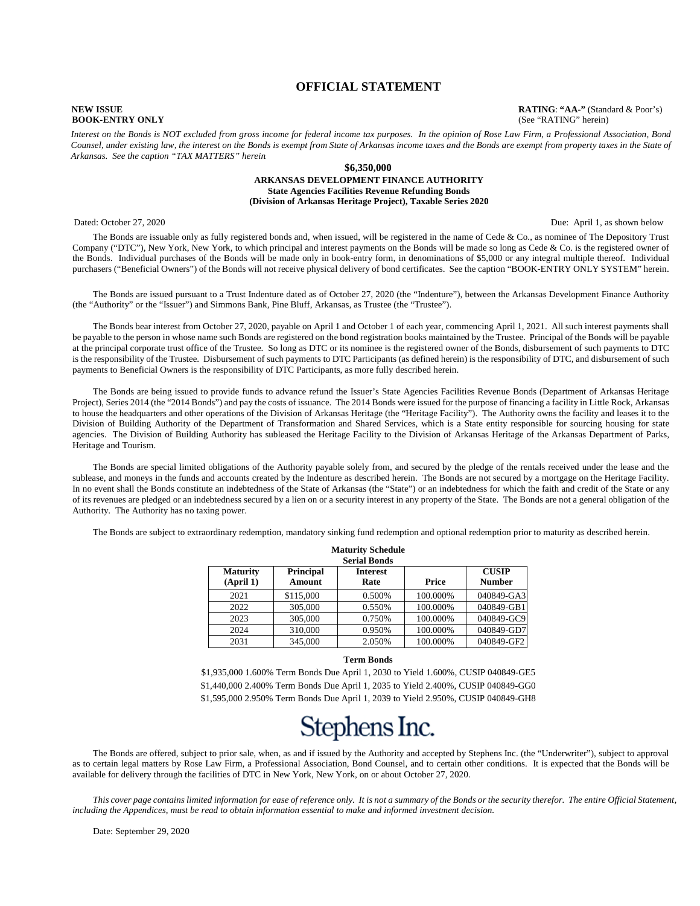# OFFICIAL STATEMENT

**NEW ISSUE**
**BOOK-ENTRY ONLY**

**RATING**: **"AA-"** (Standard & Poor's)
(See "RATING" herein)

*Interest on the Bonds is NOT excluded from gross income for federal income tax purposes. In the opinion of Rose Law Firm, a Professional Association, Bond Counsel, under existing law, the interest on the Bonds is exempt from State of Arkansas income taxes and the Bonds are exempt from property taxes in the State of Arkansas. See the caption "TAX MATTERS" herein*

**$6,350,000**
**ARKANSAS DEVELOPMENT FINANCE AUTHORITY**
**State Agencies Facilities Revenue Refunding Bonds**
**(Division of Arkansas Heritage Project), Taxable Series 2020**

Dated: October 27, 2020

Due: April 1, as shown below

The Bonds are issuable only as fully registered bonds and, when issued, will be registered in the name of Cede & Co., as nominee of The Depository Trust Company ("DTC"), New York, New York, to which principal and interest payments on the Bonds will be made so long as Cede & Co. is the registered owner of the Bonds. Individual purchases of the Bonds will be made only in book-entry form, in denominations of $5,000 or any integral multiple thereof. Individual purchasers ("Beneficial Owners") of the Bonds will not receive physical delivery of bond certificates. See the caption "BOOK-ENTRY ONLY SYSTEM" herein.

The Bonds are issued pursuant to a Trust Indenture dated as of October 27, 2020 (the "Indenture"), between the Arkansas Development Finance Authority (the "Authority" or the "Issuer") and Simmons Bank, Pine Bluff, Arkansas, as Trustee (the "Trustee").

The Bonds bear interest from October 27, 2020, payable on April 1 and October 1 of each year, commencing April 1, 2021. All such interest payments shall be payable to the person in whose name such Bonds are registered on the bond registration books maintained by the Trustee. Principal of the Bonds will be payable at the principal corporate trust office of the Trustee. So long as DTC or its nominee is the registered owner of the Bonds, disbursement of such payments to DTC is the responsibility of the Trustee. Disbursement of such payments to DTC Participants (as defined herein) is the responsibility of DTC, and disbursement of such payments to Beneficial Owners is the responsibility of DTC Participants, as more fully described herein.

The Bonds are being issued to provide funds to advance refund the Issuer's State Agencies Facilities Revenue Bonds (Department of Arkansas Heritage Project), Series 2014 (the "2014 Bonds") and pay the costs of issuance. The 2014 Bonds were issued for the purpose of financing a facility in Little Rock, Arkansas to house the headquarters and other operations of the Division of Arkansas Heritage (the "Heritage Facility"). The Authority owns the facility and leases it to the Division of Building Authority of the Department of Transformation and Shared Services, which is a State entity responsible for sourcing housing for state agencies. The Division of Building Authority has subleased the Heritage Facility to the Division of Arkansas Heritage of the Arkansas Department of Parks, Heritage and Tourism.

The Bonds are special limited obligations of the Authority payable solely from, and secured by the pledge of the rentals received under the lease and the sublease, and moneys in the funds and accounts created by the Indenture as described herein. The Bonds are not secured by a mortgage on the Heritage Facility. In no event shall the Bonds constitute an indebtedness of the State of Arkansas (the "State") or an indebtedness for which the faith and credit of the State or any of its revenues are pledged or an indebtedness secured by a lien on or a security interest in any property of the State. The Bonds are not a general obligation of the Authority. The Authority has no taxing power.

The Bonds are subject to extraordinary redemption, mandatory sinking fund redemption and optional redemption prior to maturity as described herein.

**Maturity Schedule**
**Serial Bonds**

| Maturity (April 1) | Principal Amount | Interest Rate | Price | CUSIP Number |
|---|---|---|---|---|
| 2021 | $115,000 | 0.500% | 100.000% | 040849-GA3 |
| 2022 | 305,000 | 0.550% | 100.000% | 040849-GB1 |
| 2023 | 305,000 | 0.750% | 100.000% | 040849-GC9 |
| 2024 | 310,000 | 0.950% | 100.000% | 040849-GD7 |
| 2031 | 345,000 | 2.050% | 100.000% | 040849-GF2 |

**Term Bonds**

$1,935,000 1.600% Term Bonds Due April 1, 2030 to Yield 1.600%, CUSIP 040849-GE5

$1,440,000 2.400% Term Bonds Due April 1, 2035 to Yield 2.400%, CUSIP 040849-GG0

$1,595,000 2.950% Term Bonds Due April 1, 2039 to Yield 2.950%, CUSIP 040849-GH8

Stephens Inc.

The Bonds are offered, subject to prior sale, when, as and if issued by the Authority and accepted by Stephens Inc. (the "Underwriter"), subject to approval as to certain legal matters by Rose Law Firm, a Professional Association, Bond Counsel, and to certain other conditions. It is expected that the Bonds will be available for delivery through the facilities of DTC in New York, New York, on or about October 27, 2020.

*This cover page contains limited information for ease of reference only. It is not a summary of the Bonds or the security therefor. The entire Official Statement, including the Appendices, must be read to obtain information essential to make and informed investment decision.*

Date: September 29, 2020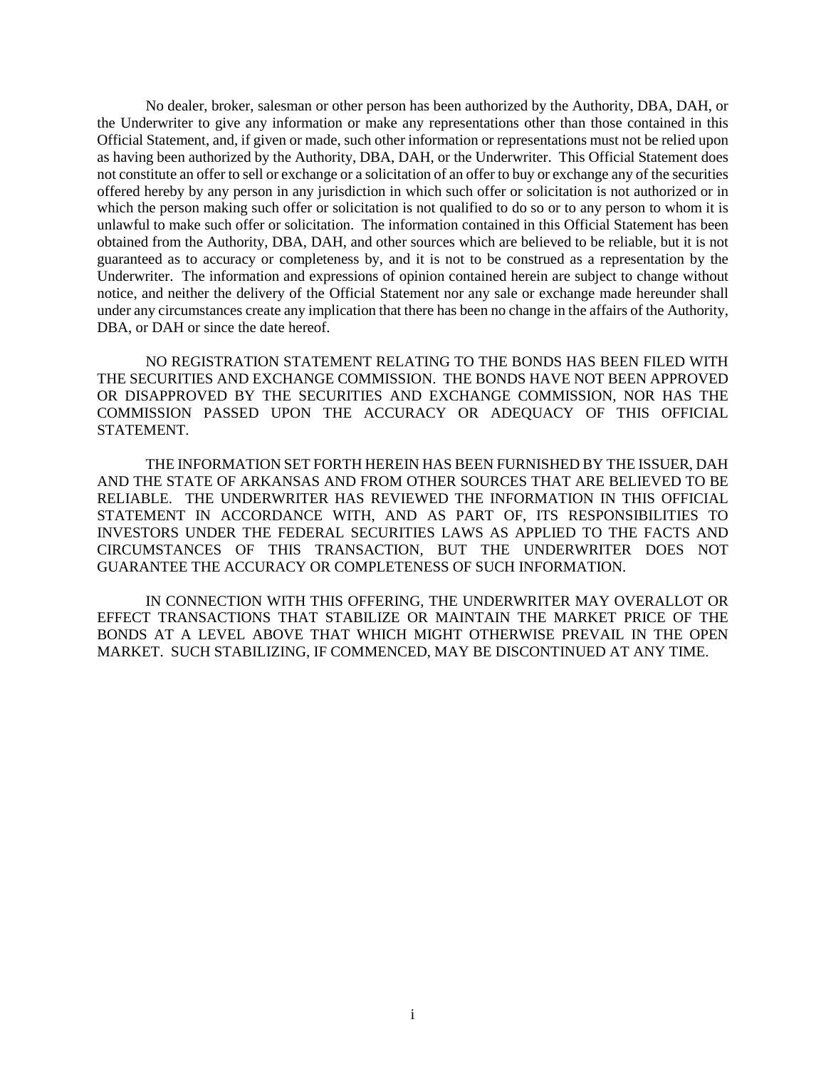No dealer, broker, salesman or other person has been authorized by the Authority, DBA, DAH, or the Underwriter to give any information or make any representations other than those contained in this Official Statement, and, if given or made, such other information or representations must not be relied upon as having been authorized by the Authority, DBA, DAH, or the Underwriter. This Official Statement does not constitute an offer to sell or exchange or a solicitation of an offer to buy or exchange any of the securities offered hereby by any person in any jurisdiction in which such offer or solicitation is not authorized or in which the person making such offer or solicitation is not qualified to do so or to any person to whom it is unlawful to make such offer or solicitation. The information contained in this Official Statement has been obtained from the Authority, DBA, DAH, and other sources which are believed to be reliable, but it is not guaranteed as to accuracy or completeness by, and it is not to be construed as a representation by the Underwriter. The information and expressions of opinion contained herein are subject to change without notice, and neither the delivery of the Official Statement nor any sale or exchange made hereunder shall under any circumstances create any implication that there has been no change in the affairs of the Authority, DBA, or DAH or since the date hereof.

NO REGISTRATION STATEMENT RELATING TO THE BONDS HAS BEEN FILED WITH THE SECURITIES AND EXCHANGE COMMISSION. THE BONDS HAVE NOT BEEN APPROVED OR DISAPPROVED BY THE SECURITIES AND EXCHANGE COMMISSION, NOR HAS THE COMMISSION PASSED UPON THE ACCURACY OR ADEQUACY OF THIS OFFICIAL STATEMENT.

THE INFORMATION SET FORTH HEREIN HAS BEEN FURNISHED BY THE ISSUER, DAH AND THE STATE OF ARKANSAS AND FROM OTHER SOURCES THAT ARE BELIEVED TO BE RELIABLE. THE UNDERWRITER HAS REVIEWED THE INFORMATION IN THIS OFFICIAL STATEMENT IN ACCORDANCE WITH, AND AS PART OF, ITS RESPONSIBILITIES TO INVESTORS UNDER THE FEDERAL SECURITIES LAWS AS APPLIED TO THE FACTS AND CIRCUMSTANCES OF THIS TRANSACTION, BUT THE UNDERWRITER DOES NOT GUARANTEE THE ACCURACY OR COMPLETENESS OF SUCH INFORMATION.

IN CONNECTION WITH THIS OFFERING, THE UNDERWRITER MAY OVERALLOT OR EFFECT TRANSACTIONS THAT STABILIZE OR MAINTAIN THE MARKET PRICE OF THE BONDS AT A LEVEL ABOVE THAT WHICH MIGHT OTHERWISE PREVAIL IN THE OPEN MARKET. SUCH STABILIZING, IF COMMENCED, MAY BE DISCONTINUED AT ANY TIME.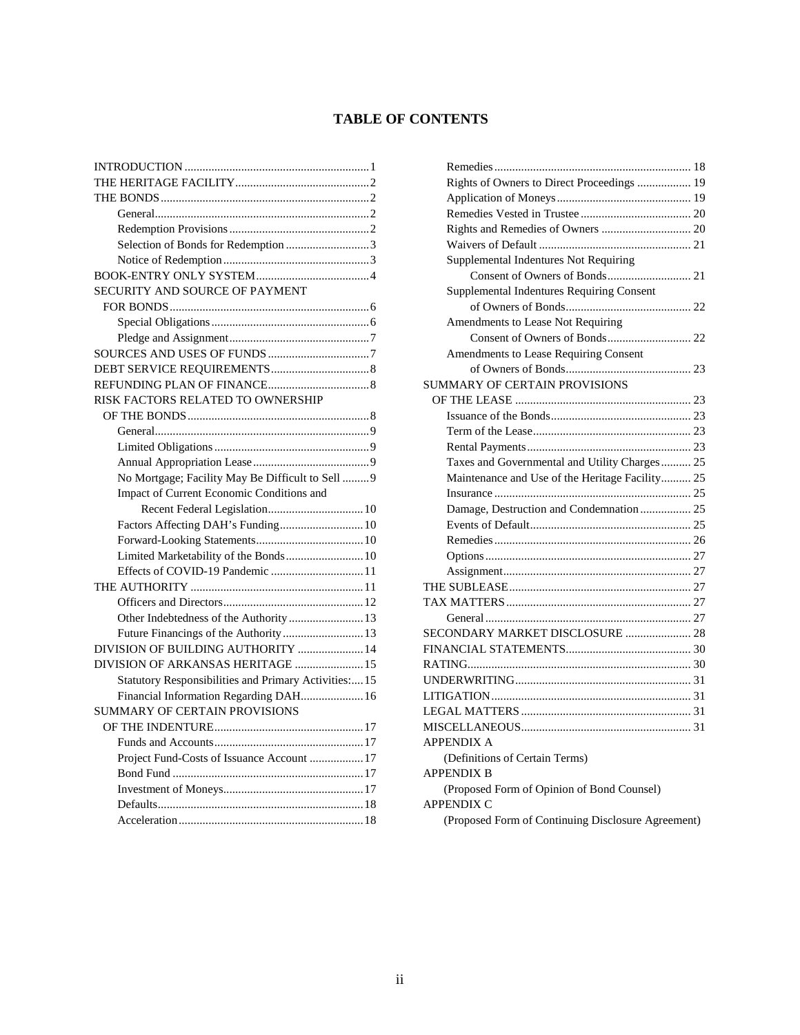# TABLE OF CONTENTS

| | |
|---|---|
| INTRODUCTION | 1 |
| THE HERITAGE FACILITY | 2 |
| THE BONDS | 2 |
| General | 2 |
| Redemption Provisions | 2 |
| Selection of Bonds for Redemption | 3 |
| Notice of Redemption | 3 |
| BOOK-ENTRY ONLY SYSTEM | 4 |
| SECURITY AND SOURCE OF PAYMENT FOR BONDS | 6 |
| Special Obligations | 6 |
| Pledge and Assignment | 7 |
| SOURCES AND USES OF FUNDS | 7 |
| DEBT SERVICE REQUIREMENTS | 8 |
| REFUNDING PLAN OF FINANCE | 8 |
| RISK FACTORS RELATED TO OWNERSHIP OF THE BONDS | 8 |
| General | 9 |
| Limited Obligations | 9 |
| Annual Appropriation Lease | 9 |
| No Mortgage; Facility May Be Difficult to Sell | 9 |
| Impact of Current Economic Conditions and Recent Federal Legislation | 10 |
| Factors Affecting DAH's Funding | 10 |
| Forward-Looking Statements | 10 |
| Limited Marketability of the Bonds | 10 |
| Effects of COVID-19 Pandemic | 11 |
| THE AUTHORITY | 11 |
| Officers and Directors | 12 |
| Other Indebtedness of the Authority | 13 |
| Future Financings of the Authority | 13 |
| DIVISION OF BUILDING AUTHORITY | 14 |
| DIVISION OF ARKANSAS HERITAGE | 15 |
| Statutory Responsibilities and Primary Activities: | 15 |
| Financial Information Regarding DAH | 16 |
| SUMMARY OF CERTAIN PROVISIONS OF THE INDENTURE | 17 |
| Funds and Accounts | 17 |
| Project Fund-Costs of Issuance Account | 17 |
| Bond Fund | 17 |
| Investment of Moneys | 17 |
| Defaults | 18 |
| Acceleration | 18 |
| Remedies | 18 |
| Rights of Owners to Direct Proceedings | 19 |
| Application of Moneys | 19 |
| Remedies Vested in Trustee | 20 |
| Rights and Remedies of Owners | 20 |
| Waivers of Default | 21 |
| Supplemental Indentures Not Requiring Consent of Owners of Bonds | 21 |
| Supplemental Indentures Requiring Consent of Owners of Bonds | 22 |
| Amendments to Lease Not Requiring Consent of Owners of Bonds | 22 |
| Amendments to Lease Requiring Consent of Owners of Bonds | 23 |
| SUMMARY OF CERTAIN PROVISIONS OF THE LEASE | 23 |
| Issuance of the Bonds | 23 |
| Term of the Lease | 23 |
| Rental Payments | 23 |
| Taxes and Governmental and Utility Charges | 25 |
| Maintenance and Use of the Heritage Facility | 25 |
| Insurance | 25 |
| Damage, Destruction and Condemnation | 25 |
| Events of Default | 25 |
| Remedies | 26 |
| Options | 27 |
| Assignment | 27 |
| THE SUBLEASE | 27 |
| TAX MATTERS | 27 |
| General | 27 |
| SECONDARY MARKET DISCLOSURE | 28 |
| FINANCIAL STATEMENTS | 30 |
| RATING | 30 |
| UNDERWRITING | 31 |
| LITIGATION | 31 |
| LEGAL MATTERS | 31 |
| MISCELLANEOUS | 31 |

APPENDIX A
(Definitions of Certain Terms)

APPENDIX B
(Proposed Form of Opinion of Bond Counsel)

APPENDIX C
(Proposed Form of Continuing Disclosure Agreement)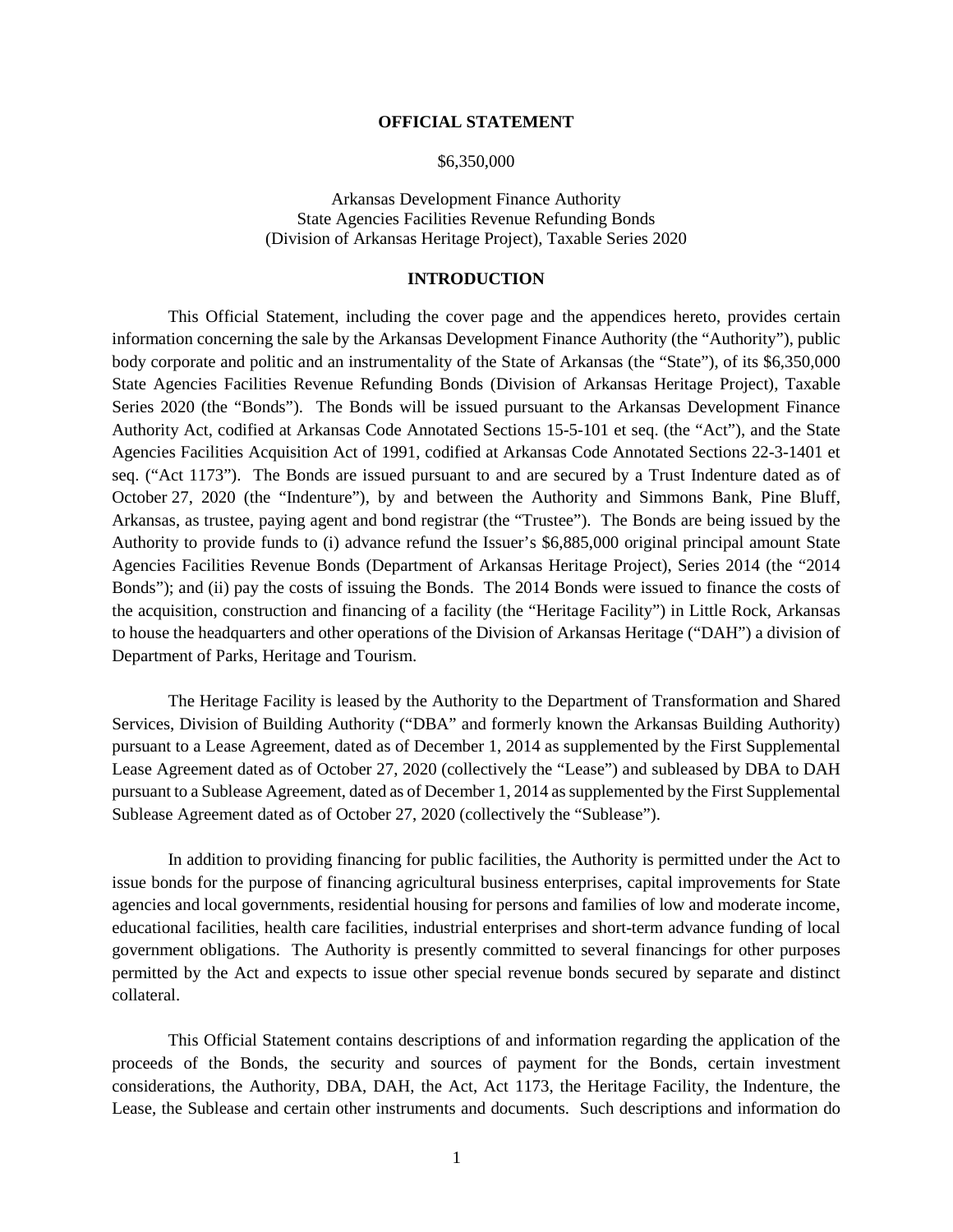**OFFICIAL STATEMENT**

$6,350,000

Arkansas Development Finance Authority
State Agencies Facilities Revenue Refunding Bonds
(Division of Arkansas Heritage Project), Taxable Series 2020

## INTRODUCTION

This Official Statement, including the cover page and the appendices hereto, provides certain information concerning the sale by the Arkansas Development Finance Authority (the "Authority"), public body corporate and politic and an instrumentality of the State of Arkansas (the "State"), of its $6,350,000 State Agencies Facilities Revenue Refunding Bonds (Division of Arkansas Heritage Project), Taxable Series 2020 (the "Bonds"). The Bonds will be issued pursuant to the Arkansas Development Finance Authority Act, codified at Arkansas Code Annotated Sections 15-5-101 et seq. (the "Act"), and the State Agencies Facilities Acquisition Act of 1991, codified at Arkansas Code Annotated Sections 22-3-1401 et seq. ("Act 1173"). The Bonds are issued pursuant to and are secured by a Trust Indenture dated as of October 27, 2020 (the "Indenture"), by and between the Authority and Simmons Bank, Pine Bluff, Arkansas, as trustee, paying agent and bond registrar (the "Trustee"). The Bonds are being issued by the Authority to provide funds to (i) advance refund the Issuer's $6,885,000 original principal amount State Agencies Facilities Revenue Bonds (Department of Arkansas Heritage Project), Series 2014 (the "2014 Bonds"); and (ii) pay the costs of issuing the Bonds. The 2014 Bonds were issued to finance the costs of the acquisition, construction and financing of a facility (the "Heritage Facility") in Little Rock, Arkansas to house the headquarters and other operations of the Division of Arkansas Heritage ("DAH") a division of Department of Parks, Heritage and Tourism.

The Heritage Facility is leased by the Authority to the Department of Transformation and Shared Services, Division of Building Authority ("DBA" and formerly known the Arkansas Building Authority) pursuant to a Lease Agreement, dated as of December 1, 2014 as supplemented by the First Supplemental Lease Agreement dated as of October 27, 2020 (collectively the "Lease") and subleased by DBA to DAH pursuant to a Sublease Agreement, dated as of December 1, 2014 as supplemented by the First Supplemental Sublease Agreement dated as of October 27, 2020 (collectively the "Sublease").

In addition to providing financing for public facilities, the Authority is permitted under the Act to issue bonds for the purpose of financing agricultural business enterprises, capital improvements for State agencies and local governments, residential housing for persons and families of low and moderate income, educational facilities, health care facilities, industrial enterprises and short-term advance funding of local government obligations. The Authority is presently committed to several financings for other purposes permitted by the Act and expects to issue other special revenue bonds secured by separate and distinct collateral.

This Official Statement contains descriptions of and information regarding the application of the proceeds of the Bonds, the security and sources of payment for the Bonds, certain investment considerations, the Authority, DBA, DAH, the Act, Act 1173, the Heritage Facility, the Indenture, the Lease, the Sublease and certain other instruments and documents. Such descriptions and information do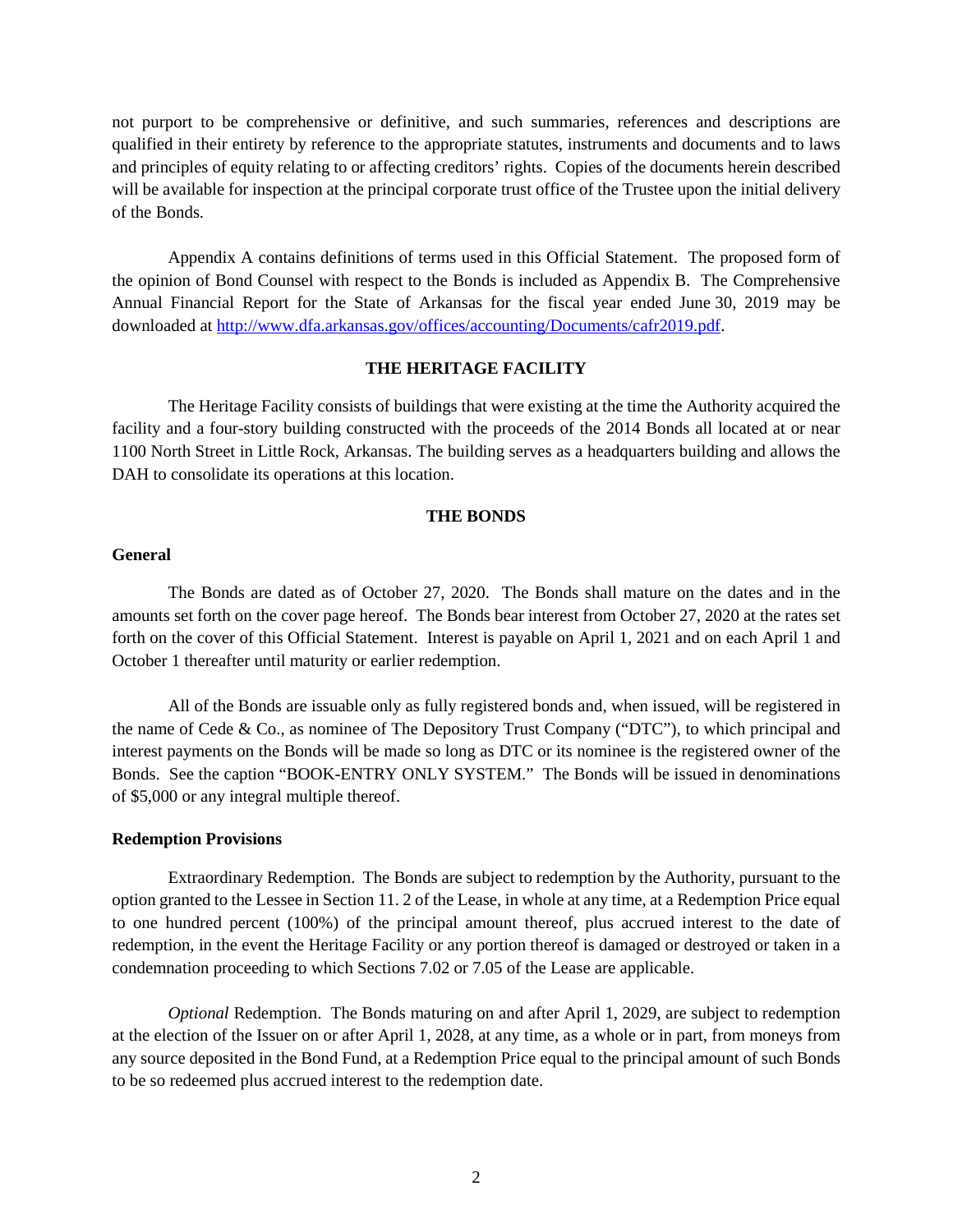not purport to be comprehensive or definitive, and such summaries, references and descriptions are qualified in their entirety by reference to the appropriate statutes, instruments and documents and to laws and principles of equity relating to or affecting creditors' rights. Copies of the documents herein described will be available for inspection at the principal corporate trust office of the Trustee upon the initial delivery of the Bonds.

Appendix A contains definitions of terms used in this Official Statement. The proposed form of the opinion of Bond Counsel with respect to the Bonds is included as Appendix B. The Comprehensive Annual Financial Report for the State of Arkansas for the fiscal year ended June 30, 2019 may be downloaded at http://www.dfa.arkansas.gov/offices/accounting/Documents/cafr2019.pdf.

## THE HERITAGE FACILITY

The Heritage Facility consists of buildings that were existing at the time the Authority acquired the facility and a four-story building constructed with the proceeds of the 2014 Bonds all located at or near 1100 North Street in Little Rock, Arkansas. The building serves as a headquarters building and allows the DAH to consolidate its operations at this location.

## THE BONDS

### General

The Bonds are dated as of October 27, 2020. The Bonds shall mature on the dates and in the amounts set forth on the cover page hereof. The Bonds bear interest from October 27, 2020 at the rates set forth on the cover of this Official Statement. Interest is payable on April 1, 2021 and on each April 1 and October 1 thereafter until maturity or earlier redemption.

All of the Bonds are issuable only as fully registered bonds and, when issued, will be registered in the name of Cede & Co., as nominee of The Depository Trust Company ("DTC"), to which principal and interest payments on the Bonds will be made so long as DTC or its nominee is the registered owner of the Bonds. See the caption "BOOK-ENTRY ONLY SYSTEM." The Bonds will be issued in denominations of $5,000 or any integral multiple thereof.

### Redemption Provisions

Extraordinary Redemption. The Bonds are subject to redemption by the Authority, pursuant to the option granted to the Lessee in Section 11. 2 of the Lease, in whole at any time, at a Redemption Price equal to one hundred percent (100%) of the principal amount thereof, plus accrued interest to the date of redemption, in the event the Heritage Facility or any portion thereof is damaged or destroyed or taken in a condemnation proceeding to which Sections 7.02 or 7.05 of the Lease are applicable.

*Optional* Redemption. The Bonds maturing on and after April 1, 2029, are subject to redemption at the election of the Issuer on or after April 1, 2028, at any time, as a whole or in part, from moneys from any source deposited in the Bond Fund, at a Redemption Price equal to the principal amount of such Bonds to be so redeemed plus accrued interest to the redemption date.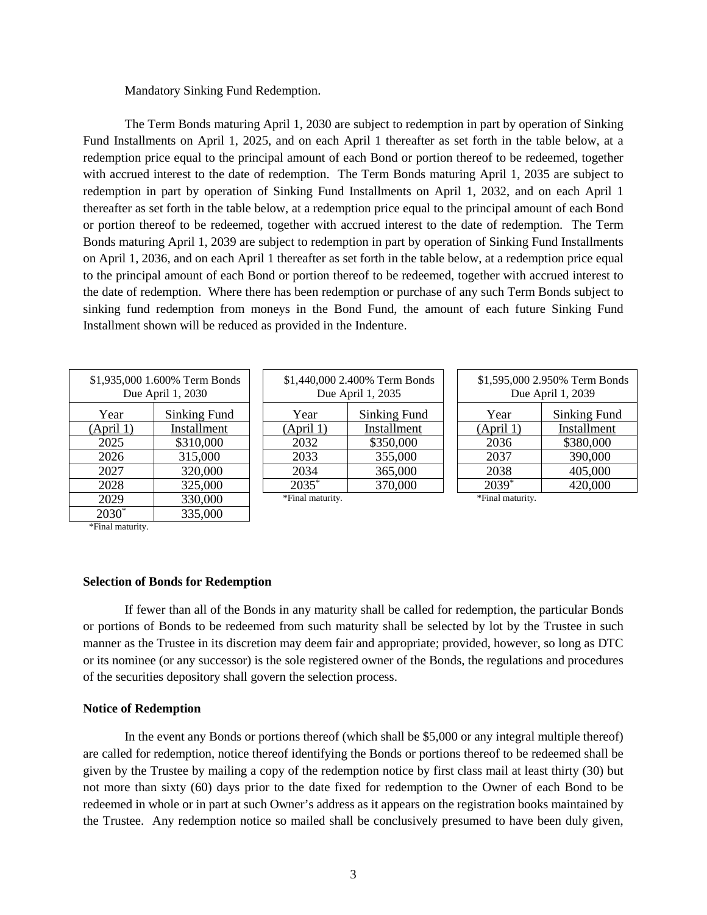Mandatory Sinking Fund Redemption.

The Term Bonds maturing April 1, 2030 are subject to redemption in part by operation of Sinking Fund Installments on April 1, 2025, and on each April 1 thereafter as set forth in the table below, at a redemption price equal to the principal amount of each Bond or portion thereof to be redeemed, together with accrued interest to the date of redemption. The Term Bonds maturing April 1, 2035 are subject to redemption in part by operation of Sinking Fund Installments on April 1, 2032, and on each April 1 thereafter as set forth in the table below, at a redemption price equal to the principal amount of each Bond or portion thereof to be redeemed, together with accrued interest to the date of redemption. The Term Bonds maturing April 1, 2039 are subject to redemption in part by operation of Sinking Fund Installments on April 1, 2036, and on each April 1 thereafter as set forth in the table below, at a redemption price equal to the principal amount of each Bond or portion thereof to be redeemed, together with accrued interest to the date of redemption. Where there has been redemption or purchase of any such Term Bonds subject to sinking fund redemption from moneys in the Bond Fund, the amount of each future Sinking Fund Installment shown will be reduced as provided in the Indenture.

| $1,935,000 1.600% Term Bonds Due April 1, 2030 | |
|---|---|
| Year (April 1) | Sinking Fund Installment |
| 2025 | $310,000 |
| 2026 | 315,000 |
| 2027 | 320,000 |
| 2028 | 325,000 |
| 2029 | 330,000 |
| 2030* | 335,000 |

*Final maturity.

| $1,440,000 2.400% Term Bonds Due April 1, 2035 | |
|---|---|
| Year (April 1) | Sinking Fund Installment |
| 2032 | $350,000 |
| 2033 | 355,000 |
| 2034 | 365,000 |
| 2035* | 370,000 |

*Final maturity.

| $1,595,000 2.950% Term Bonds Due April 1, 2039 | |
|---|---|
| Year (April 1) | Sinking Fund Installment |
| 2036 | $380,000 |
| 2037 | 390,000 |
| 2038 | 405,000 |
| 2039* | 420,000 |

*Final maturity.

**Selection of Bonds for Redemption**

If fewer than all of the Bonds in any maturity shall be called for redemption, the particular Bonds or portions of Bonds to be redeemed from such maturity shall be selected by lot by the Trustee in such manner as the Trustee in its discretion may deem fair and appropriate; provided, however, so long as DTC or its nominee (or any successor) is the sole registered owner of the Bonds, the regulations and procedures of the securities depository shall govern the selection process.

**Notice of Redemption**

In the event any Bonds or portions thereof (which shall be $5,000 or any integral multiple thereof) are called for redemption, notice thereof identifying the Bonds or portions thereof to be redeemed shall be given by the Trustee by mailing a copy of the redemption notice by first class mail at least thirty (30) but not more than sixty (60) days prior to the date fixed for redemption to the Owner of each Bond to be redeemed in whole or in part at such Owner's address as it appears on the registration books maintained by the Trustee. Any redemption notice so mailed shall be conclusively presumed to have been duly given,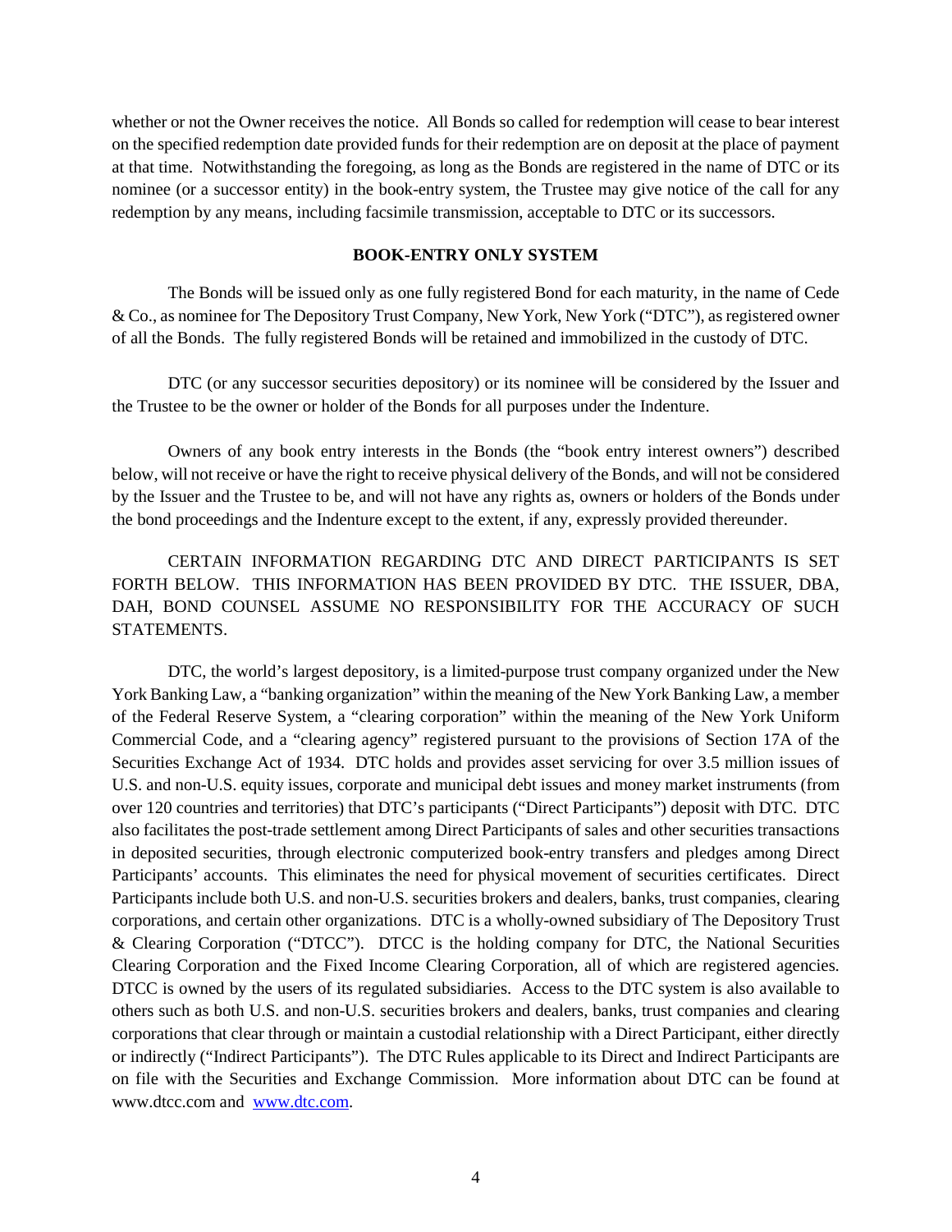whether or not the Owner receives the notice. All Bonds so called for redemption will cease to bear interest on the specified redemption date provided funds for their redemption are on deposit at the place of payment at that time. Notwithstanding the foregoing, as long as the Bonds are registered in the name of DTC or its nominee (or a successor entity) in the book-entry system, the Trustee may give notice of the call for any redemption by any means, including facsimile transmission, acceptable to DTC or its successors.

## BOOK-ENTRY ONLY SYSTEM

The Bonds will be issued only as one fully registered Bond for each maturity, in the name of Cede & Co., as nominee for The Depository Trust Company, New York, New York ("DTC"), as registered owner of all the Bonds. The fully registered Bonds will be retained and immobilized in the custody of DTC.

DTC (or any successor securities depository) or its nominee will be considered by the Issuer and the Trustee to be the owner or holder of the Bonds for all purposes under the Indenture.

Owners of any book entry interests in the Bonds (the "book entry interest owners") described below, will not receive or have the right to receive physical delivery of the Bonds, and will not be considered by the Issuer and the Trustee to be, and will not have any rights as, owners or holders of the Bonds under the bond proceedings and the Indenture except to the extent, if any, expressly provided thereunder.

CERTAIN INFORMATION REGARDING DTC AND DIRECT PARTICIPANTS IS SET FORTH BELOW. THIS INFORMATION HAS BEEN PROVIDED BY DTC. THE ISSUER, DBA, DAH, BOND COUNSEL ASSUME NO RESPONSIBILITY FOR THE ACCURACY OF SUCH STATEMENTS.

DTC, the world's largest depository, is a limited-purpose trust company organized under the New York Banking Law, a "banking organization" within the meaning of the New York Banking Law, a member of the Federal Reserve System, a "clearing corporation" within the meaning of the New York Uniform Commercial Code, and a "clearing agency" registered pursuant to the provisions of Section 17A of the Securities Exchange Act of 1934. DTC holds and provides asset servicing for over 3.5 million issues of U.S. and non-U.S. equity issues, corporate and municipal debt issues and money market instruments (from over 120 countries and territories) that DTC's participants ("Direct Participants") deposit with DTC. DTC also facilitates the post-trade settlement among Direct Participants of sales and other securities transactions in deposited securities, through electronic computerized book-entry transfers and pledges among Direct Participants' accounts. This eliminates the need for physical movement of securities certificates. Direct Participants include both U.S. and non-U.S. securities brokers and dealers, banks, trust companies, clearing corporations, and certain other organizations. DTC is a wholly-owned subsidiary of The Depository Trust & Clearing Corporation ("DTCC"). DTCC is the holding company for DTC, the National Securities Clearing Corporation and the Fixed Income Clearing Corporation, all of which are registered agencies. DTCC is owned by the users of its regulated subsidiaries. Access to the DTC system is also available to others such as both U.S. and non-U.S. securities brokers and dealers, banks, trust companies and clearing corporations that clear through or maintain a custodial relationship with a Direct Participant, either directly or indirectly ("Indirect Participants"). The DTC Rules applicable to its Direct and Indirect Participants are on file with the Securities and Exchange Commission. More information about DTC can be found at www.dtcc.com and www.dtc.com.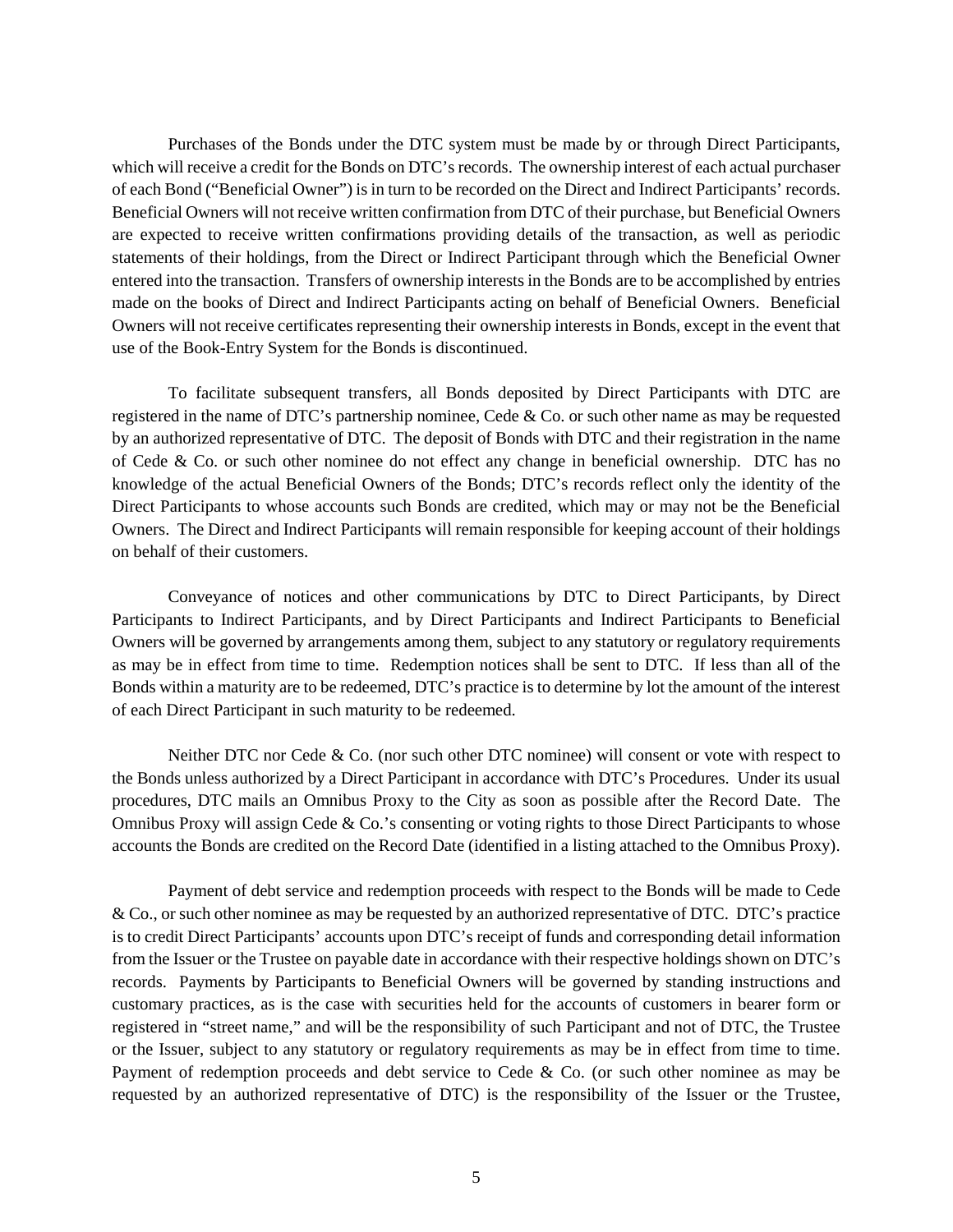Purchases of the Bonds under the DTC system must be made by or through Direct Participants, which will receive a credit for the Bonds on DTC's records. The ownership interest of each actual purchaser of each Bond ("Beneficial Owner") is in turn to be recorded on the Direct and Indirect Participants' records. Beneficial Owners will not receive written confirmation from DTC of their purchase, but Beneficial Owners are expected to receive written confirmations providing details of the transaction, as well as periodic statements of their holdings, from the Direct or Indirect Participant through which the Beneficial Owner entered into the transaction. Transfers of ownership interests in the Bonds are to be accomplished by entries made on the books of Direct and Indirect Participants acting on behalf of Beneficial Owners. Beneficial Owners will not receive certificates representing their ownership interests in Bonds, except in the event that use of the Book-Entry System for the Bonds is discontinued.

To facilitate subsequent transfers, all Bonds deposited by Direct Participants with DTC are registered in the name of DTC's partnership nominee, Cede & Co. or such other name as may be requested by an authorized representative of DTC. The deposit of Bonds with DTC and their registration in the name of Cede & Co. or such other nominee do not effect any change in beneficial ownership. DTC has no knowledge of the actual Beneficial Owners of the Bonds; DTC's records reflect only the identity of the Direct Participants to whose accounts such Bonds are credited, which may or may not be the Beneficial Owners. The Direct and Indirect Participants will remain responsible for keeping account of their holdings on behalf of their customers.

Conveyance of notices and other communications by DTC to Direct Participants, by Direct Participants to Indirect Participants, and by Direct Participants and Indirect Participants to Beneficial Owners will be governed by arrangements among them, subject to any statutory or regulatory requirements as may be in effect from time to time. Redemption notices shall be sent to DTC. If less than all of the Bonds within a maturity are to be redeemed, DTC's practice is to determine by lot the amount of the interest of each Direct Participant in such maturity to be redeemed.

Neither DTC nor Cede & Co. (nor such other DTC nominee) will consent or vote with respect to the Bonds unless authorized by a Direct Participant in accordance with DTC's Procedures. Under its usual procedures, DTC mails an Omnibus Proxy to the City as soon as possible after the Record Date. The Omnibus Proxy will assign Cede & Co.'s consenting or voting rights to those Direct Participants to whose accounts the Bonds are credited on the Record Date (identified in a listing attached to the Omnibus Proxy).

Payment of debt service and redemption proceeds with respect to the Bonds will be made to Cede & Co., or such other nominee as may be requested by an authorized representative of DTC. DTC's practice is to credit Direct Participants' accounts upon DTC's receipt of funds and corresponding detail information from the Issuer or the Trustee on payable date in accordance with their respective holdings shown on DTC's records. Payments by Participants to Beneficial Owners will be governed by standing instructions and customary practices, as is the case with securities held for the accounts of customers in bearer form or registered in "street name," and will be the responsibility of such Participant and not of DTC, the Trustee or the Issuer, subject to any statutory or regulatory requirements as may be in effect from time to time. Payment of redemption proceeds and debt service to Cede & Co. (or such other nominee as may be requested by an authorized representative of DTC) is the responsibility of the Issuer or the Trustee,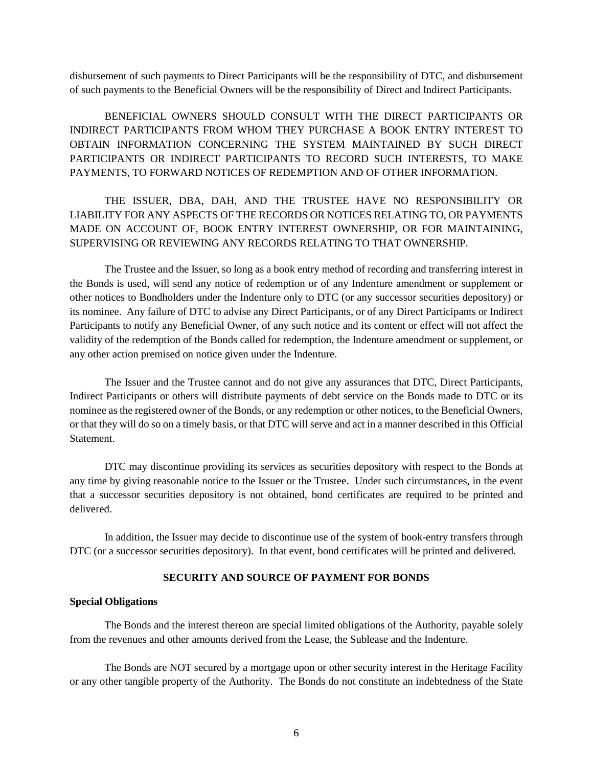disbursement of such payments to Direct Participants will be the responsibility of DTC, and disbursement of such payments to the Beneficial Owners will be the responsibility of Direct and Indirect Participants.

BENEFICIAL OWNERS SHOULD CONSULT WITH THE DIRECT PARTICIPANTS OR INDIRECT PARTICIPANTS FROM WHOM THEY PURCHASE A BOOK ENTRY INTEREST TO OBTAIN INFORMATION CONCERNING THE SYSTEM MAINTAINED BY SUCH DIRECT PARTICIPANTS OR INDIRECT PARTICIPANTS TO RECORD SUCH INTERESTS, TO MAKE PAYMENTS, TO FORWARD NOTICES OF REDEMPTION AND OF OTHER INFORMATION.

THE ISSUER, DBA, DAH, AND THE TRUSTEE HAVE NO RESPONSIBILITY OR LIABILITY FOR ANY ASPECTS OF THE RECORDS OR NOTICES RELATING TO, OR PAYMENTS MADE ON ACCOUNT OF, BOOK ENTRY INTEREST OWNERSHIP, OR FOR MAINTAINING, SUPERVISING OR REVIEWING ANY RECORDS RELATING TO THAT OWNERSHIP.

The Trustee and the Issuer, so long as a book entry method of recording and transferring interest in the Bonds is used, will send any notice of redemption or of any Indenture amendment or supplement or other notices to Bondholders under the Indenture only to DTC (or any successor securities depository) or its nominee. Any failure of DTC to advise any Direct Participants, or of any Direct Participants or Indirect Participants to notify any Beneficial Owner, of any such notice and its content or effect will not affect the validity of the redemption of the Bonds called for redemption, the Indenture amendment or supplement, or any other action premised on notice given under the Indenture.

The Issuer and the Trustee cannot and do not give any assurances that DTC, Direct Participants, Indirect Participants or others will distribute payments of debt service on the Bonds made to DTC or its nominee as the registered owner of the Bonds, or any redemption or other notices, to the Beneficial Owners, or that they will do so on a timely basis, or that DTC will serve and act in a manner described in this Official Statement.

DTC may discontinue providing its services as securities depository with respect to the Bonds at any time by giving reasonable notice to the Issuer or the Trustee. Under such circumstances, in the event that a successor securities depository is not obtained, bond certificates are required to be printed and delivered.

In addition, the Issuer may decide to discontinue use of the system of book-entry transfers through DTC (or a successor securities depository). In that event, bond certificates will be printed and delivered.

## SECURITY AND SOURCE OF PAYMENT FOR BONDS

### Special Obligations

The Bonds and the interest thereon are special limited obligations of the Authority, payable solely from the revenues and other amounts derived from the Lease, the Sublease and the Indenture.

The Bonds are NOT secured by a mortgage upon or other security interest in the Heritage Facility or any other tangible property of the Authority. The Bonds do not constitute an indebtedness of the State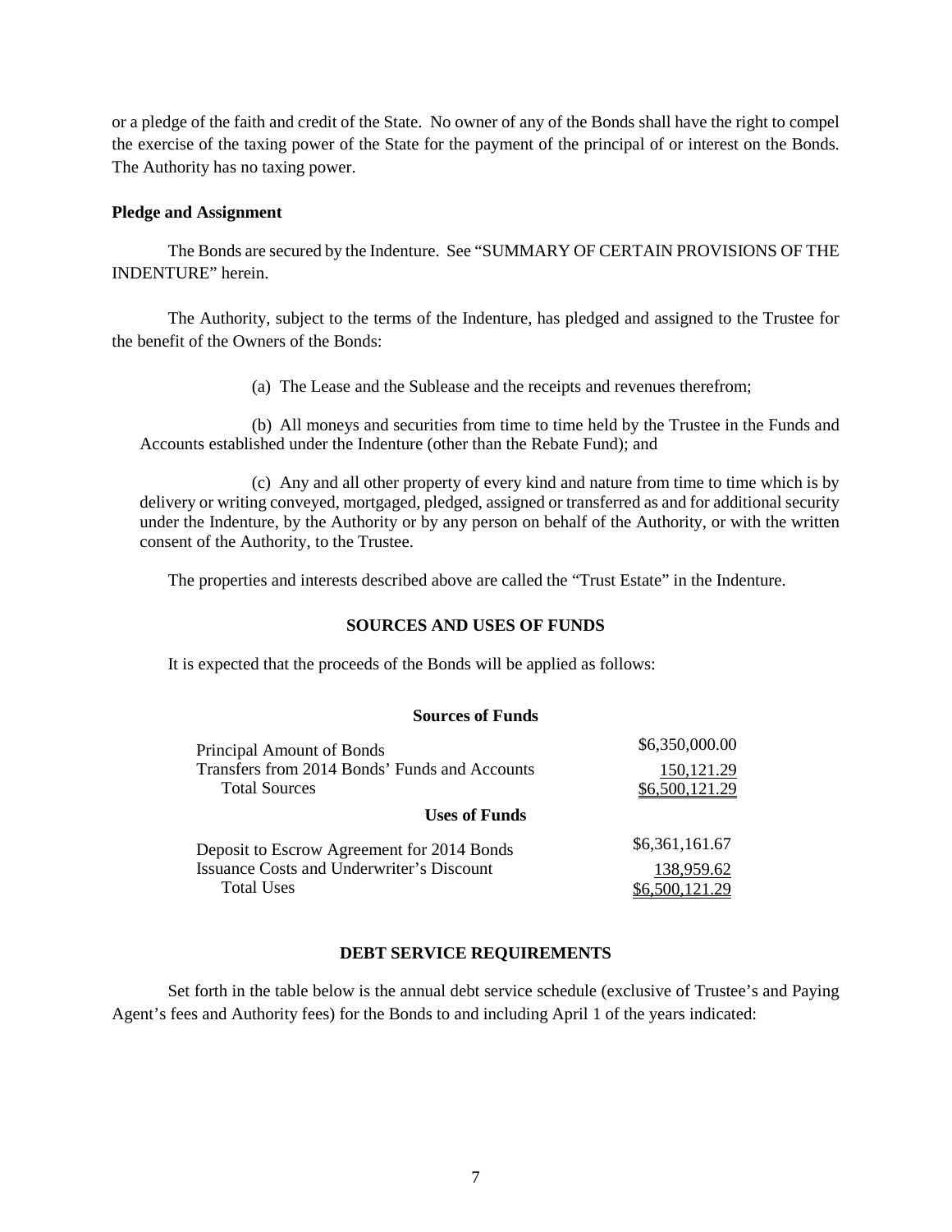or a pledge of the faith and credit of the State. No owner of any of the Bonds shall have the right to compel the exercise of the taxing power of the State for the payment of the principal of or interest on the Bonds. The Authority has no taxing power.

**Pledge and Assignment**

The Bonds are secured by the Indenture. See "SUMMARY OF CERTAIN PROVISIONS OF THE INDENTURE" herein.

The Authority, subject to the terms of the Indenture, has pledged and assigned to the Trustee for the benefit of the Owners of the Bonds:

(a) The Lease and the Sublease and the receipts and revenues therefrom;

(b) All moneys and securities from time to time held by the Trustee in the Funds and Accounts established under the Indenture (other than the Rebate Fund); and

(c) Any and all other property of every kind and nature from time to time which is by delivery or writing conveyed, mortgaged, pledged, assigned or transferred as and for additional security under the Indenture, by the Authority or by any person on behalf of the Authority, or with the written consent of the Authority, to the Trustee.

The properties and interests described above are called the "Trust Estate" in the Indenture.

## SOURCES AND USES OF FUNDS

It is expected that the proceeds of the Bonds will be applied as follows:

| **Sources of Funds** | |
|---|---|
| Principal Amount of Bonds | $6,350,000.00 |
| Transfers from 2014 Bonds' Funds and Accounts | 150,121.29 |
| Total Sources | $6,500,121.29 |
| **Uses of Funds** | |
| Deposit to Escrow Agreement for 2014 Bonds | $6,361,161.67 |
| Issuance Costs and Underwriter's Discount | 138,959.62 |
| Total Uses | $6,500,121.29 |

## DEBT SERVICE REQUIREMENTS

Set forth in the table below is the annual debt service schedule (exclusive of Trustee's and Paying Agent's fees and Authority fees) for the Bonds to and including April 1 of the years indicated: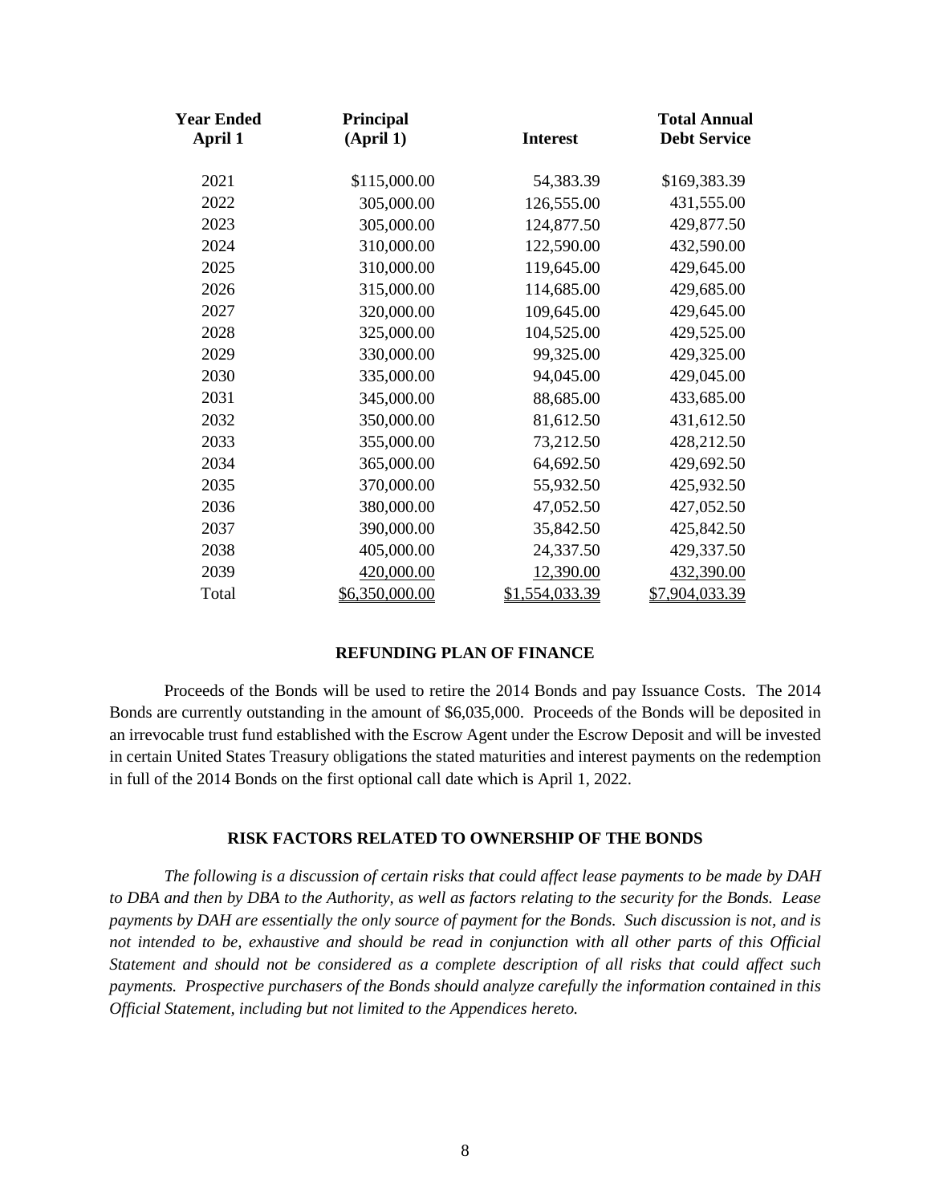| Year Ended April 1 | Principal (April 1) | Interest | Total Annual Debt Service |
|---|---|---|---|
| 2021 | $115,000.00 | 54,383.39 | $169,383.39 |
| 2022 | 305,000.00 | 126,555.00 | 431,555.00 |
| 2023 | 305,000.00 | 124,877.50 | 429,877.50 |
| 2024 | 310,000.00 | 122,590.00 | 432,590.00 |
| 2025 | 310,000.00 | 119,645.00 | 429,645.00 |
| 2026 | 315,000.00 | 114,685.00 | 429,685.00 |
| 2027 | 320,000.00 | 109,645.00 | 429,645.00 |
| 2028 | 325,000.00 | 104,525.00 | 429,525.00 |
| 2029 | 330,000.00 | 99,325.00 | 429,325.00 |
| 2030 | 335,000.00 | 94,045.00 | 429,045.00 |
| 2031 | 345,000.00 | 88,685.00 | 433,685.00 |
| 2032 | 350,000.00 | 81,612.50 | 431,612.50 |
| 2033 | 355,000.00 | 73,212.50 | 428,212.50 |
| 2034 | 365,000.00 | 64,692.50 | 429,692.50 |
| 2035 | 370,000.00 | 55,932.50 | 425,932.50 |
| 2036 | 380,000.00 | 47,052.50 | 427,052.50 |
| 2037 | 390,000.00 | 35,842.50 | 425,842.50 |
| 2038 | 405,000.00 | 24,337.50 | 429,337.50 |
| 2039 | 420,000.00 | 12,390.00 | 432,390.00 |
| Total | $6,350,000.00 | $1,554,033.39 | $7,904,033.39 |

## REFUNDING PLAN OF FINANCE

Proceeds of the Bonds will be used to retire the 2014 Bonds and pay Issuance Costs. The 2014 Bonds are currently outstanding in the amount of $6,035,000. Proceeds of the Bonds will be deposited in an irrevocable trust fund established with the Escrow Agent under the Escrow Deposit and will be invested in certain United States Treasury obligations the stated maturities and interest payments on the redemption in full of the 2014 Bonds on the first optional call date which is April 1, 2022.

## RISK FACTORS RELATED TO OWNERSHIP OF THE BONDS

*The following is a discussion of certain risks that could affect lease payments to be made by DAH to DBA and then by DBA to the Authority, as well as factors relating to the security for the Bonds. Lease payments by DAH are essentially the only source of payment for the Bonds. Such discussion is not, and is not intended to be, exhaustive and should be read in conjunction with all other parts of this Official Statement and should not be considered as a complete description of all risks that could affect such payments. Prospective purchasers of the Bonds should analyze carefully the information contained in this Official Statement, including but not limited to the Appendices hereto.*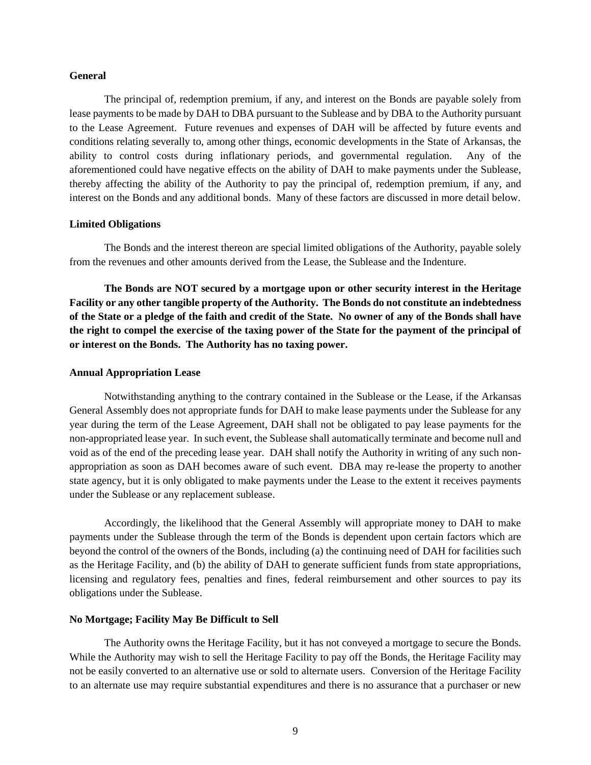### General

The principal of, redemption premium, if any, and interest on the Bonds are payable solely from lease payments to be made by DAH to DBA pursuant to the Sublease and by DBA to the Authority pursuant to the Lease Agreement. Future revenues and expenses of DAH will be affected by future events and conditions relating severally to, among other things, economic developments in the State of Arkansas, the ability to control costs during inflationary periods, and governmental regulation. Any of the aforementioned could have negative effects on the ability of DAH to make payments under the Sublease, thereby affecting the ability of the Authority to pay the principal of, redemption premium, if any, and interest on the Bonds and any additional bonds. Many of these factors are discussed in more detail below.

### Limited Obligations

The Bonds and the interest thereon are special limited obligations of the Authority, payable solely from the revenues and other amounts derived from the Lease, the Sublease and the Indenture.

**The Bonds are NOT secured by a mortgage upon or other security interest in the Heritage Facility or any other tangible property of the Authority. The Bonds do not constitute an indebtedness of the State or a pledge of the faith and credit of the State. No owner of any of the Bonds shall have the right to compel the exercise of the taxing power of the State for the payment of the principal of or interest on the Bonds. The Authority has no taxing power.**

### Annual Appropriation Lease

Notwithstanding anything to the contrary contained in the Sublease or the Lease, if the Arkansas General Assembly does not appropriate funds for DAH to make lease payments under the Sublease for any year during the term of the Lease Agreement, DAH shall not be obligated to pay lease payments for the non-appropriated lease year. In such event, the Sublease shall automatically terminate and become null and void as of the end of the preceding lease year. DAH shall notify the Authority in writing of any such non-appropriation as soon as DAH becomes aware of such event. DBA may re-lease the property to another state agency, but it is only obligated to make payments under the Lease to the extent it receives payments under the Sublease or any replacement sublease.

Accordingly, the likelihood that the General Assembly will appropriate money to DAH to make payments under the Sublease through the term of the Bonds is dependent upon certain factors which are beyond the control of the owners of the Bonds, including (a) the continuing need of DAH for facilities such as the Heritage Facility, and (b) the ability of DAH to generate sufficient funds from state appropriations, licensing and regulatory fees, penalties and fines, federal reimbursement and other sources to pay its obligations under the Sublease.

### No Mortgage; Facility May Be Difficult to Sell

The Authority owns the Heritage Facility, but it has not conveyed a mortgage to secure the Bonds. While the Authority may wish to sell the Heritage Facility to pay off the Bonds, the Heritage Facility may not be easily converted to an alternative use or sold to alternate users. Conversion of the Heritage Facility to an alternate use may require substantial expenditures and there is no assurance that a purchaser or new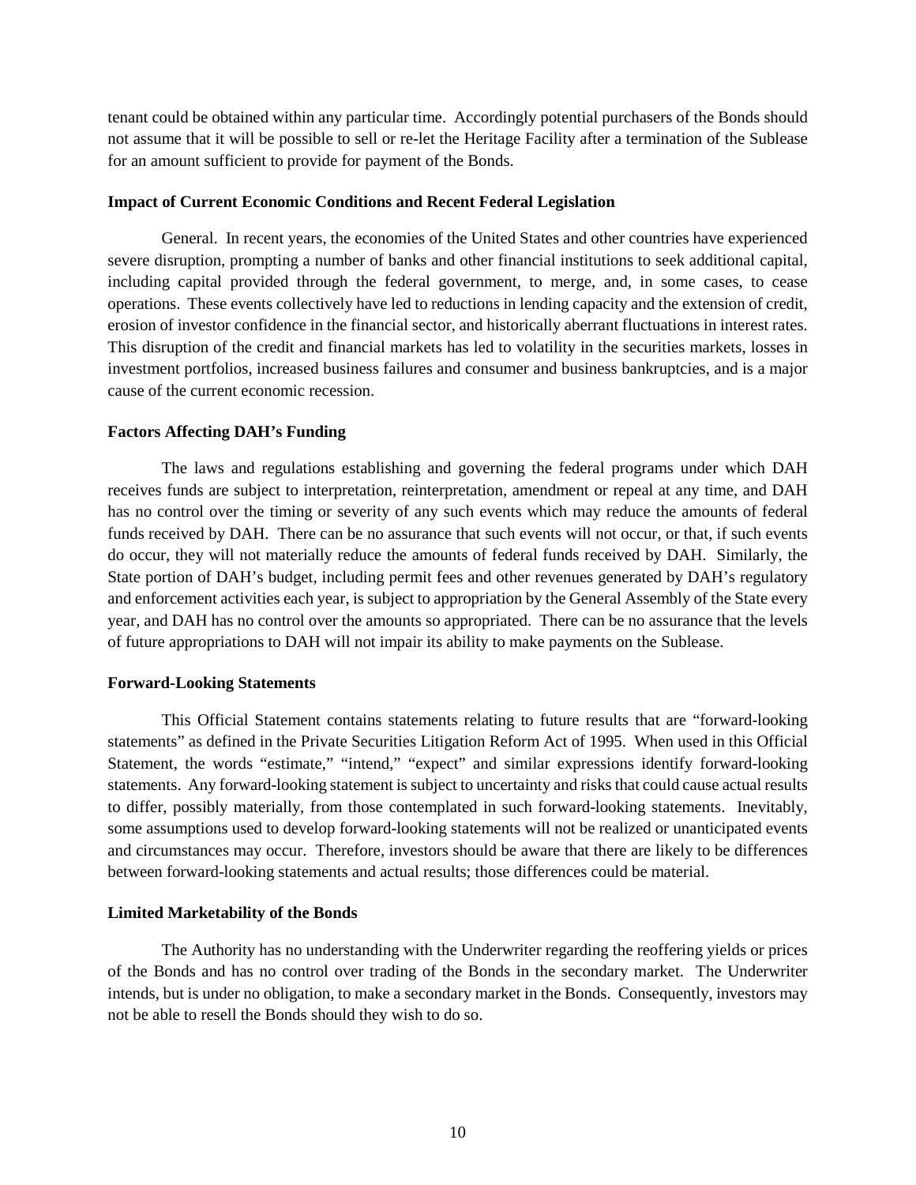tenant could be obtained within any particular time. Accordingly potential purchasers of the Bonds should not assume that it will be possible to sell or re-let the Heritage Facility after a termination of the Sublease for an amount sufficient to provide for payment of the Bonds.

**Impact of Current Economic Conditions and Recent Federal Legislation**

General. In recent years, the economies of the United States and other countries have experienced severe disruption, prompting a number of banks and other financial institutions to seek additional capital, including capital provided through the federal government, to merge, and, in some cases, to cease operations. These events collectively have led to reductions in lending capacity and the extension of credit, erosion of investor confidence in the financial sector, and historically aberrant fluctuations in interest rates. This disruption of the credit and financial markets has led to volatility in the securities markets, losses in investment portfolios, increased business failures and consumer and business bankruptcies, and is a major cause of the current economic recession.

**Factors Affecting DAH's Funding**

The laws and regulations establishing and governing the federal programs under which DAH receives funds are subject to interpretation, reinterpretation, amendment or repeal at any time, and DAH has no control over the timing or severity of any such events which may reduce the amounts of federal funds received by DAH. There can be no assurance that such events will not occur, or that, if such events do occur, they will not materially reduce the amounts of federal funds received by DAH. Similarly, the State portion of DAH's budget, including permit fees and other revenues generated by DAH's regulatory and enforcement activities each year, is subject to appropriation by the General Assembly of the State every year, and DAH has no control over the amounts so appropriated. There can be no assurance that the levels of future appropriations to DAH will not impair its ability to make payments on the Sublease.

**Forward-Looking Statements**

This Official Statement contains statements relating to future results that are "forward-looking statements" as defined in the Private Securities Litigation Reform Act of 1995. When used in this Official Statement, the words "estimate," "intend," "expect" and similar expressions identify forward-looking statements. Any forward-looking statement is subject to uncertainty and risks that could cause actual results to differ, possibly materially, from those contemplated in such forward-looking statements. Inevitably, some assumptions used to develop forward-looking statements will not be realized or unanticipated events and circumstances may occur. Therefore, investors should be aware that there are likely to be differences between forward-looking statements and actual results; those differences could be material.

**Limited Marketability of the Bonds**

The Authority has no understanding with the Underwriter regarding the reoffering yields or prices of the Bonds and has no control over trading of the Bonds in the secondary market. The Underwriter intends, but is under no obligation, to make a secondary market in the Bonds. Consequently, investors may not be able to resell the Bonds should they wish to do so.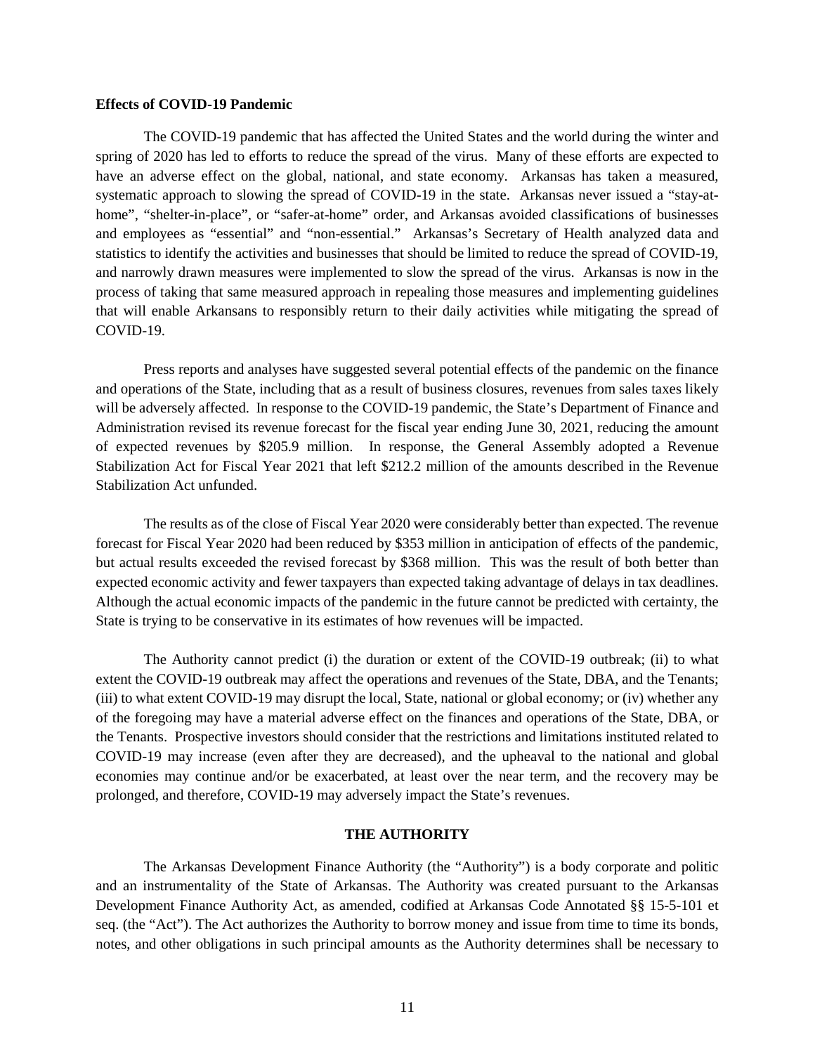**Effects of COVID-19 Pandemic**

The COVID-19 pandemic that has affected the United States and the world during the winter and spring of 2020 has led to efforts to reduce the spread of the virus. Many of these efforts are expected to have an adverse effect on the global, national, and state economy. Arkansas has taken a measured, systematic approach to slowing the spread of COVID-19 in the state. Arkansas never issued a "stay-at-home", "shelter-in-place", or "safer-at-home" order, and Arkansas avoided classifications of businesses and employees as "essential" and "non-essential." Arkansas's Secretary of Health analyzed data and statistics to identify the activities and businesses that should be limited to reduce the spread of COVID-19, and narrowly drawn measures were implemented to slow the spread of the virus. Arkansas is now in the process of taking that same measured approach in repealing those measures and implementing guidelines that will enable Arkansans to responsibly return to their daily activities while mitigating the spread of COVID-19.

Press reports and analyses have suggested several potential effects of the pandemic on the finance and operations of the State, including that as a result of business closures, revenues from sales taxes likely will be adversely affected. In response to the COVID-19 pandemic, the State's Department of Finance and Administration revised its revenue forecast for the fiscal year ending June 30, 2021, reducing the amount of expected revenues by $205.9 million. In response, the General Assembly adopted a Revenue Stabilization Act for Fiscal Year 2021 that left $212.2 million of the amounts described in the Revenue Stabilization Act unfunded.

The results as of the close of Fiscal Year 2020 were considerably better than expected. The revenue forecast for Fiscal Year 2020 had been reduced by $353 million in anticipation of effects of the pandemic, but actual results exceeded the revised forecast by $368 million. This was the result of both better than expected economic activity and fewer taxpayers than expected taking advantage of delays in tax deadlines. Although the actual economic impacts of the pandemic in the future cannot be predicted with certainty, the State is trying to be conservative in its estimates of how revenues will be impacted.

The Authority cannot predict (i) the duration or extent of the COVID-19 outbreak; (ii) to what extent the COVID-19 outbreak may affect the operations and revenues of the State, DBA, and the Tenants; (iii) to what extent COVID-19 may disrupt the local, State, national or global economy; or (iv) whether any of the foregoing may have a material adverse effect on the finances and operations of the State, DBA, or the Tenants. Prospective investors should consider that the restrictions and limitations instituted related to COVID-19 may increase (even after they are decreased), and the upheaval to the national and global economies may continue and/or be exacerbated, at least over the near term, and the recovery may be prolonged, and therefore, COVID-19 may adversely impact the State's revenues.

## THE AUTHORITY

The Arkansas Development Finance Authority (the "Authority") is a body corporate and politic and an instrumentality of the State of Arkansas. The Authority was created pursuant to the Arkansas Development Finance Authority Act, as amended, codified at Arkansas Code Annotated §§ 15-5-101 et seq. (the "Act"). The Act authorizes the Authority to borrow money and issue from time to time its bonds, notes, and other obligations in such principal amounts as the Authority determines shall be necessary to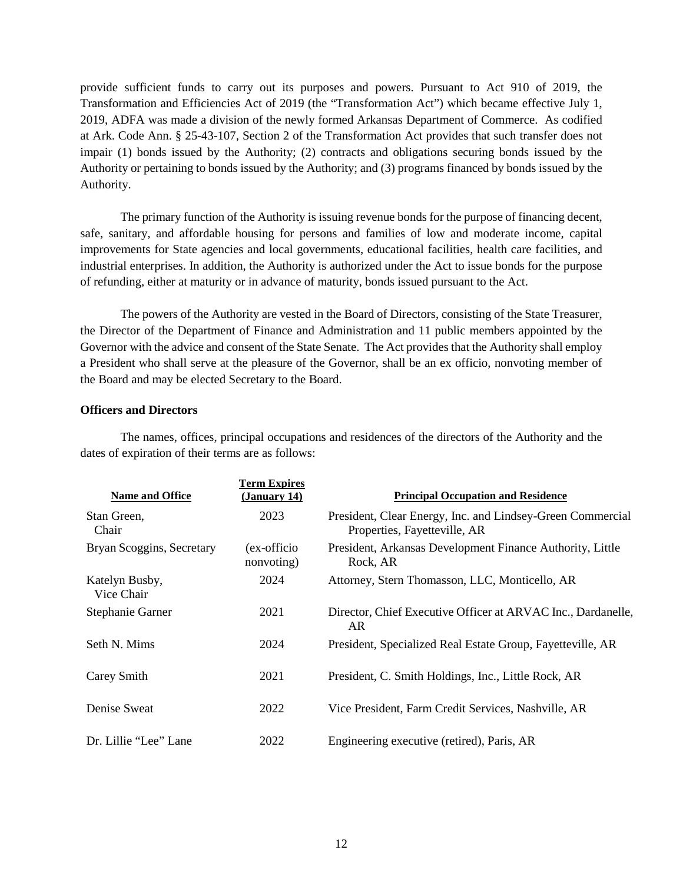provide sufficient funds to carry out its purposes and powers. Pursuant to Act 910 of 2019, the Transformation and Efficiencies Act of 2019 (the "Transformation Act") which became effective July 1, 2019, ADFA was made a division of the newly formed Arkansas Department of Commerce. As codified at Ark. Code Ann. § 25-43-107, Section 2 of the Transformation Act provides that such transfer does not impair (1) bonds issued by the Authority; (2) contracts and obligations securing bonds issued by the Authority or pertaining to bonds issued by the Authority; and (3) programs financed by bonds issued by the Authority.

The primary function of the Authority is issuing revenue bonds for the purpose of financing decent, safe, sanitary, and affordable housing for persons and families of low and moderate income, capital improvements for State agencies and local governments, educational facilities, health care facilities, and industrial enterprises. In addition, the Authority is authorized under the Act to issue bonds for the purpose of refunding, either at maturity or in advance of maturity, bonds issued pursuant to the Act.

The powers of the Authority are vested in the Board of Directors, consisting of the State Treasurer, the Director of the Department of Finance and Administration and 11 public members appointed by the Governor with the advice and consent of the State Senate. The Act provides that the Authority shall employ a President who shall serve at the pleasure of the Governor, shall be an ex officio, nonvoting member of the Board and may be elected Secretary to the Board.

**Officers and Directors**

The names, offices, principal occupations and residences of the directors of the Authority and the dates of expiration of their terms are as follows:

| Name and Office | Term Expires (January 14) | Principal Occupation and Residence |
|---|---|---|
| Stan Green, Chair | 2023 | President, Clear Energy, Inc. and Lindsey-Green Commercial Properties, Fayetteville, AR |
| Bryan Scoggins, Secretary | (ex-officio nonvoting) | President, Arkansas Development Finance Authority, Little Rock, AR |
| Katelyn Busby, Vice Chair | 2024 | Attorney, Stern Thomasson, LLC, Monticello, AR |
| Stephanie Garner | 2021 | Director, Chief Executive Officer at ARVAC Inc., Dardanelle, AR |
| Seth N. Mims | 2024 | President, Specialized Real Estate Group, Fayetteville, AR |
| Carey Smith | 2021 | President, C. Smith Holdings, Inc., Little Rock, AR |
| Denise Sweat | 2022 | Vice President, Farm Credit Services, Nashville, AR |
| Dr. Lillie "Lee" Lane | 2022 | Engineering executive (retired), Paris, AR |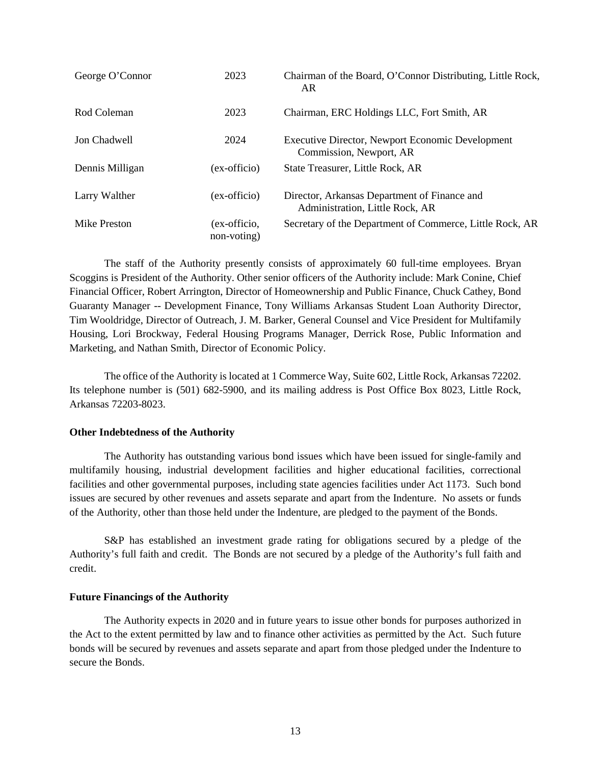| | | |
|---|---|---|
| George O'Connor | 2023 | Chairman of the Board, O'Connor Distributing, Little Rock, AR |
| Rod Coleman | 2023 | Chairman, ERC Holdings LLC, Fort Smith, AR |
| Jon Chadwell | 2024 | Executive Director, Newport Economic Development Commission, Newport, AR |
| Dennis Milligan | (ex-officio) | State Treasurer, Little Rock, AR |
| Larry Walther | (ex-officio) | Director, Arkansas Department of Finance and Administration, Little Rock, AR |
| Mike Preston | (ex-officio, non-voting) | Secretary of the Department of Commerce, Little Rock, AR |

The staff of the Authority presently consists of approximately 60 full-time employees. Bryan Scoggins is President of the Authority. Other senior officers of the Authority include: Mark Conine, Chief Financial Officer, Robert Arrington, Director of Homeownership and Public Finance, Chuck Cathey, Bond Guaranty Manager -- Development Finance, Tony Williams Arkansas Student Loan Authority Director, Tim Wooldridge, Director of Outreach, J. M. Barker, General Counsel and Vice President for Multifamily Housing, Lori Brockway, Federal Housing Programs Manager, Derrick Rose, Public Information and Marketing, and Nathan Smith, Director of Economic Policy.

The office of the Authority is located at 1 Commerce Way, Suite 602, Little Rock, Arkansas 72202. Its telephone number is (501) 682-5900, and its mailing address is Post Office Box 8023, Little Rock, Arkansas 72203-8023.

**Other Indebtedness of the Authority**

The Authority has outstanding various bond issues which have been issued for single-family and multifamily housing, industrial development facilities and higher educational facilities, correctional facilities and other governmental purposes, including state agencies facilities under Act 1173. Such bond issues are secured by other revenues and assets separate and apart from the Indenture. No assets or funds of the Authority, other than those held under the Indenture, are pledged to the payment of the Bonds.

S&P has established an investment grade rating for obligations secured by a pledge of the Authority's full faith and credit. The Bonds are not secured by a pledge of the Authority's full faith and credit.

**Future Financings of the Authority**

The Authority expects in 2020 and in future years to issue other bonds for purposes authorized in the Act to the extent permitted by law and to finance other activities as permitted by the Act. Such future bonds will be secured by revenues and assets separate and apart from those pledged under the Indenture to secure the Bonds.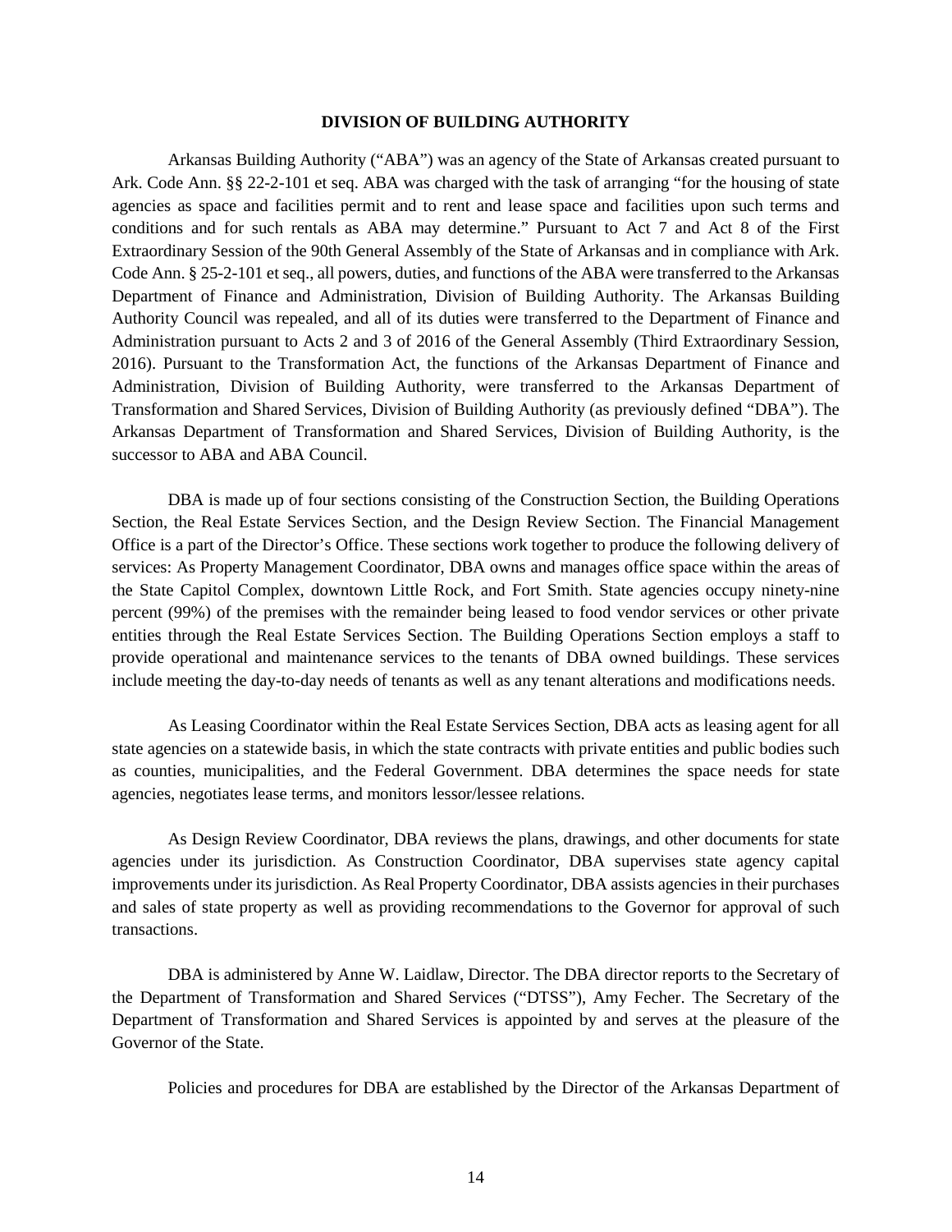## DIVISION OF BUILDING AUTHORITY

Arkansas Building Authority ("ABA") was an agency of the State of Arkansas created pursuant to Ark. Code Ann. §§ 22-2-101 et seq. ABA was charged with the task of arranging "for the housing of state agencies as space and facilities permit and to rent and lease space and facilities upon such terms and conditions and for such rentals as ABA may determine." Pursuant to Act 7 and Act 8 of the First Extraordinary Session of the 90th General Assembly of the State of Arkansas and in compliance with Ark. Code Ann. § 25-2-101 et seq., all powers, duties, and functions of the ABA were transferred to the Arkansas Department of Finance and Administration, Division of Building Authority. The Arkansas Building Authority Council was repealed, and all of its duties were transferred to the Department of Finance and Administration pursuant to Acts 2 and 3 of 2016 of the General Assembly (Third Extraordinary Session, 2016). Pursuant to the Transformation Act, the functions of the Arkansas Department of Finance and Administration, Division of Building Authority, were transferred to the Arkansas Department of Transformation and Shared Services, Division of Building Authority (as previously defined "DBA"). The Arkansas Department of Transformation and Shared Services, Division of Building Authority, is the successor to ABA and ABA Council.

DBA is made up of four sections consisting of the Construction Section, the Building Operations Section, the Real Estate Services Section, and the Design Review Section. The Financial Management Office is a part of the Director's Office. These sections work together to produce the following delivery of services: As Property Management Coordinator, DBA owns and manages office space within the areas of the State Capitol Complex, downtown Little Rock, and Fort Smith. State agencies occupy ninety-nine percent (99%) of the premises with the remainder being leased to food vendor services or other private entities through the Real Estate Services Section. The Building Operations Section employs a staff to provide operational and maintenance services to the tenants of DBA owned buildings. These services include meeting the day-to-day needs of tenants as well as any tenant alterations and modifications needs.

As Leasing Coordinator within the Real Estate Services Section, DBA acts as leasing agent for all state agencies on a statewide basis, in which the state contracts with private entities and public bodies such as counties, municipalities, and the Federal Government. DBA determines the space needs for state agencies, negotiates lease terms, and monitors lessor/lessee relations.

As Design Review Coordinator, DBA reviews the plans, drawings, and other documents for state agencies under its jurisdiction. As Construction Coordinator, DBA supervises state agency capital improvements under its jurisdiction. As Real Property Coordinator, DBA assists agencies in their purchases and sales of state property as well as providing recommendations to the Governor for approval of such transactions.

DBA is administered by Anne W. Laidlaw, Director. The DBA director reports to the Secretary of the Department of Transformation and Shared Services ("DTSS"), Amy Fecher. The Secretary of the Department of Transformation and Shared Services is appointed by and serves at the pleasure of the Governor of the State.

Policies and procedures for DBA are established by the Director of the Arkansas Department of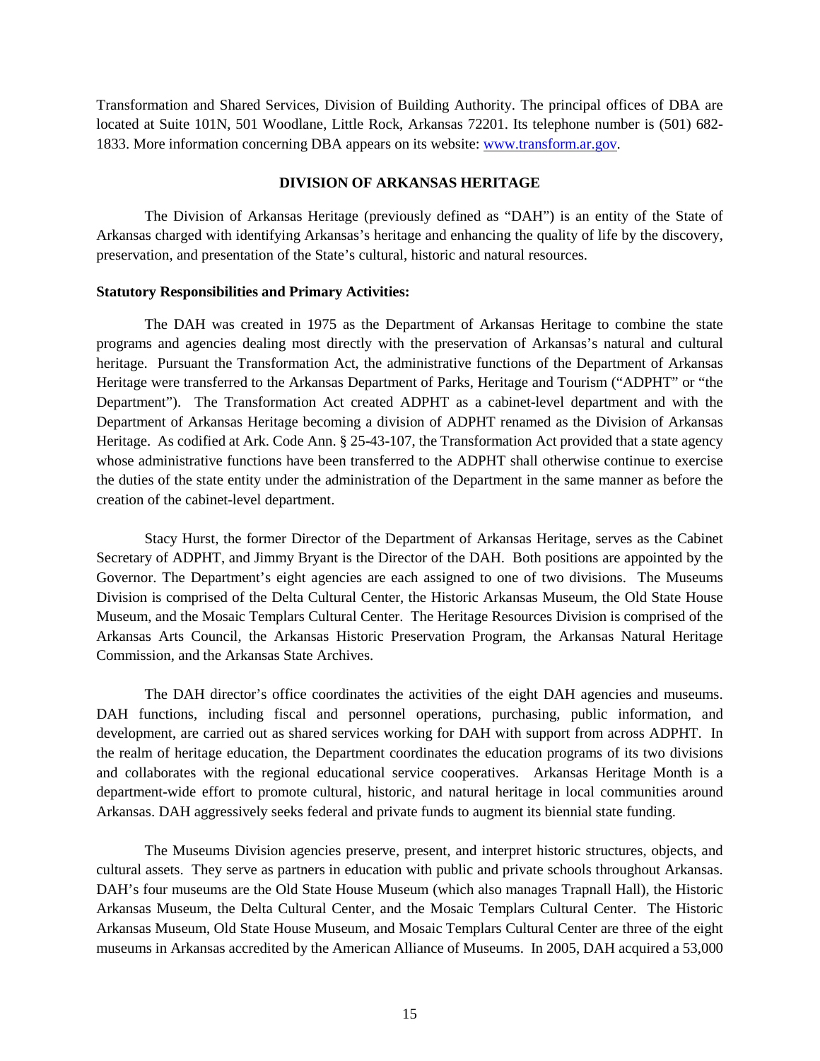Transformation and Shared Services, Division of Building Authority. The principal offices of DBA are located at Suite 101N, 501 Woodlane, Little Rock, Arkansas 72201. Its telephone number is (501) 682-1833. More information concerning DBA appears on its website: [www.transform.ar.gov](http://www.transform.ar.gov).

## DIVISION OF ARKANSAS HERITAGE

The Division of Arkansas Heritage (previously defined as "DAH") is an entity of the State of Arkansas charged with identifying Arkansas's heritage and enhancing the quality of life by the discovery, preservation, and presentation of the State's cultural, historic and natural resources.

**Statutory Responsibilities and Primary Activities:**

The DAH was created in 1975 as the Department of Arkansas Heritage to combine the state programs and agencies dealing most directly with the preservation of Arkansas's natural and cultural heritage. Pursuant the Transformation Act, the administrative functions of the Department of Arkansas Heritage were transferred to the Arkansas Department of Parks, Heritage and Tourism ("ADPHT" or "the Department"). The Transformation Act created ADPHT as a cabinet-level department and with the Department of Arkansas Heritage becoming a division of ADPHT renamed as the Division of Arkansas Heritage. As codified at Ark. Code Ann. § 25-43-107, the Transformation Act provided that a state agency whose administrative functions have been transferred to the ADPHT shall otherwise continue to exercise the duties of the state entity under the administration of the Department in the same manner as before the creation of the cabinet-level department.

Stacy Hurst, the former Director of the Department of Arkansas Heritage, serves as the Cabinet Secretary of ADPHT, and Jimmy Bryant is the Director of the DAH. Both positions are appointed by the Governor. The Department's eight agencies are each assigned to one of two divisions. The Museums Division is comprised of the Delta Cultural Center, the Historic Arkansas Museum, the Old State House Museum, and the Mosaic Templars Cultural Center. The Heritage Resources Division is comprised of the Arkansas Arts Council, the Arkansas Historic Preservation Program, the Arkansas Natural Heritage Commission, and the Arkansas State Archives.

The DAH director's office coordinates the activities of the eight DAH agencies and museums. DAH functions, including fiscal and personnel operations, purchasing, public information, and development, are carried out as shared services working for DAH with support from across ADPHT. In the realm of heritage education, the Department coordinates the education programs of its two divisions and collaborates with the regional educational service cooperatives. Arkansas Heritage Month is a department-wide effort to promote cultural, historic, and natural heritage in local communities around Arkansas. DAH aggressively seeks federal and private funds to augment its biennial state funding.

The Museums Division agencies preserve, present, and interpret historic structures, objects, and cultural assets. They serve as partners in education with public and private schools throughout Arkansas. DAH's four museums are the Old State House Museum (which also manages Trapnall Hall), the Historic Arkansas Museum, the Delta Cultural Center, and the Mosaic Templars Cultural Center. The Historic Arkansas Museum, Old State House Museum, and Mosaic Templars Cultural Center are three of the eight museums in Arkansas accredited by the American Alliance of Museums. In 2005, DAH acquired a 53,000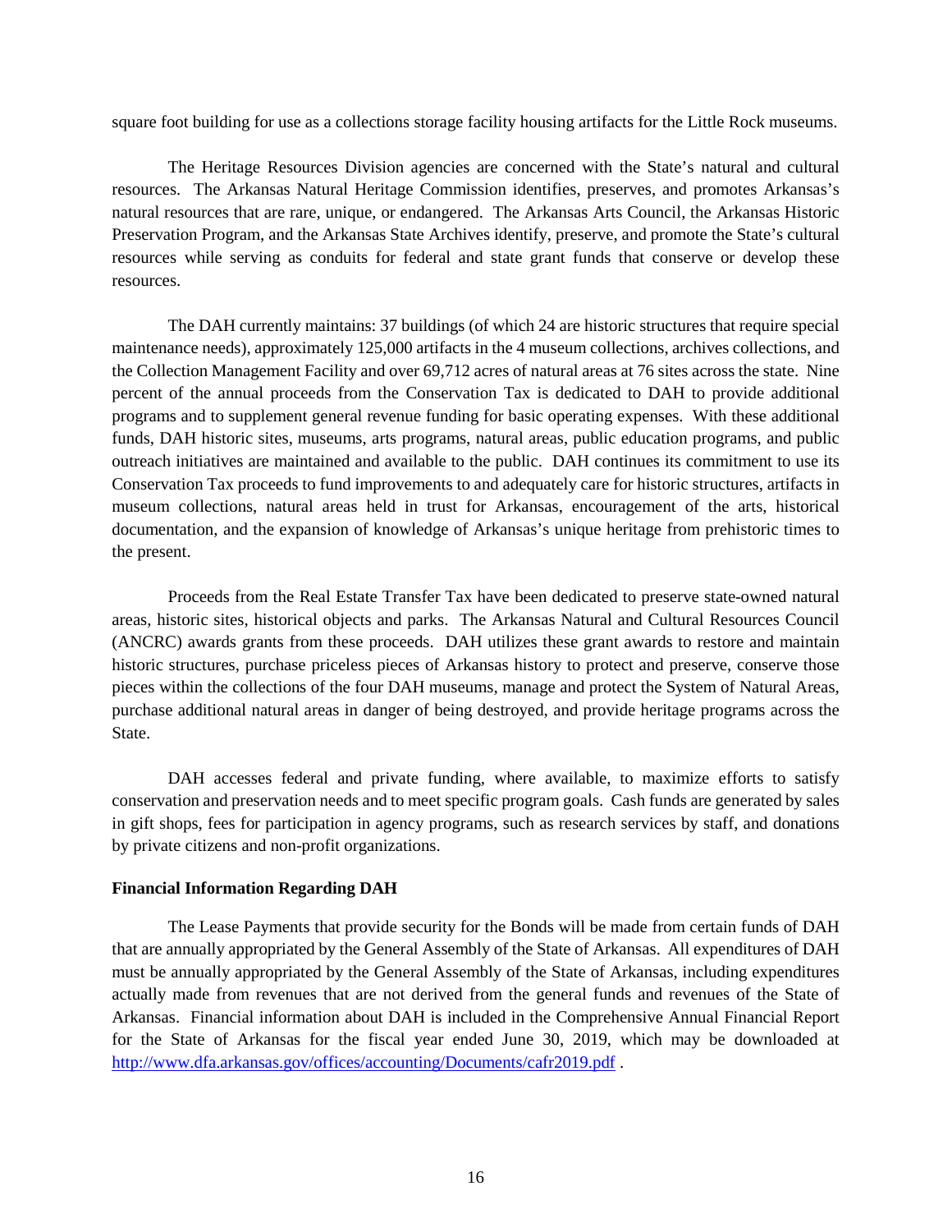square foot building for use as a collections storage facility housing artifacts for the Little Rock museums.

The Heritage Resources Division agencies are concerned with the State's natural and cultural resources. The Arkansas Natural Heritage Commission identifies, preserves, and promotes Arkansas's natural resources that are rare, unique, or endangered. The Arkansas Arts Council, the Arkansas Historic Preservation Program, and the Arkansas State Archives identify, preserve, and promote the State's cultural resources while serving as conduits for federal and state grant funds that conserve or develop these resources.

The DAH currently maintains: 37 buildings (of which 24 are historic structures that require special maintenance needs), approximately 125,000 artifacts in the 4 museum collections, archives collections, and the Collection Management Facility and over 69,712 acres of natural areas at 76 sites across the state. Nine percent of the annual proceeds from the Conservation Tax is dedicated to DAH to provide additional programs and to supplement general revenue funding for basic operating expenses. With these additional funds, DAH historic sites, museums, arts programs, natural areas, public education programs, and public outreach initiatives are maintained and available to the public. DAH continues its commitment to use its Conservation Tax proceeds to fund improvements to and adequately care for historic structures, artifacts in museum collections, natural areas held in trust for Arkansas, encouragement of the arts, historical documentation, and the expansion of knowledge of Arkansas's unique heritage from prehistoric times to the present.

Proceeds from the Real Estate Transfer Tax have been dedicated to preserve state-owned natural areas, historic sites, historical objects and parks. The Arkansas Natural and Cultural Resources Council (ANCRC) awards grants from these proceeds. DAH utilizes these grant awards to restore and maintain historic structures, purchase priceless pieces of Arkansas history to protect and preserve, conserve those pieces within the collections of the four DAH museums, manage and protect the System of Natural Areas, purchase additional natural areas in danger of being destroyed, and provide heritage programs across the State.

DAH accesses federal and private funding, where available, to maximize efforts to satisfy conservation and preservation needs and to meet specific program goals. Cash funds are generated by sales in gift shops, fees for participation in agency programs, such as research services by staff, and donations by private citizens and non-profit organizations.

**Financial Information Regarding DAH**

The Lease Payments that provide security for the Bonds will be made from certain funds of DAH that are annually appropriated by the General Assembly of the State of Arkansas. All expenditures of DAH must be annually appropriated by the General Assembly of the State of Arkansas, including expenditures actually made from revenues that are not derived from the general funds and revenues of the State of Arkansas. Financial information about DAH is included in the Comprehensive Annual Financial Report for the State of Arkansas for the fiscal year ended June 30, 2019, which may be downloaded at http://www.dfa.arkansas.gov/offices/accounting/Documents/cafr2019.pdf .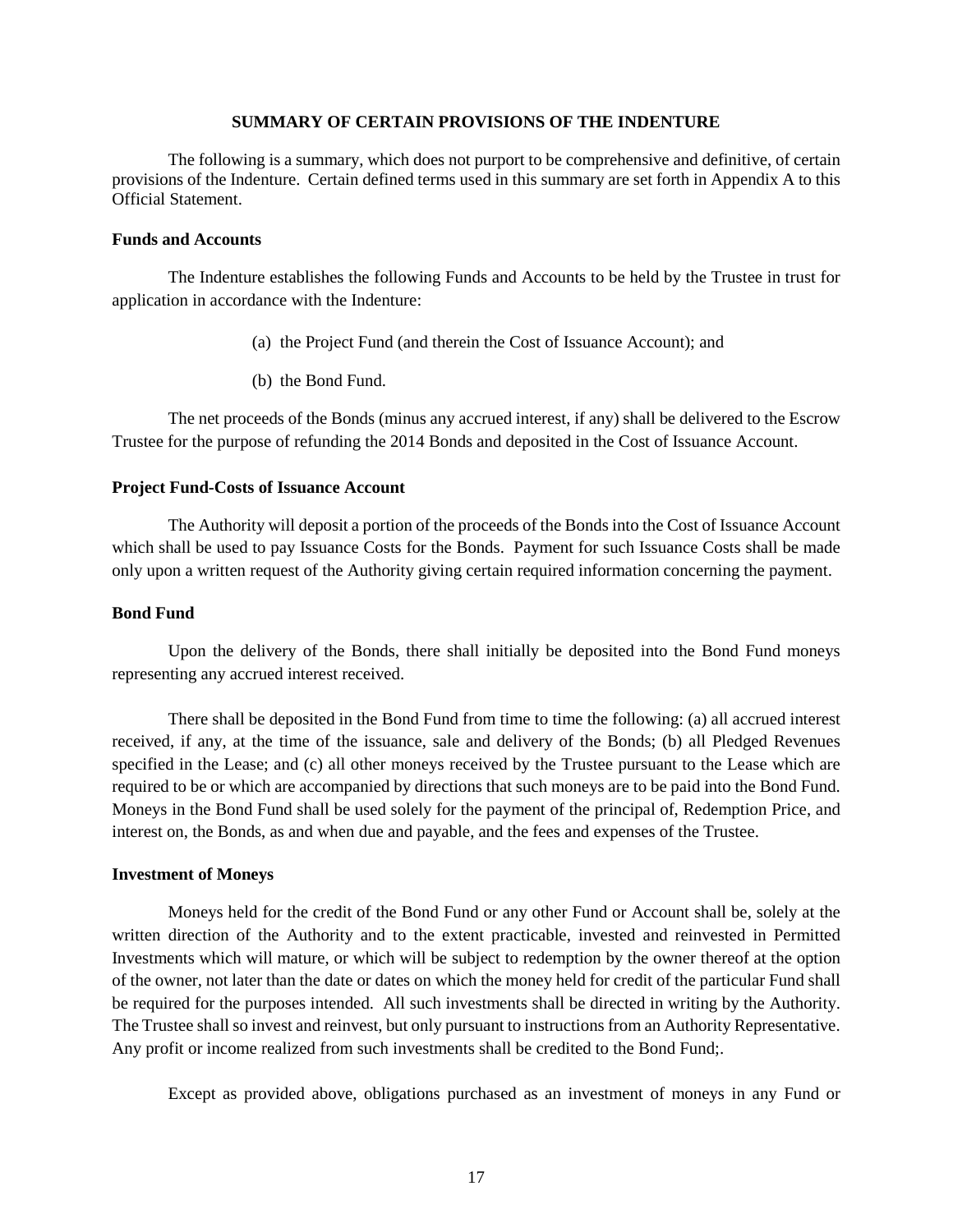## SUMMARY OF CERTAIN PROVISIONS OF THE INDENTURE

The following is a summary, which does not purport to be comprehensive and definitive, of certain provisions of the Indenture. Certain defined terms used in this summary are set forth in Appendix A to this Official Statement.

### Funds and Accounts

The Indenture establishes the following Funds and Accounts to be held by the Trustee in trust for application in accordance with the Indenture:

(a) the Project Fund (and therein the Cost of Issuance Account); and

(b) the Bond Fund.

The net proceeds of the Bonds (minus any accrued interest, if any) shall be delivered to the Escrow Trustee for the purpose of refunding the 2014 Bonds and deposited in the Cost of Issuance Account.

### Project Fund-Costs of Issuance Account

The Authority will deposit a portion of the proceeds of the Bonds into the Cost of Issuance Account which shall be used to pay Issuance Costs for the Bonds. Payment for such Issuance Costs shall be made only upon a written request of the Authority giving certain required information concerning the payment.

### Bond Fund

Upon the delivery of the Bonds, there shall initially be deposited into the Bond Fund moneys representing any accrued interest received.

There shall be deposited in the Bond Fund from time to time the following: (a) all accrued interest received, if any, at the time of the issuance, sale and delivery of the Bonds; (b) all Pledged Revenues specified in the Lease; and (c) all other moneys received by the Trustee pursuant to the Lease which are required to be or which are accompanied by directions that such moneys are to be paid into the Bond Fund. Moneys in the Bond Fund shall be used solely for the payment of the principal of, Redemption Price, and interest on, the Bonds, as and when due and payable, and the fees and expenses of the Trustee.

### Investment of Moneys

Moneys held for the credit of the Bond Fund or any other Fund or Account shall be, solely at the written direction of the Authority and to the extent practicable, invested and reinvested in Permitted Investments which will mature, or which will be subject to redemption by the owner thereof at the option of the owner, not later than the date or dates on which the money held for credit of the particular Fund shall be required for the purposes intended. All such investments shall be directed in writing by the Authority. The Trustee shall so invest and reinvest, but only pursuant to instructions from an Authority Representative. Any profit or income realized from such investments shall be credited to the Bond Fund;.

Except as provided above, obligations purchased as an investment of moneys in any Fund or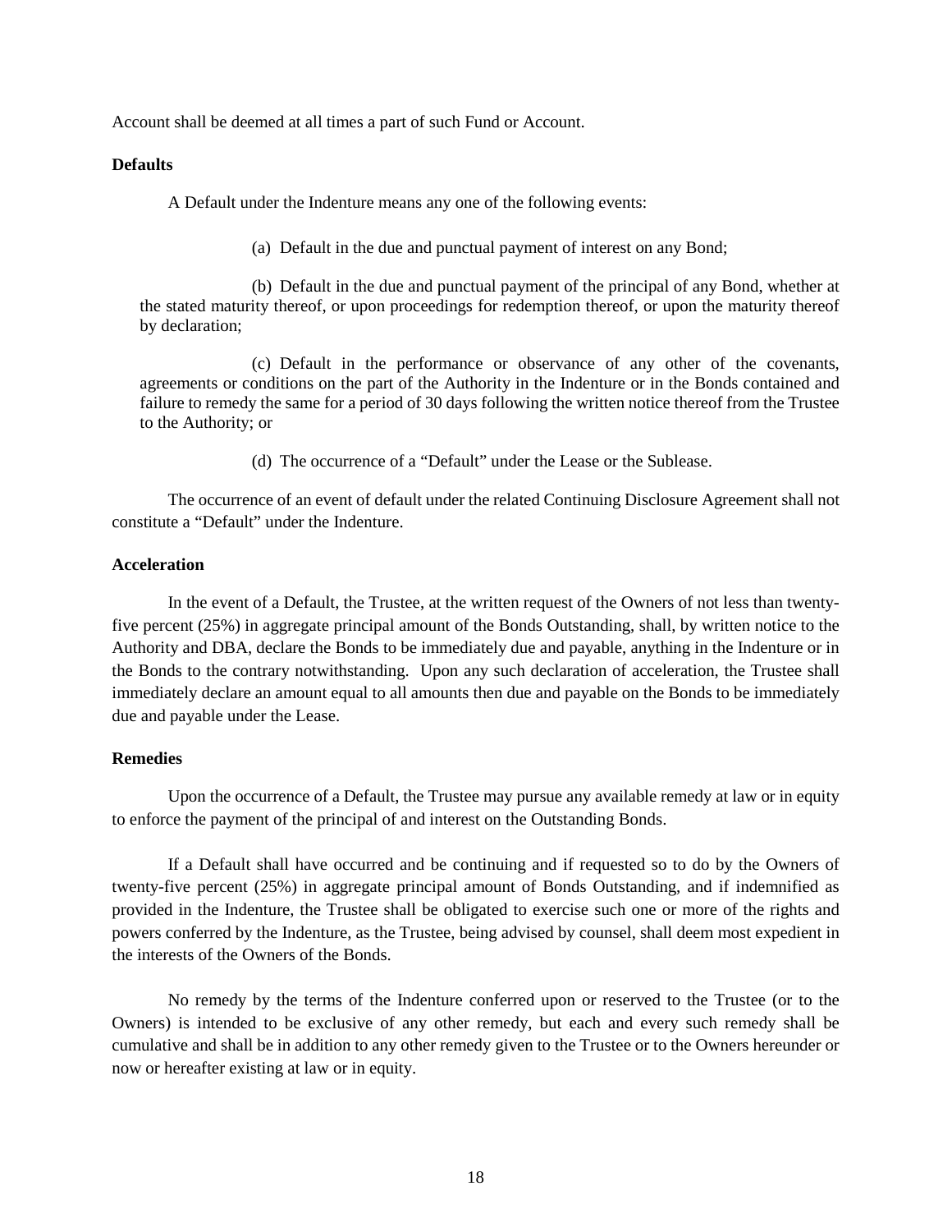Account shall be deemed at all times a part of such Fund or Account.

**Defaults**

A Default under the Indenture means any one of the following events:

(a) Default in the due and punctual payment of interest on any Bond;

(b) Default in the due and punctual payment of the principal of any Bond, whether at the stated maturity thereof, or upon proceedings for redemption thereof, or upon the maturity thereof by declaration;

(c) Default in the performance or observance of any other of the covenants, agreements or conditions on the part of the Authority in the Indenture or in the Bonds contained and failure to remedy the same for a period of 30 days following the written notice thereof from the Trustee to the Authority; or

(d) The occurrence of a "Default" under the Lease or the Sublease.

The occurrence of an event of default under the related Continuing Disclosure Agreement shall not constitute a "Default" under the Indenture.

**Acceleration**

In the event of a Default, the Trustee, at the written request of the Owners of not less than twenty-five percent (25%) in aggregate principal amount of the Bonds Outstanding, shall, by written notice to the Authority and DBA, declare the Bonds to be immediately due and payable, anything in the Indenture or in the Bonds to the contrary notwithstanding. Upon any such declaration of acceleration, the Trustee shall immediately declare an amount equal to all amounts then due and payable on the Bonds to be immediately due and payable under the Lease.

**Remedies**

Upon the occurrence of a Default, the Trustee may pursue any available remedy at law or in equity to enforce the payment of the principal of and interest on the Outstanding Bonds.

If a Default shall have occurred and be continuing and if requested so to do by the Owners of twenty-five percent (25%) in aggregate principal amount of Bonds Outstanding, and if indemnified as provided in the Indenture, the Trustee shall be obligated to exercise such one or more of the rights and powers conferred by the Indenture, as the Trustee, being advised by counsel, shall deem most expedient in the interests of the Owners of the Bonds.

No remedy by the terms of the Indenture conferred upon or reserved to the Trustee (or to the Owners) is intended to be exclusive of any other remedy, but each and every such remedy shall be cumulative and shall be in addition to any other remedy given to the Trustee or to the Owners hereunder or now or hereafter existing at law or in equity.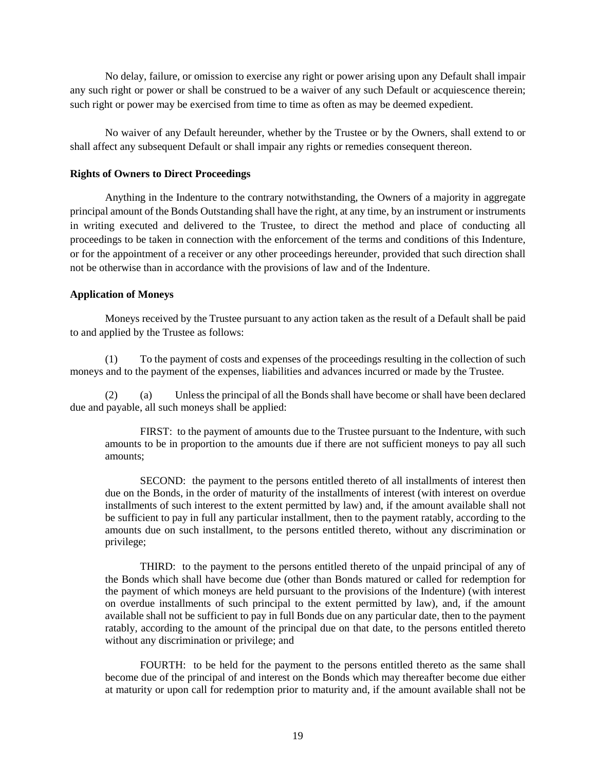No delay, failure, or omission to exercise any right or power arising upon any Default shall impair any such right or power or shall be construed to be a waiver of any such Default or acquiescence therein; such right or power may be exercised from time to time as often as may be deemed expedient.

No waiver of any Default hereunder, whether by the Trustee or by the Owners, shall extend to or shall affect any subsequent Default or shall impair any rights or remedies consequent thereon.

**Rights of Owners to Direct Proceedings**

Anything in the Indenture to the contrary notwithstanding, the Owners of a majority in aggregate principal amount of the Bonds Outstanding shall have the right, at any time, by an instrument or instruments in writing executed and delivered to the Trustee, to direct the method and place of conducting all proceedings to be taken in connection with the enforcement of the terms and conditions of this Indenture, or for the appointment of a receiver or any other proceedings hereunder, provided that such direction shall not be otherwise than in accordance with the provisions of law and of the Indenture.

**Application of Moneys**

Moneys received by the Trustee pursuant to any action taken as the result of a Default shall be paid to and applied by the Trustee as follows:

(1) To the payment of costs and expenses of the proceedings resulting in the collection of such moneys and to the payment of the expenses, liabilities and advances incurred or made by the Trustee.

(2) (a) Unless the principal of all the Bonds shall have become or shall have been declared due and payable, all such moneys shall be applied:

> FIRST: to the payment of amounts due to the Trustee pursuant to the Indenture, with such amounts to be in proportion to the amounts due if there are not sufficient moneys to pay all such amounts;
>
> SECOND: the payment to the persons entitled thereto of all installments of interest then due on the Bonds, in the order of maturity of the installments of interest (with interest on overdue installments of such interest to the extent permitted by law) and, if the amount available shall not be sufficient to pay in full any particular installment, then to the payment ratably, according to the amounts due on such installment, to the persons entitled thereto, without any discrimination or privilege;
>
> THIRD: to the payment to the persons entitled thereto of the unpaid principal of any of the Bonds which shall have become due (other than Bonds matured or called for redemption for the payment of which moneys are held pursuant to the provisions of the Indenture) (with interest on overdue installments of such principal to the extent permitted by law), and, if the amount available shall not be sufficient to pay in full Bonds due on any particular date, then to the payment ratably, according to the amount of the principal due on that date, to the persons entitled thereto without any discrimination or privilege; and
>
> FOURTH: to be held for the payment to the persons entitled thereto as the same shall become due of the principal of and interest on the Bonds which may thereafter become due either at maturity or upon call for redemption prior to maturity and, if the amount available shall not be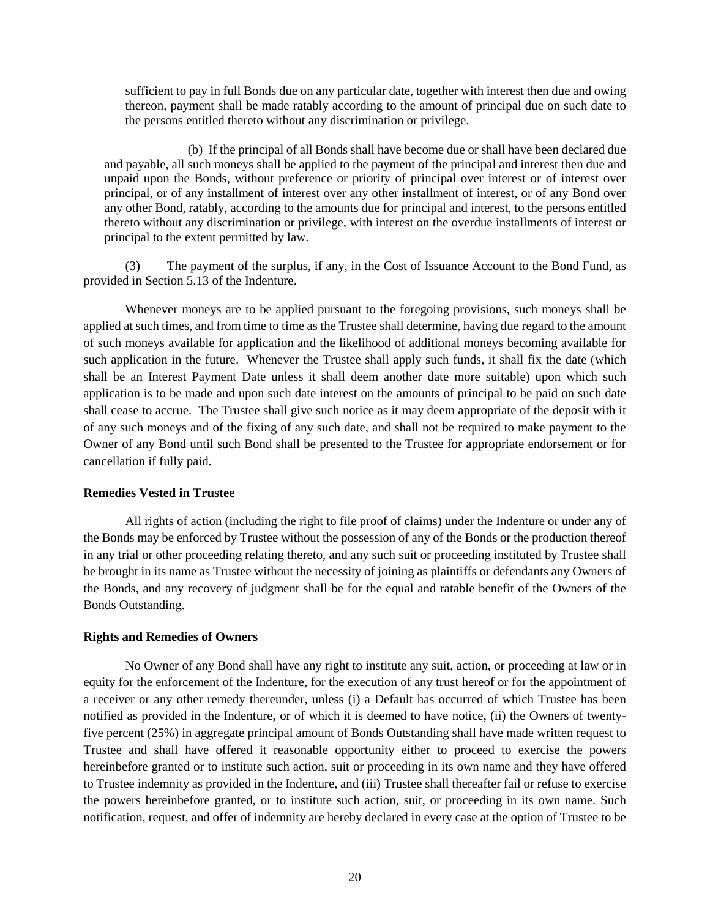sufficient to pay in full Bonds due on any particular date, together with interest then due and owing thereon, payment shall be made ratably according to the amount of principal due on such date to the persons entitled thereto without any discrimination or privilege.

(b) If the principal of all Bonds shall have become due or shall have been declared due and payable, all such moneys shall be applied to the payment of the principal and interest then due and unpaid upon the Bonds, without preference or priority of principal over interest or of interest over principal, or of any installment of interest over any other installment of interest, or of any Bond over any other Bond, ratably, according to the amounts due for principal and interest, to the persons entitled thereto without any discrimination or privilege, with interest on the overdue installments of interest or principal to the extent permitted by law.

(3) The payment of the surplus, if any, in the Cost of Issuance Account to the Bond Fund, as provided in Section 5.13 of the Indenture.

Whenever moneys are to be applied pursuant to the foregoing provisions, such moneys shall be applied at such times, and from time to time as the Trustee shall determine, having due regard to the amount of such moneys available for application and the likelihood of additional moneys becoming available for such application in the future. Whenever the Trustee shall apply such funds, it shall fix the date (which shall be an Interest Payment Date unless it shall deem another date more suitable) upon which such application is to be made and upon such date interest on the amounts of principal to be paid on such date shall cease to accrue. The Trustee shall give such notice as it may deem appropriate of the deposit with it of any such moneys and of the fixing of any such date, and shall not be required to make payment to the Owner of any Bond until such Bond shall be presented to the Trustee for appropriate endorsement or for cancellation if fully paid.

**Remedies Vested in Trustee**

All rights of action (including the right to file proof of claims) under the Indenture or under any of the Bonds may be enforced by Trustee without the possession of any of the Bonds or the production thereof in any trial or other proceeding relating thereto, and any such suit or proceeding instituted by Trustee shall be brought in its name as Trustee without the necessity of joining as plaintiffs or defendants any Owners of the Bonds, and any recovery of judgment shall be for the equal and ratable benefit of the Owners of the Bonds Outstanding.

**Rights and Remedies of Owners**

No Owner of any Bond shall have any right to institute any suit, action, or proceeding at law or in equity for the enforcement of the Indenture, for the execution of any trust hereof or for the appointment of a receiver or any other remedy thereunder, unless (i) a Default has occurred of which Trustee has been notified as provided in the Indenture, or of which it is deemed to have notice, (ii) the Owners of twenty-five percent (25%) in aggregate principal amount of Bonds Outstanding shall have made written request to Trustee and shall have offered it reasonable opportunity either to proceed to exercise the powers hereinbefore granted or to institute such action, suit or proceeding in its own name and they have offered to Trustee indemnity as provided in the Indenture, and (iii) Trustee shall thereafter fail or refuse to exercise the powers hereinbefore granted, or to institute such action, suit, or proceeding in its own name. Such notification, request, and offer of indemnity are hereby declared in every case at the option of Trustee to be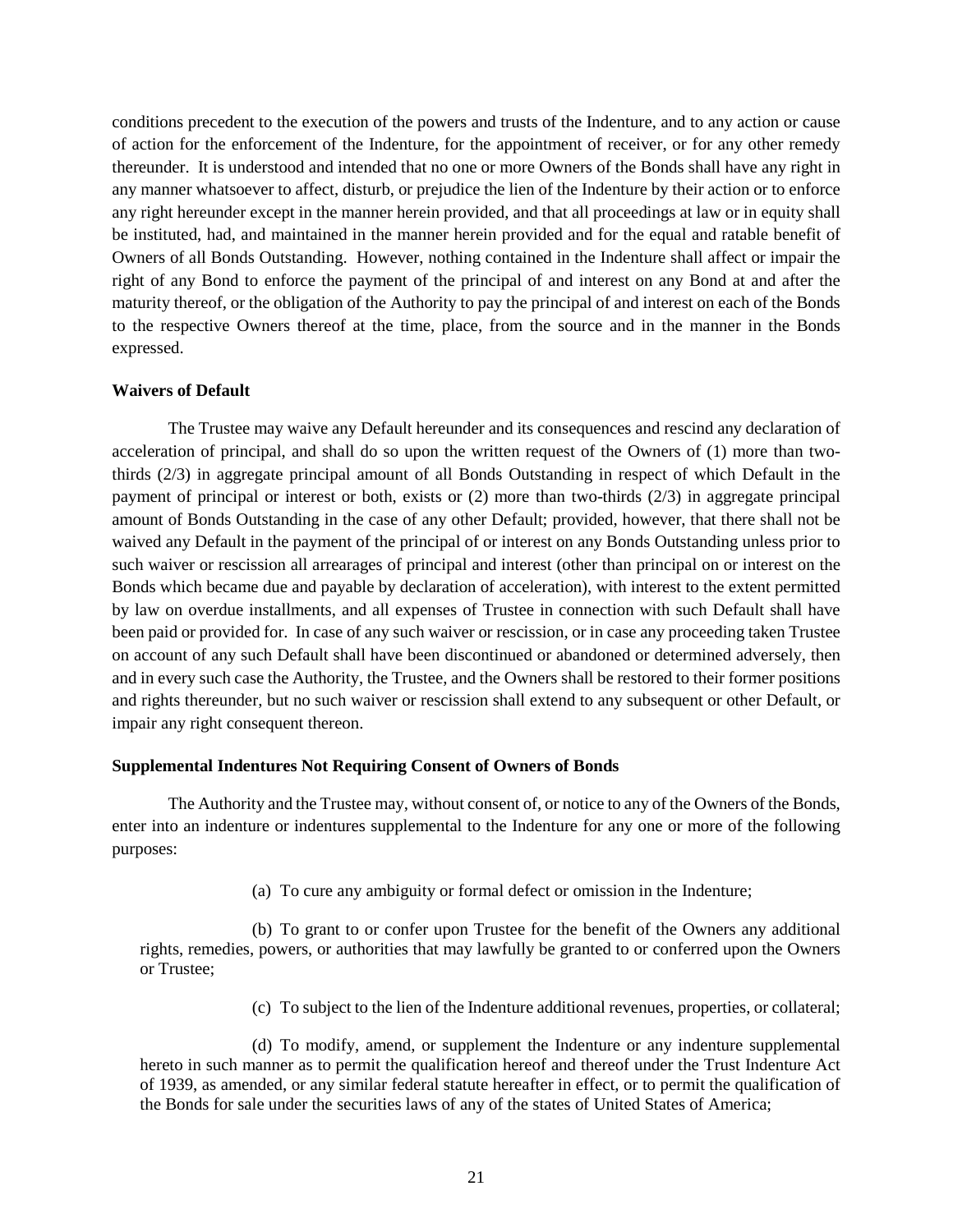conditions precedent to the execution of the powers and trusts of the Indenture, and to any action or cause of action for the enforcement of the Indenture, for the appointment of receiver, or for any other remedy thereunder. It is understood and intended that no one or more Owners of the Bonds shall have any right in any manner whatsoever to affect, disturb, or prejudice the lien of the Indenture by their action or to enforce any right hereunder except in the manner herein provided, and that all proceedings at law or in equity shall be instituted, had, and maintained in the manner herein provided and for the equal and ratable benefit of Owners of all Bonds Outstanding. However, nothing contained in the Indenture shall affect or impair the right of any Bond to enforce the payment of the principal of and interest on any Bond at and after the maturity thereof, or the obligation of the Authority to pay the principal of and interest on each of the Bonds to the respective Owners thereof at the time, place, from the source and in the manner in the Bonds expressed.

**Waivers of Default**

The Trustee may waive any Default hereunder and its consequences and rescind any declaration of acceleration of principal, and shall do so upon the written request of the Owners of (1) more than two-thirds (2/3) in aggregate principal amount of all Bonds Outstanding in respect of which Default in the payment of principal or interest or both, exists or (2) more than two-thirds (2/3) in aggregate principal amount of Bonds Outstanding in the case of any other Default; provided, however, that there shall not be waived any Default in the payment of the principal of or interest on any Bonds Outstanding unless prior to such waiver or rescission all arrearages of principal and interest (other than principal on or interest on the Bonds which became due and payable by declaration of acceleration), with interest to the extent permitted by law on overdue installments, and all expenses of Trustee in connection with such Default shall have been paid or provided for. In case of any such waiver or rescission, or in case any proceeding taken Trustee on account of any such Default shall have been discontinued or abandoned or determined adversely, then and in every such case the Authority, the Trustee, and the Owners shall be restored to their former positions and rights thereunder, but no such waiver or rescission shall extend to any subsequent or other Default, or impair any right consequent thereon.

**Supplemental Indentures Not Requiring Consent of Owners of Bonds**

The Authority and the Trustee may, without consent of, or notice to any of the Owners of the Bonds, enter into an indenture or indentures supplemental to the Indenture for any one or more of the following purposes:

(a) To cure any ambiguity or formal defect or omission in the Indenture;

(b) To grant to or confer upon Trustee for the benefit of the Owners any additional rights, remedies, powers, or authorities that may lawfully be granted to or conferred upon the Owners or Trustee;

(c) To subject to the lien of the Indenture additional revenues, properties, or collateral;

(d) To modify, amend, or supplement the Indenture or any indenture supplemental hereto in such manner as to permit the qualification hereof and thereof under the Trust Indenture Act of 1939, as amended, or any similar federal statute hereafter in effect, or to permit the qualification of the Bonds for sale under the securities laws of any of the states of United States of America;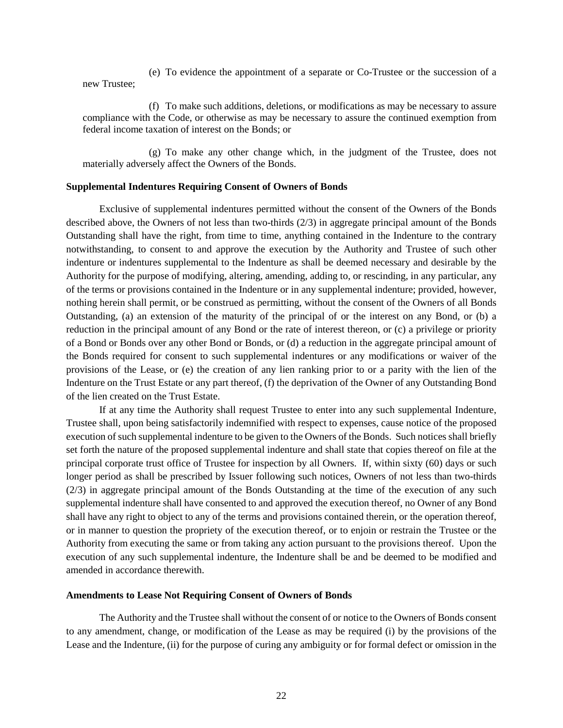(e) To evidence the appointment of a separate or Co-Trustee or the succession of a new Trustee;

(f) To make such additions, deletions, or modifications as may be necessary to assure compliance with the Code, or otherwise as may be necessary to assure the continued exemption from federal income taxation of interest on the Bonds; or

(g) To make any other change which, in the judgment of the Trustee, does not materially adversely affect the Owners of the Bonds.

**Supplemental Indentures Requiring Consent of Owners of Bonds**

Exclusive of supplemental indentures permitted without the consent of the Owners of the Bonds described above, the Owners of not less than two-thirds (2/3) in aggregate principal amount of the Bonds Outstanding shall have the right, from time to time, anything contained in the Indenture to the contrary notwithstanding, to consent to and approve the execution by the Authority and Trustee of such other indenture or indentures supplemental to the Indenture as shall be deemed necessary and desirable by the Authority for the purpose of modifying, altering, amending, adding to, or rescinding, in any particular, any of the terms or provisions contained in the Indenture or in any supplemental indenture; provided, however, nothing herein shall permit, or be construed as permitting, without the consent of the Owners of all Bonds Outstanding, (a) an extension of the maturity of the principal of or the interest on any Bond, or (b) a reduction in the principal amount of any Bond or the rate of interest thereon, or (c) a privilege or priority of a Bond or Bonds over any other Bond or Bonds, or (d) a reduction in the aggregate principal amount of the Bonds required for consent to such supplemental indentures or any modifications or waiver of the provisions of the Lease, or (e) the creation of any lien ranking prior to or a parity with the lien of the Indenture on the Trust Estate or any part thereof, (f) the deprivation of the Owner of any Outstanding Bond of the lien created on the Trust Estate.

If at any time the Authority shall request Trustee to enter into any such supplemental Indenture, Trustee shall, upon being satisfactorily indemnified with respect to expenses, cause notice of the proposed execution of such supplemental indenture to be given to the Owners of the Bonds. Such notices shall briefly set forth the nature of the proposed supplemental indenture and shall state that copies thereof on file at the principal corporate trust office of Trustee for inspection by all Owners. If, within sixty (60) days or such longer period as shall be prescribed by Issuer following such notices, Owners of not less than two-thirds (2/3) in aggregate principal amount of the Bonds Outstanding at the time of the execution of any such supplemental indenture shall have consented to and approved the execution thereof, no Owner of any Bond shall have any right to object to any of the terms and provisions contained therein, or the operation thereof, or in manner to question the propriety of the execution thereof, or to enjoin or restrain the Trustee or the Authority from executing the same or from taking any action pursuant to the provisions thereof. Upon the execution of any such supplemental indenture, the Indenture shall be and be deemed to be modified and amended in accordance therewith.

**Amendments to Lease Not Requiring Consent of Owners of Bonds**

The Authority and the Trustee shall without the consent of or notice to the Owners of Bonds consent to any amendment, change, or modification of the Lease as may be required (i) by the provisions of the Lease and the Indenture, (ii) for the purpose of curing any ambiguity or for formal defect or omission in the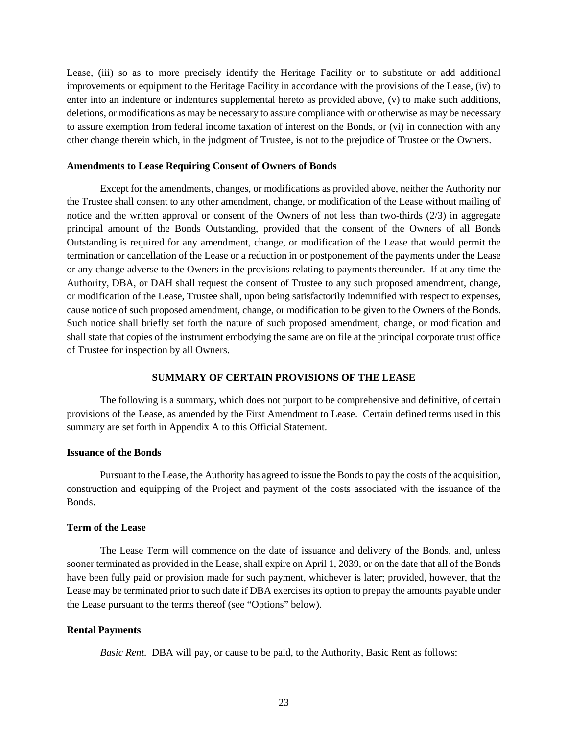Lease, (iii) so as to more precisely identify the Heritage Facility or to substitute or add additional improvements or equipment to the Heritage Facility in accordance with the provisions of the Lease, (iv) to enter into an indenture or indentures supplemental hereto as provided above, (v) to make such additions, deletions, or modifications as may be necessary to assure compliance with or otherwise as may be necessary to assure exemption from federal income taxation of interest on the Bonds, or (vi) in connection with any other change therein which, in the judgment of Trustee, is not to the prejudice of Trustee or the Owners.

**Amendments to Lease Requiring Consent of Owners of Bonds**

Except for the amendments, changes, or modifications as provided above, neither the Authority nor the Trustee shall consent to any other amendment, change, or modification of the Lease without mailing of notice and the written approval or consent of the Owners of not less than two-thirds (2/3) in aggregate principal amount of the Bonds Outstanding, provided that the consent of the Owners of all Bonds Outstanding is required for any amendment, change, or modification of the Lease that would permit the termination or cancellation of the Lease or a reduction in or postponement of the payments under the Lease or any change adverse to the Owners in the provisions relating to payments thereunder. If at any time the Authority, DBA, or DAH shall request the consent of Trustee to any such proposed amendment, change, or modification of the Lease, Trustee shall, upon being satisfactorily indemnified with respect to expenses, cause notice of such proposed amendment, change, or modification to be given to the Owners of the Bonds. Such notice shall briefly set forth the nature of such proposed amendment, change, or modification and shall state that copies of the instrument embodying the same are on file at the principal corporate trust office of Trustee for inspection by all Owners.

## SUMMARY OF CERTAIN PROVISIONS OF THE LEASE

The following is a summary, which does not purport to be comprehensive and definitive, of certain provisions of the Lease, as amended by the First Amendment to Lease. Certain defined terms used in this summary are set forth in Appendix A to this Official Statement.

**Issuance of the Bonds**

Pursuant to the Lease, the Authority has agreed to issue the Bonds to pay the costs of the acquisition, construction and equipping of the Project and payment of the costs associated with the issuance of the Bonds.

**Term of the Lease**

The Lease Term will commence on the date of issuance and delivery of the Bonds, and, unless sooner terminated as provided in the Lease, shall expire on April 1, 2039, or on the date that all of the Bonds have been fully paid or provision made for such payment, whichever is later; provided, however, that the Lease may be terminated prior to such date if DBA exercises its option to prepay the amounts payable under the Lease pursuant to the terms thereof (see "Options" below).

**Rental Payments**

*Basic Rent.* DBA will pay, or cause to be paid, to the Authority, Basic Rent as follows: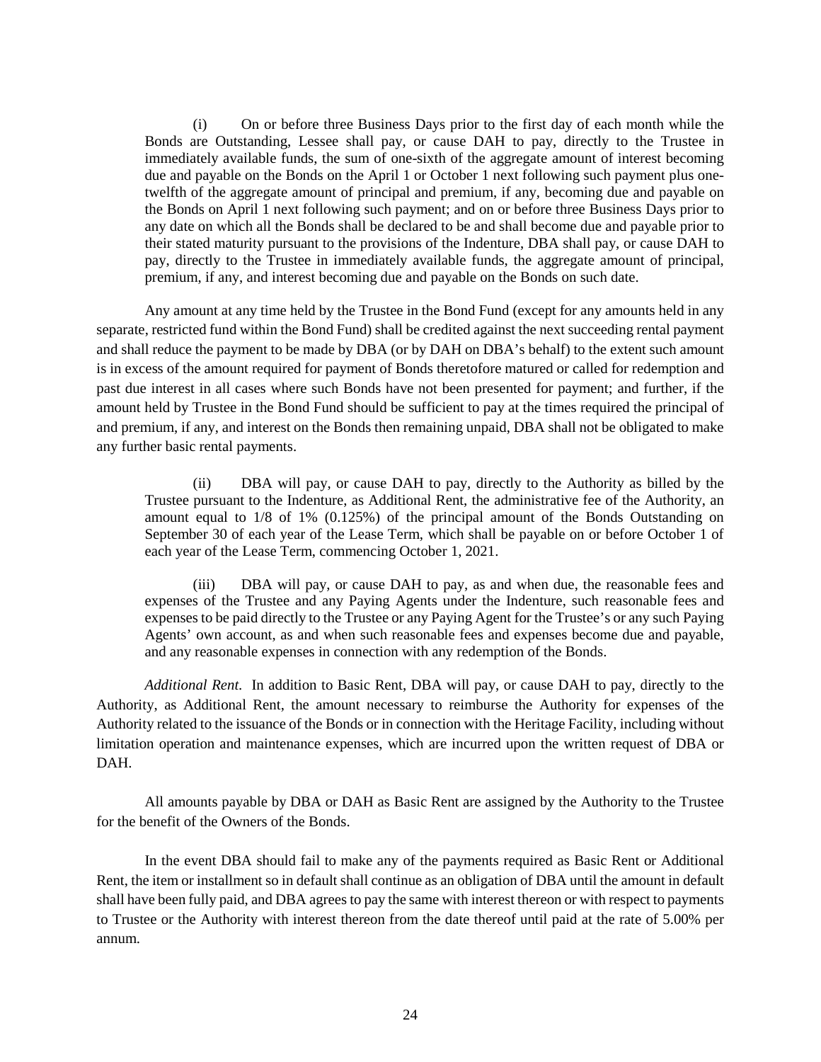(i) On or before three Business Days prior to the first day of each month while the Bonds are Outstanding, Lessee shall pay, or cause DAH to pay, directly to the Trustee in immediately available funds, the sum of one-sixth of the aggregate amount of interest becoming due and payable on the Bonds on the April 1 or October 1 next following such payment plus one-twelfth of the aggregate amount of principal and premium, if any, becoming due and payable on the Bonds on April 1 next following such payment; and on or before three Business Days prior to any date on which all the Bonds shall be declared to be and shall become due and payable prior to their stated maturity pursuant to the provisions of the Indenture, DBA shall pay, or cause DAH to pay, directly to the Trustee in immediately available funds, the aggregate amount of principal, premium, if any, and interest becoming due and payable on the Bonds on such date.

Any amount at any time held by the Trustee in the Bond Fund (except for any amounts held in any separate, restricted fund within the Bond Fund) shall be credited against the next succeeding rental payment and shall reduce the payment to be made by DBA (or by DAH on DBA's behalf) to the extent such amount is in excess of the amount required for payment of Bonds theretofore matured or called for redemption and past due interest in all cases where such Bonds have not been presented for payment; and further, if the amount held by Trustee in the Bond Fund should be sufficient to pay at the times required the principal of and premium, if any, and interest on the Bonds then remaining unpaid, DBA shall not be obligated to make any further basic rental payments.

(ii) DBA will pay, or cause DAH to pay, directly to the Authority as billed by the Trustee pursuant to the Indenture, as Additional Rent, the administrative fee of the Authority, an amount equal to 1/8 of 1% (0.125%) of the principal amount of the Bonds Outstanding on September 30 of each year of the Lease Term, which shall be payable on or before October 1 of each year of the Lease Term, commencing October 1, 2021.

(iii) DBA will pay, or cause DAH to pay, as and when due, the reasonable fees and expenses of the Trustee and any Paying Agents under the Indenture, such reasonable fees and expenses to be paid directly to the Trustee or any Paying Agent for the Trustee's or any such Paying Agents' own account, as and when such reasonable fees and expenses become due and payable, and any reasonable expenses in connection with any redemption of the Bonds.

*Additional Rent.* In addition to Basic Rent, DBA will pay, or cause DAH to pay, directly to the Authority, as Additional Rent, the amount necessary to reimburse the Authority for expenses of the Authority related to the issuance of the Bonds or in connection with the Heritage Facility, including without limitation operation and maintenance expenses, which are incurred upon the written request of DBA or DAH.

All amounts payable by DBA or DAH as Basic Rent are assigned by the Authority to the Trustee for the benefit of the Owners of the Bonds.

In the event DBA should fail to make any of the payments required as Basic Rent or Additional Rent, the item or installment so in default shall continue as an obligation of DBA until the amount in default shall have been fully paid, and DBA agrees to pay the same with interest thereon or with respect to payments to Trustee or the Authority with interest thereon from the date thereof until paid at the rate of 5.00% per annum.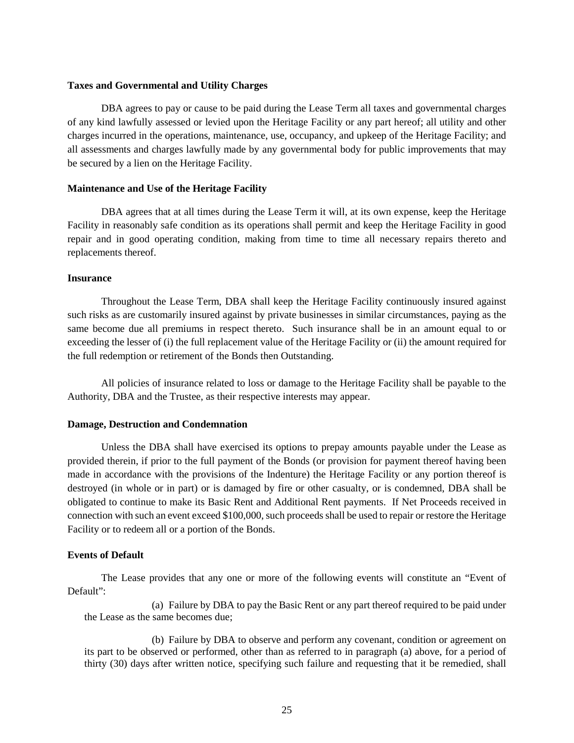**Taxes and Governmental and Utility Charges**

DBA agrees to pay or cause to be paid during the Lease Term all taxes and governmental charges of any kind lawfully assessed or levied upon the Heritage Facility or any part hereof; all utility and other charges incurred in the operations, maintenance, use, occupancy, and upkeep of the Heritage Facility; and all assessments and charges lawfully made by any governmental body for public improvements that may be secured by a lien on the Heritage Facility.

**Maintenance and Use of the Heritage Facility**

DBA agrees that at all times during the Lease Term it will, at its own expense, keep the Heritage Facility in reasonably safe condition as its operations shall permit and keep the Heritage Facility in good repair and in good operating condition, making from time to time all necessary repairs thereto and replacements thereof.

**Insurance**

Throughout the Lease Term, DBA shall keep the Heritage Facility continuously insured against such risks as are customarily insured against by private businesses in similar circumstances, paying as the same become due all premiums in respect thereto. Such insurance shall be in an amount equal to or exceeding the lesser of (i) the full replacement value of the Heritage Facility or (ii) the amount required for the full redemption or retirement of the Bonds then Outstanding.

All policies of insurance related to loss or damage to the Heritage Facility shall be payable to the Authority, DBA and the Trustee, as their respective interests may appear.

**Damage, Destruction and Condemnation**

Unless the DBA shall have exercised its options to prepay amounts payable under the Lease as provided therein, if prior to the full payment of the Bonds (or provision for payment thereof having been made in accordance with the provisions of the Indenture) the Heritage Facility or any portion thereof is destroyed (in whole or in part) or is damaged by fire or other casualty, or is condemned, DBA shall be obligated to continue to make its Basic Rent and Additional Rent payments. If Net Proceeds received in connection with such an event exceed $100,000, such proceeds shall be used to repair or restore the Heritage Facility or to redeem all or a portion of the Bonds.

**Events of Default**

The Lease provides that any one or more of the following events will constitute an "Event of Default":

(a) Failure by DBA to pay the Basic Rent or any part thereof required to be paid under the Lease as the same becomes due;

(b) Failure by DBA to observe and perform any covenant, condition or agreement on its part to be observed or performed, other than as referred to in paragraph (a) above, for a period of thirty (30) days after written notice, specifying such failure and requesting that it be remedied, shall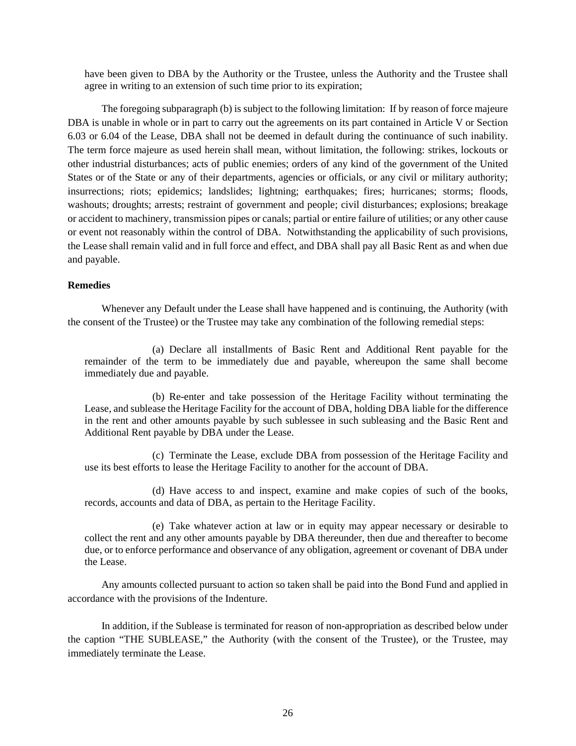have been given to DBA by the Authority or the Trustee, unless the Authority and the Trustee shall agree in writing to an extension of such time prior to its expiration;

The foregoing subparagraph (b) is subject to the following limitation: If by reason of force majeure DBA is unable in whole or in part to carry out the agreements on its part contained in Article V or Section 6.03 or 6.04 of the Lease, DBA shall not be deemed in default during the continuance of such inability. The term force majeure as used herein shall mean, without limitation, the following: strikes, lockouts or other industrial disturbances; acts of public enemies; orders of any kind of the government of the United States or of the State or any of their departments, agencies or officials, or any civil or military authority; insurrections; riots; epidemics; landslides; lightning; earthquakes; fires; hurricanes; storms; floods, washouts; droughts; arrests; restraint of government and people; civil disturbances; explosions; breakage or accident to machinery, transmission pipes or canals; partial or entire failure of utilities; or any other cause or event not reasonably within the control of DBA. Notwithstanding the applicability of such provisions, the Lease shall remain valid and in full force and effect, and DBA shall pay all Basic Rent as and when due and payable.

**Remedies**

Whenever any Default under the Lease shall have happened and is continuing, the Authority (with the consent of the Trustee) or the Trustee may take any combination of the following remedial steps:

(a) Declare all installments of Basic Rent and Additional Rent payable for the remainder of the term to be immediately due and payable, whereupon the same shall become immediately due and payable.

(b) Re-enter and take possession of the Heritage Facility without terminating the Lease, and sublease the Heritage Facility for the account of DBA, holding DBA liable for the difference in the rent and other amounts payable by such sublessee in such subleasing and the Basic Rent and Additional Rent payable by DBA under the Lease.

(c) Terminate the Lease, exclude DBA from possession of the Heritage Facility and use its best efforts to lease the Heritage Facility to another for the account of DBA.

(d) Have access to and inspect, examine and make copies of such of the books, records, accounts and data of DBA, as pertain to the Heritage Facility.

(e) Take whatever action at law or in equity may appear necessary or desirable to collect the rent and any other amounts payable by DBA thereunder, then due and thereafter to become due, or to enforce performance and observance of any obligation, agreement or covenant of DBA under the Lease.

Any amounts collected pursuant to action so taken shall be paid into the Bond Fund and applied in accordance with the provisions of the Indenture.

In addition, if the Sublease is terminated for reason of non-appropriation as described below under the caption "THE SUBLEASE," the Authority (with the consent of the Trustee), or the Trustee, may immediately terminate the Lease.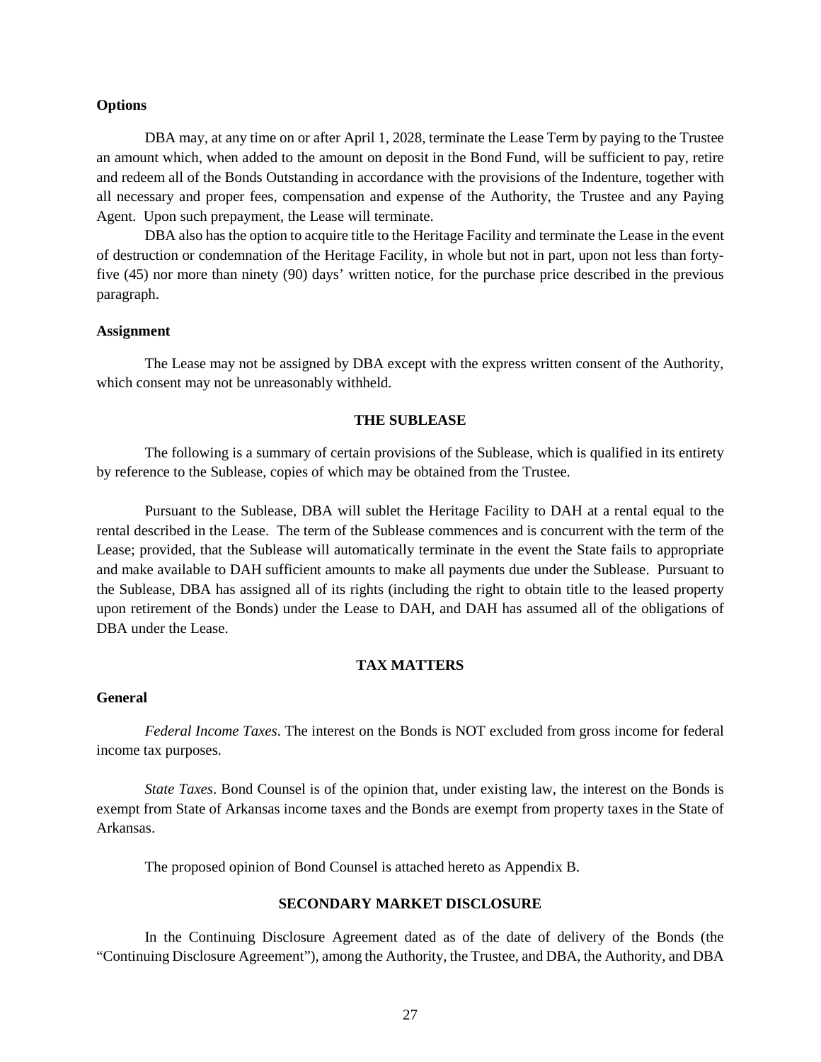**Options**

DBA may, at any time on or after April 1, 2028, terminate the Lease Term by paying to the Trustee an amount which, when added to the amount on deposit in the Bond Fund, will be sufficient to pay, retire and redeem all of the Bonds Outstanding in accordance with the provisions of the Indenture, together with all necessary and proper fees, compensation and expense of the Authority, the Trustee and any Paying Agent. Upon such prepayment, the Lease will terminate.

DBA also has the option to acquire title to the Heritage Facility and terminate the Lease in the event of destruction or condemnation of the Heritage Facility, in whole but not in part, upon not less than forty-five (45) nor more than ninety (90) days' written notice, for the purchase price described in the previous paragraph.

**Assignment**

The Lease may not be assigned by DBA except with the express written consent of the Authority, which consent may not be unreasonably withheld.

## THE SUBLEASE

The following is a summary of certain provisions of the Sublease, which is qualified in its entirety by reference to the Sublease, copies of which may be obtained from the Trustee.

Pursuant to the Sublease, DBA will sublet the Heritage Facility to DAH at a rental equal to the rental described in the Lease. The term of the Sublease commences and is concurrent with the term of the Lease; provided, that the Sublease will automatically terminate in the event the State fails to appropriate and make available to DAH sufficient amounts to make all payments due under the Sublease. Pursuant to the Sublease, DBA has assigned all of its rights (including the right to obtain title to the leased property upon retirement of the Bonds) under the Lease to DAH, and DAH has assumed all of the obligations of DBA under the Lease.

## TAX MATTERS

**General**

*Federal Income Taxes*. The interest on the Bonds is NOT excluded from gross income for federal income tax purposes.

*State Taxes*. Bond Counsel is of the opinion that, under existing law, the interest on the Bonds is exempt from State of Arkansas income taxes and the Bonds are exempt from property taxes in the State of Arkansas.

The proposed opinion of Bond Counsel is attached hereto as Appendix B.

## SECONDARY MARKET DISCLOSURE

In the Continuing Disclosure Agreement dated as of the date of delivery of the Bonds (the "Continuing Disclosure Agreement"), among the Authority, the Trustee, and DBA, the Authority, and DBA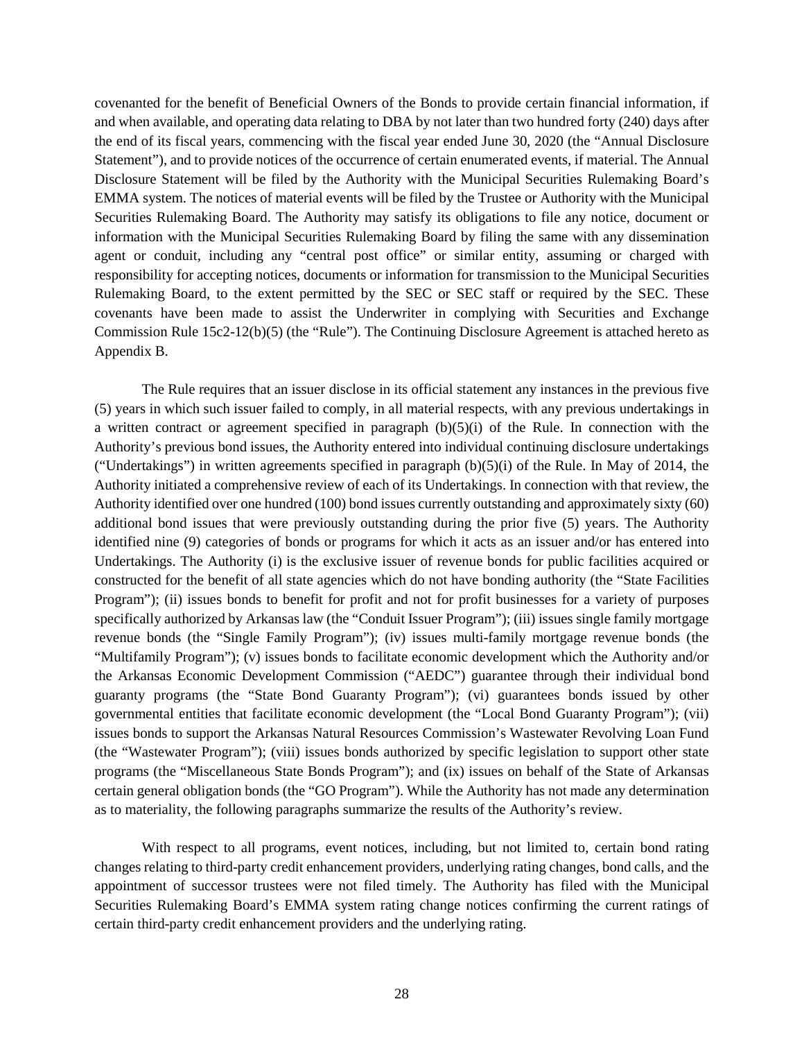covenanted for the benefit of Beneficial Owners of the Bonds to provide certain financial information, if and when available, and operating data relating to DBA by not later than two hundred forty (240) days after the end of its fiscal years, commencing with the fiscal year ended June 30, 2020 (the "Annual Disclosure Statement"), and to provide notices of the occurrence of certain enumerated events, if material. The Annual Disclosure Statement will be filed by the Authority with the Municipal Securities Rulemaking Board's EMMA system. The notices of material events will be filed by the Trustee or Authority with the Municipal Securities Rulemaking Board. The Authority may satisfy its obligations to file any notice, document or information with the Municipal Securities Rulemaking Board by filing the same with any dissemination agent or conduit, including any "central post office" or similar entity, assuming or charged with responsibility for accepting notices, documents or information for transmission to the Municipal Securities Rulemaking Board, to the extent permitted by the SEC or SEC staff or required by the SEC. These covenants have been made to assist the Underwriter in complying with Securities and Exchange Commission Rule 15c2-12(b)(5) (the "Rule"). The Continuing Disclosure Agreement is attached hereto as Appendix B.

The Rule requires that an issuer disclose in its official statement any instances in the previous five (5) years in which such issuer failed to comply, in all material respects, with any previous undertakings in a written contract or agreement specified in paragraph (b)(5)(i) of the Rule. In connection with the Authority's previous bond issues, the Authority entered into individual continuing disclosure undertakings ("Undertakings") in written agreements specified in paragraph (b)(5)(i) of the Rule. In May of 2014, the Authority initiated a comprehensive review of each of its Undertakings. In connection with that review, the Authority identified over one hundred (100) bond issues currently outstanding and approximately sixty (60) additional bond issues that were previously outstanding during the prior five (5) years. The Authority identified nine (9) categories of bonds or programs for which it acts as an issuer and/or has entered into Undertakings. The Authority (i) is the exclusive issuer of revenue bonds for public facilities acquired or constructed for the benefit of all state agencies which do not have bonding authority (the "State Facilities Program"); (ii) issues bonds to benefit for profit and not for profit businesses for a variety of purposes specifically authorized by Arkansas law (the "Conduit Issuer Program"); (iii) issues single family mortgage revenue bonds (the "Single Family Program"); (iv) issues multi-family mortgage revenue bonds (the "Multifamily Program"); (v) issues bonds to facilitate economic development which the Authority and/or the Arkansas Economic Development Commission ("AEDC") guarantee through their individual bond guaranty programs (the "State Bond Guaranty Program"); (vi) guarantees bonds issued by other governmental entities that facilitate economic development (the "Local Bond Guaranty Program"); (vii) issues bonds to support the Arkansas Natural Resources Commission's Wastewater Revolving Loan Fund (the "Wastewater Program"); (viii) issues bonds authorized by specific legislation to support other state programs (the "Miscellaneous State Bonds Program"); and (ix) issues on behalf of the State of Arkansas certain general obligation bonds (the "GO Program"). While the Authority has not made any determination as to materiality, the following paragraphs summarize the results of the Authority's review.

With respect to all programs, event notices, including, but not limited to, certain bond rating changes relating to third-party credit enhancement providers, underlying rating changes, bond calls, and the appointment of successor trustees were not filed timely. The Authority has filed with the Municipal Securities Rulemaking Board's EMMA system rating change notices confirming the current ratings of certain third-party credit enhancement providers and the underlying rating.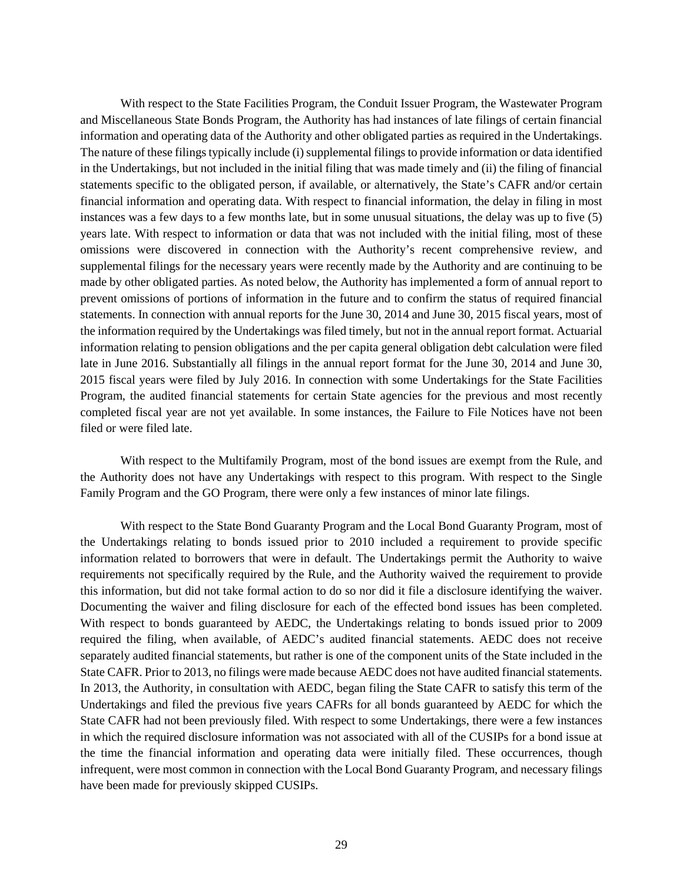With respect to the State Facilities Program, the Conduit Issuer Program, the Wastewater Program and Miscellaneous State Bonds Program, the Authority has had instances of late filings of certain financial information and operating data of the Authority and other obligated parties as required in the Undertakings. The nature of these filings typically include (i) supplemental filings to provide information or data identified in the Undertakings, but not included in the initial filing that was made timely and (ii) the filing of financial statements specific to the obligated person, if available, or alternatively, the State's CAFR and/or certain financial information and operating data. With respect to financial information, the delay in filing in most instances was a few days to a few months late, but in some unusual situations, the delay was up to five (5) years late. With respect to information or data that was not included with the initial filing, most of these omissions were discovered in connection with the Authority's recent comprehensive review, and supplemental filings for the necessary years were recently made by the Authority and are continuing to be made by other obligated parties. As noted below, the Authority has implemented a form of annual report to prevent omissions of portions of information in the future and to confirm the status of required financial statements. In connection with annual reports for the June 30, 2014 and June 30, 2015 fiscal years, most of the information required by the Undertakings was filed timely, but not in the annual report format. Actuarial information relating to pension obligations and the per capita general obligation debt calculation were filed late in June 2016. Substantially all filings in the annual report format for the June 30, 2014 and June 30, 2015 fiscal years were filed by July 2016. In connection with some Undertakings for the State Facilities Program, the audited financial statements for certain State agencies for the previous and most recently completed fiscal year are not yet available. In some instances, the Failure to File Notices have not been filed or were filed late.

With respect to the Multifamily Program, most of the bond issues are exempt from the Rule, and the Authority does not have any Undertakings with respect to this program. With respect to the Single Family Program and the GO Program, there were only a few instances of minor late filings.

With respect to the State Bond Guaranty Program and the Local Bond Guaranty Program, most of the Undertakings relating to bonds issued prior to 2010 included a requirement to provide specific information related to borrowers that were in default. The Undertakings permit the Authority to waive requirements not specifically required by the Rule, and the Authority waived the requirement to provide this information, but did not take formal action to do so nor did it file a disclosure identifying the waiver. Documenting the waiver and filing disclosure for each of the effected bond issues has been completed. With respect to bonds guaranteed by AEDC, the Undertakings relating to bonds issued prior to 2009 required the filing, when available, of AEDC's audited financial statements. AEDC does not receive separately audited financial statements, but rather is one of the component units of the State included in the State CAFR. Prior to 2013, no filings were made because AEDC does not have audited financial statements. In 2013, the Authority, in consultation with AEDC, began filing the State CAFR to satisfy this term of the Undertakings and filed the previous five years CAFRs for all bonds guaranteed by AEDC for which the State CAFR had not been previously filed. With respect to some Undertakings, there were a few instances in which the required disclosure information was not associated with all of the CUSIPs for a bond issue at the time the financial information and operating data were initially filed. These occurrences, though infrequent, were most common in connection with the Local Bond Guaranty Program, and necessary filings have been made for previously skipped CUSIPs.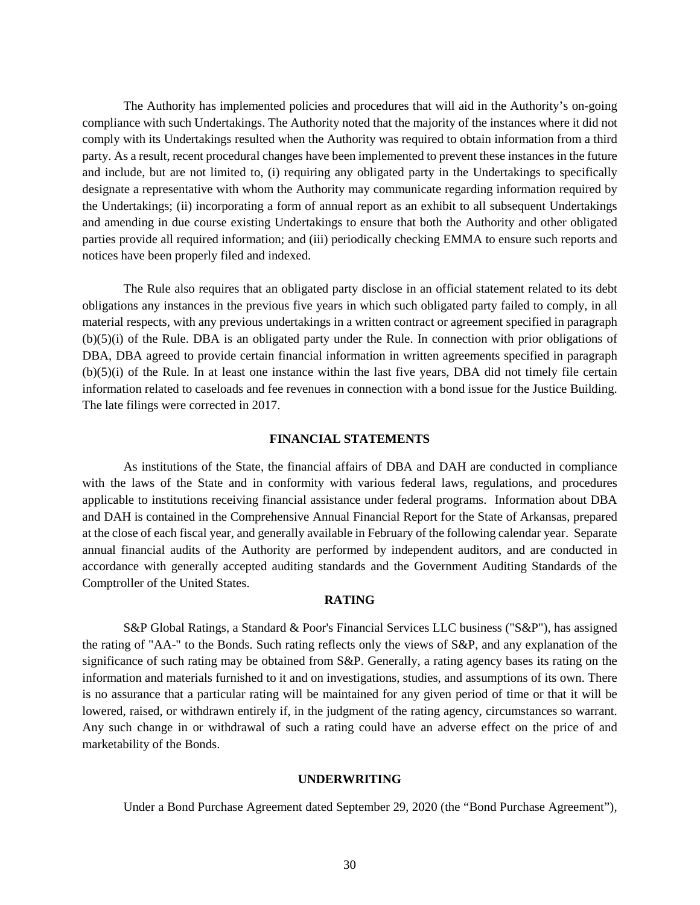The Authority has implemented policies and procedures that will aid in the Authority's on-going compliance with such Undertakings. The Authority noted that the majority of the instances where it did not comply with its Undertakings resulted when the Authority was required to obtain information from a third party. As a result, recent procedural changes have been implemented to prevent these instances in the future and include, but are not limited to, (i) requiring any obligated party in the Undertakings to specifically designate a representative with whom the Authority may communicate regarding information required by the Undertakings; (ii) incorporating a form of annual report as an exhibit to all subsequent Undertakings and amending in due course existing Undertakings to ensure that both the Authority and other obligated parties provide all required information; and (iii) periodically checking EMMA to ensure such reports and notices have been properly filed and indexed.

The Rule also requires that an obligated party disclose in an official statement related to its debt obligations any instances in the previous five years in which such obligated party failed to comply, in all material respects, with any previous undertakings in a written contract or agreement specified in paragraph (b)(5)(i) of the Rule. DBA is an obligated party under the Rule. In connection with prior obligations of DBA, DBA agreed to provide certain financial information in written agreements specified in paragraph (b)(5)(i) of the Rule. In at least one instance within the last five years, DBA did not timely file certain information related to caseloads and fee revenues in connection with a bond issue for the Justice Building. The late filings were corrected in 2017.

## FINANCIAL STATEMENTS

As institutions of the State, the financial affairs of DBA and DAH are conducted in compliance with the laws of the State and in conformity with various federal laws, regulations, and procedures applicable to institutions receiving financial assistance under federal programs. Information about DBA and DAH is contained in the Comprehensive Annual Financial Report for the State of Arkansas, prepared at the close of each fiscal year, and generally available in February of the following calendar year. Separate annual financial audits of the Authority are performed by independent auditors, and are conducted in accordance with generally accepted auditing standards and the Government Auditing Standards of the Comptroller of the United States.

## RATING

S&P Global Ratings, a Standard & Poor's Financial Services LLC business ("S&P"), has assigned the rating of "AA-" to the Bonds. Such rating reflects only the views of S&P, and any explanation of the significance of such rating may be obtained from S&P. Generally, a rating agency bases its rating on the information and materials furnished to it and on investigations, studies, and assumptions of its own. There is no assurance that a particular rating will be maintained for any given period of time or that it will be lowered, raised, or withdrawn entirely if, in the judgment of the rating agency, circumstances so warrant. Any such change in or withdrawal of such a rating could have an adverse effect on the price of and marketability of the Bonds.

## UNDERWRITING

Under a Bond Purchase Agreement dated September 29, 2020 (the "Bond Purchase Agreement"),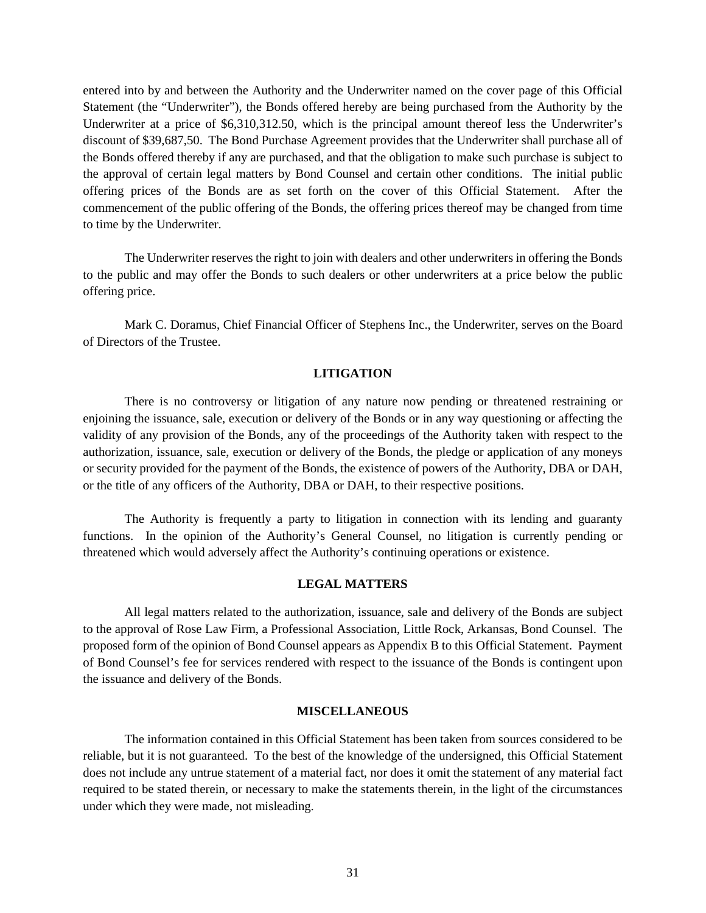entered into by and between the Authority and the Underwriter named on the cover page of this Official Statement (the "Underwriter"), the Bonds offered hereby are being purchased from the Authority by the Underwriter at a price of $6,310,312.50, which is the principal amount thereof less the Underwriter's discount of $39,687,50. The Bond Purchase Agreement provides that the Underwriter shall purchase all of the Bonds offered thereby if any are purchased, and that the obligation to make such purchase is subject to the approval of certain legal matters by Bond Counsel and certain other conditions. The initial public offering prices of the Bonds are as set forth on the cover of this Official Statement. After the commencement of the public offering of the Bonds, the offering prices thereof may be changed from time to time by the Underwriter.

The Underwriter reserves the right to join with dealers and other underwriters in offering the Bonds to the public and may offer the Bonds to such dealers or other underwriters at a price below the public offering price.

Mark C. Doramus, Chief Financial Officer of Stephens Inc., the Underwriter, serves on the Board of Directors of the Trustee.

## LITIGATION

There is no controversy or litigation of any nature now pending or threatened restraining or enjoining the issuance, sale, execution or delivery of the Bonds or in any way questioning or affecting the validity of any provision of the Bonds, any of the proceedings of the Authority taken with respect to the authorization, issuance, sale, execution or delivery of the Bonds, the pledge or application of any moneys or security provided for the payment of the Bonds, the existence of powers of the Authority, DBA or DAH, or the title of any officers of the Authority, DBA or DAH, to their respective positions.

The Authority is frequently a party to litigation in connection with its lending and guaranty functions. In the opinion of the Authority's General Counsel, no litigation is currently pending or threatened which would adversely affect the Authority's continuing operations or existence.

## LEGAL MATTERS

All legal matters related to the authorization, issuance, sale and delivery of the Bonds are subject to the approval of Rose Law Firm, a Professional Association, Little Rock, Arkansas, Bond Counsel. The proposed form of the opinion of Bond Counsel appears as Appendix B to this Official Statement. Payment of Bond Counsel's fee for services rendered with respect to the issuance of the Bonds is contingent upon the issuance and delivery of the Bonds.

## MISCELLANEOUS

The information contained in this Official Statement has been taken from sources considered to be reliable, but it is not guaranteed. To the best of the knowledge of the undersigned, this Official Statement does not include any untrue statement of a material fact, nor does it omit the statement of any material fact required to be stated therein, or necessary to make the statements therein, in the light of the circumstances under which they were made, not misleading.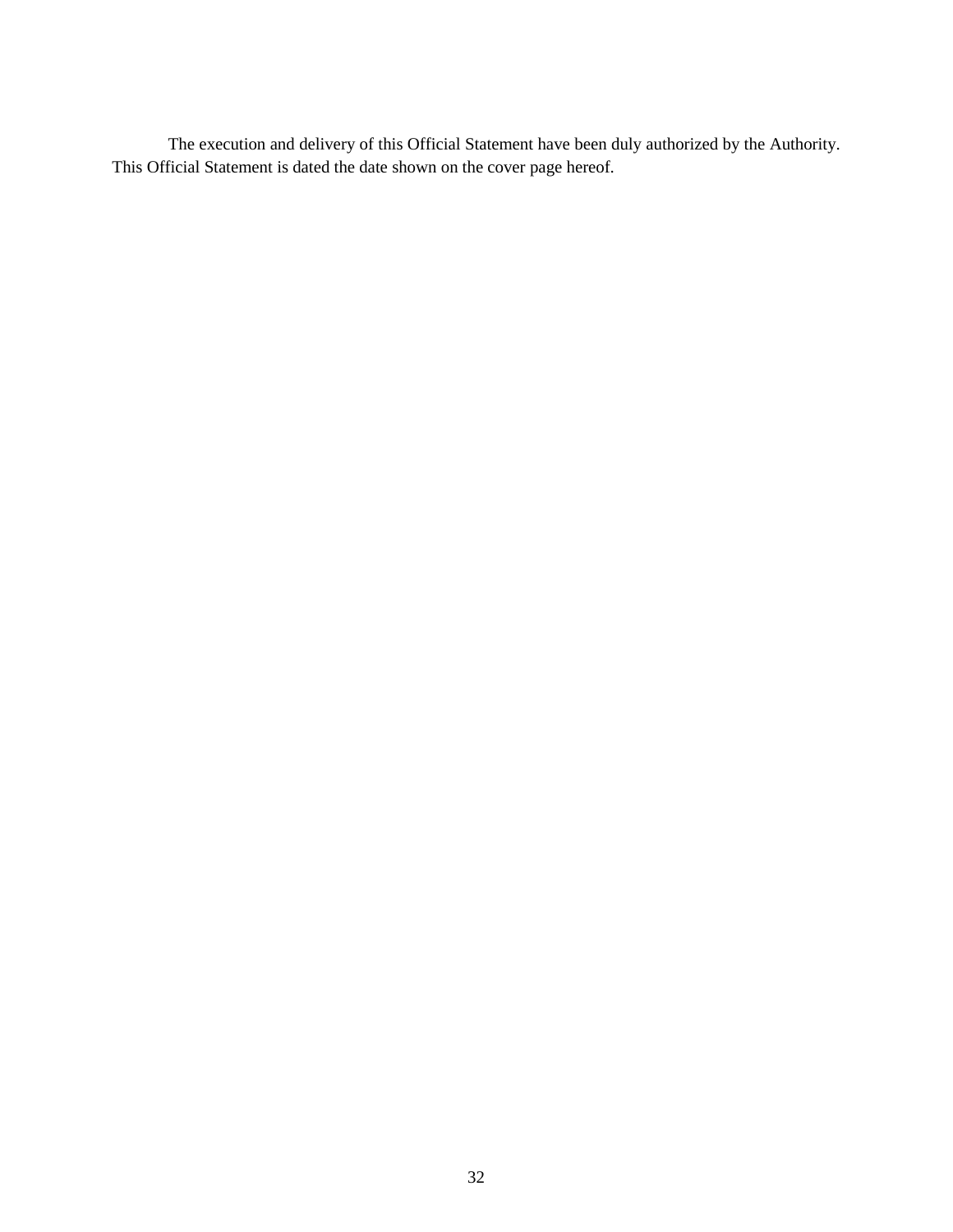The execution and delivery of this Official Statement have been duly authorized by the Authority. This Official Statement is dated the date shown on the cover page hereof.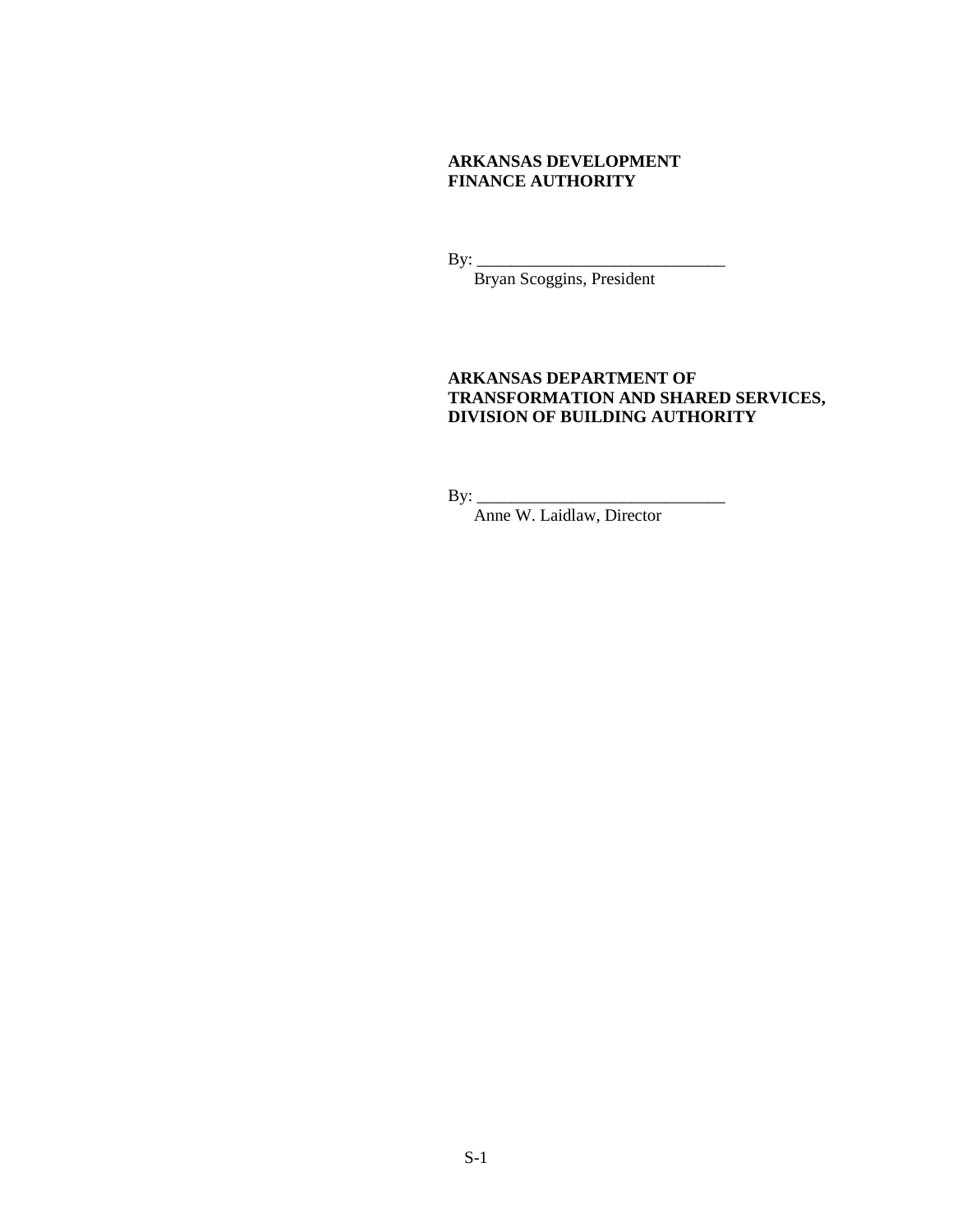**ARKANSAS DEVELOPMENT FINANCE AUTHORITY**

By: ______________________________
Bryan Scoggins, President

**ARKANSAS DEPARTMENT OF TRANSFORMATION AND SHARED SERVICES, DIVISION OF BUILDING AUTHORITY**

By: ______________________________
Anne W. Laidlaw, Director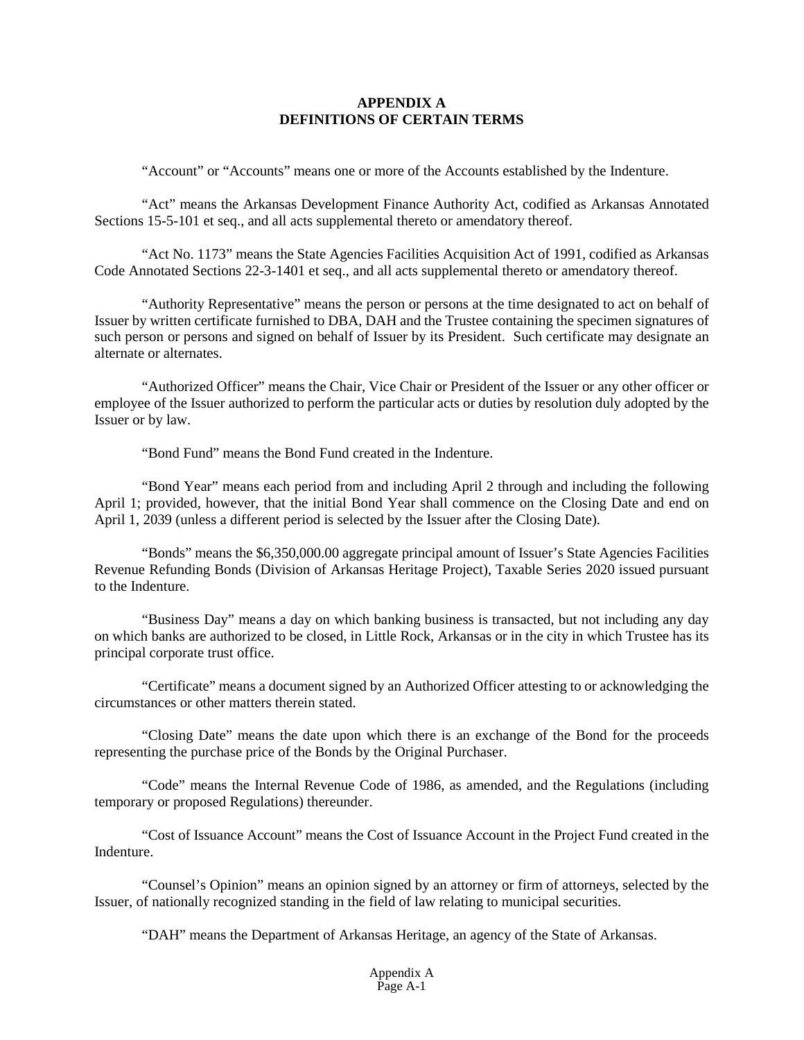# APPENDIX A
## DEFINITIONS OF CERTAIN TERMS

"Account" or "Accounts" means one or more of the Accounts established by the Indenture.

"Act" means the Arkansas Development Finance Authority Act, codified as Arkansas Annotated Sections 15-5-101 et seq., and all acts supplemental thereto or amendatory thereof.

"Act No. 1173" means the State Agencies Facilities Acquisition Act of 1991, codified as Arkansas Code Annotated Sections 22-3-1401 et seq., and all acts supplemental thereto or amendatory thereof.

"Authority Representative" means the person or persons at the time designated to act on behalf of Issuer by written certificate furnished to DBA, DAH and the Trustee containing the specimen signatures of such person or persons and signed on behalf of Issuer by its President. Such certificate may designate an alternate or alternates.

"Authorized Officer" means the Chair, Vice Chair or President of the Issuer or any other officer or employee of the Issuer authorized to perform the particular acts or duties by resolution duly adopted by the Issuer or by law.

"Bond Fund" means the Bond Fund created in the Indenture.

"Bond Year" means each period from and including April 2 through and including the following April 1; provided, however, that the initial Bond Year shall commence on the Closing Date and end on April 1, 2039 (unless a different period is selected by the Issuer after the Closing Date).

"Bonds" means the $6,350,000.00 aggregate principal amount of Issuer's State Agencies Facilities Revenue Refunding Bonds (Division of Arkansas Heritage Project), Taxable Series 2020 issued pursuant to the Indenture.

"Business Day" means a day on which banking business is transacted, but not including any day on which banks are authorized to be closed, in Little Rock, Arkansas or in the city in which Trustee has its principal corporate trust office.

"Certificate" means a document signed by an Authorized Officer attesting to or acknowledging the circumstances or other matters therein stated.

"Closing Date" means the date upon which there is an exchange of the Bond for the proceeds representing the purchase price of the Bonds by the Original Purchaser.

"Code" means the Internal Revenue Code of 1986, as amended, and the Regulations (including temporary or proposed Regulations) thereunder.

"Cost of Issuance Account" means the Cost of Issuance Account in the Project Fund created in the Indenture.

"Counsel's Opinion" means an opinion signed by an attorney or firm of attorneys, selected by the Issuer, of nationally recognized standing in the field of law relating to municipal securities.

"DAH" means the Department of Arkansas Heritage, an agency of the State of Arkansas.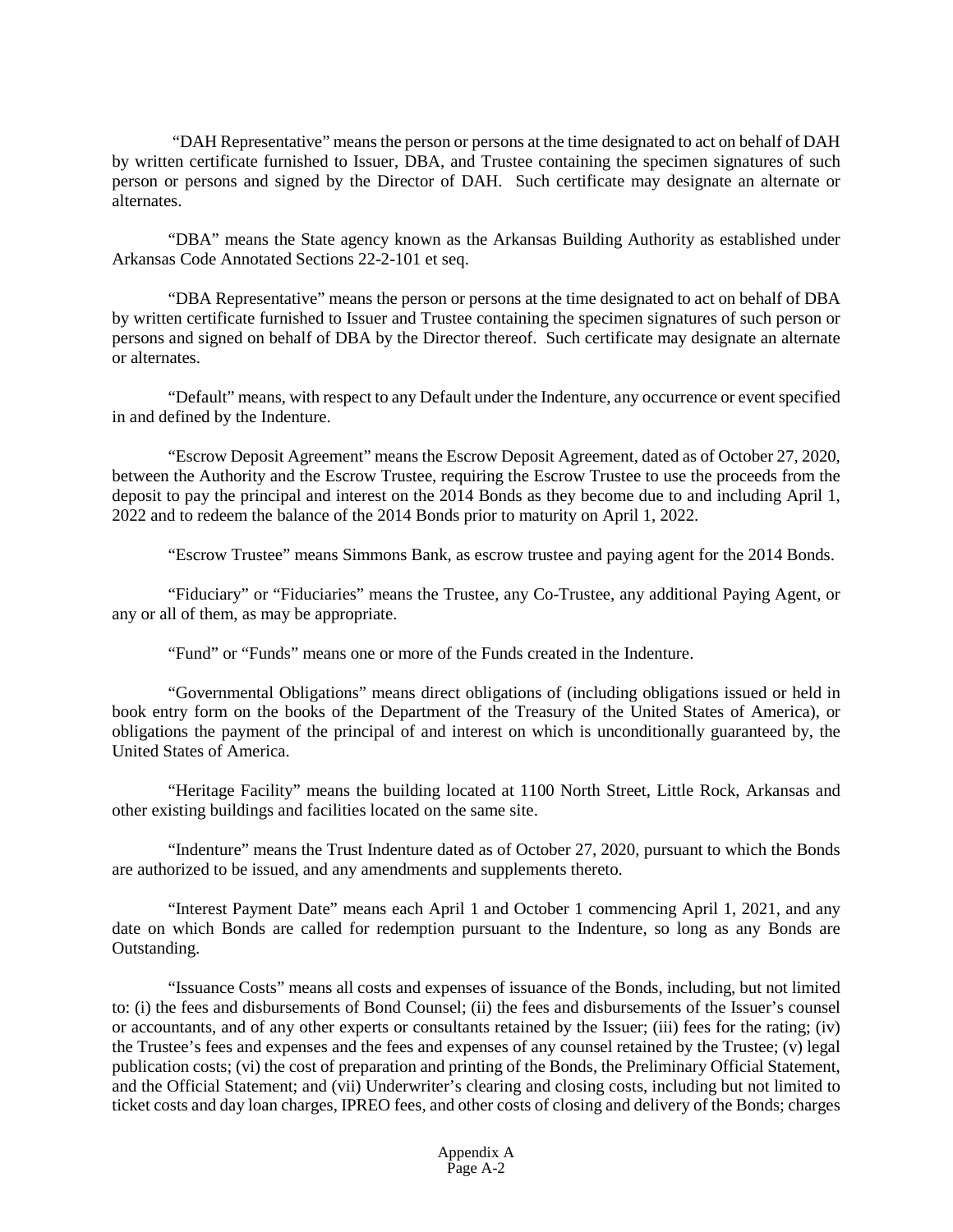"DAH Representative" means the person or persons at the time designated to act on behalf of DAH by written certificate furnished to Issuer, DBA, and Trustee containing the specimen signatures of such person or persons and signed by the Director of DAH. Such certificate may designate an alternate or alternates.

"DBA" means the State agency known as the Arkansas Building Authority as established under Arkansas Code Annotated Sections 22-2-101 et seq.

"DBA Representative" means the person or persons at the time designated to act on behalf of DBA by written certificate furnished to Issuer and Trustee containing the specimen signatures of such person or persons and signed on behalf of DBA by the Director thereof. Such certificate may designate an alternate or alternates.

"Default" means, with respect to any Default under the Indenture, any occurrence or event specified in and defined by the Indenture.

"Escrow Deposit Agreement" means the Escrow Deposit Agreement, dated as of October 27, 2020, between the Authority and the Escrow Trustee, requiring the Escrow Trustee to use the proceeds from the deposit to pay the principal and interest on the 2014 Bonds as they become due to and including April 1, 2022 and to redeem the balance of the 2014 Bonds prior to maturity on April 1, 2022.

"Escrow Trustee" means Simmons Bank, as escrow trustee and paying agent for the 2014 Bonds.

"Fiduciary" or "Fiduciaries" means the Trustee, any Co-Trustee, any additional Paying Agent, or any or all of them, as may be appropriate.

"Fund" or "Funds" means one or more of the Funds created in the Indenture.

"Governmental Obligations" means direct obligations of (including obligations issued or held in book entry form on the books of the Department of the Treasury of the United States of America), or obligations the payment of the principal of and interest on which is unconditionally guaranteed by, the United States of America.

"Heritage Facility" means the building located at 1100 North Street, Little Rock, Arkansas and other existing buildings and facilities located on the same site.

"Indenture" means the Trust Indenture dated as of October 27, 2020, pursuant to which the Bonds are authorized to be issued, and any amendments and supplements thereto.

"Interest Payment Date" means each April 1 and October 1 commencing April 1, 2021, and any date on which Bonds are called for redemption pursuant to the Indenture, so long as any Bonds are Outstanding.

"Issuance Costs" means all costs and expenses of issuance of the Bonds, including, but not limited to: (i) the fees and disbursements of Bond Counsel; (ii) the fees and disbursements of the Issuer's counsel or accountants, and of any other experts or consultants retained by the Issuer; (iii) fees for the rating; (iv) the Trustee's fees and expenses and the fees and expenses of any counsel retained by the Trustee; (v) legal publication costs; (vi) the cost of preparation and printing of the Bonds, the Preliminary Official Statement, and the Official Statement; and (vii) Underwriter's clearing and closing costs, including but not limited to ticket costs and day loan charges, IPREO fees, and other costs of closing and delivery of the Bonds; charges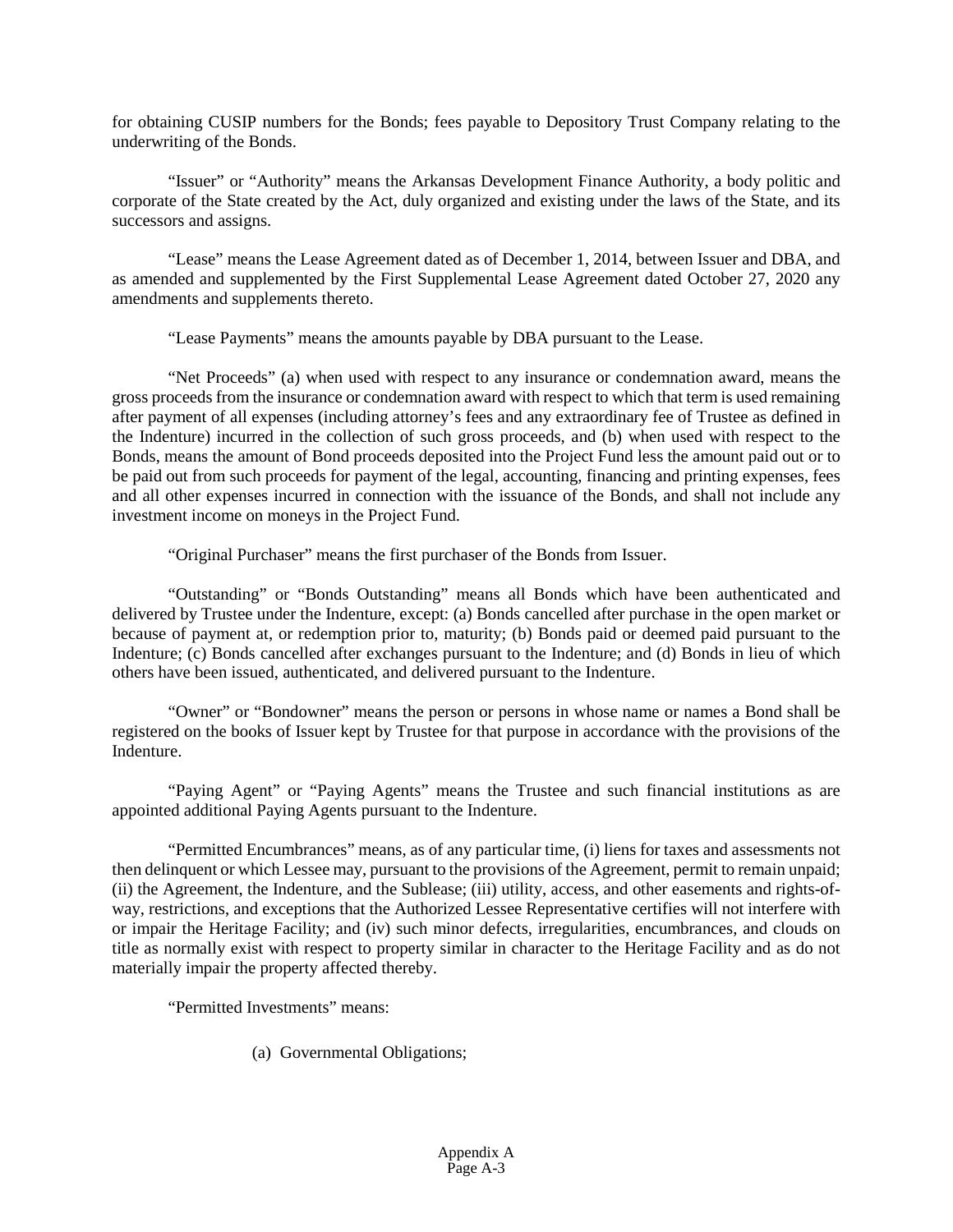for obtaining CUSIP numbers for the Bonds; fees payable to Depository Trust Company relating to the underwriting of the Bonds.

"Issuer" or "Authority" means the Arkansas Development Finance Authority, a body politic and corporate of the State created by the Act, duly organized and existing under the laws of the State, and its successors and assigns.

"Lease" means the Lease Agreement dated as of December 1, 2014, between Issuer and DBA, and as amended and supplemented by the First Supplemental Lease Agreement dated October 27, 2020 any amendments and supplements thereto.

"Lease Payments" means the amounts payable by DBA pursuant to the Lease.

"Net Proceeds" (a) when used with respect to any insurance or condemnation award, means the gross proceeds from the insurance or condemnation award with respect to which that term is used remaining after payment of all expenses (including attorney's fees and any extraordinary fee of Trustee as defined in the Indenture) incurred in the collection of such gross proceeds, and (b) when used with respect to the Bonds, means the amount of Bond proceeds deposited into the Project Fund less the amount paid out or to be paid out from such proceeds for payment of the legal, accounting, financing and printing expenses, fees and all other expenses incurred in connection with the issuance of the Bonds, and shall not include any investment income on moneys in the Project Fund.

"Original Purchaser" means the first purchaser of the Bonds from Issuer.

"Outstanding" or "Bonds Outstanding" means all Bonds which have been authenticated and delivered by Trustee under the Indenture, except: (a) Bonds cancelled after purchase in the open market or because of payment at, or redemption prior to, maturity; (b) Bonds paid or deemed paid pursuant to the Indenture; (c) Bonds cancelled after exchanges pursuant to the Indenture; and (d) Bonds in lieu of which others have been issued, authenticated, and delivered pursuant to the Indenture.

"Owner" or "Bondowner" means the person or persons in whose name or names a Bond shall be registered on the books of Issuer kept by Trustee for that purpose in accordance with the provisions of the Indenture.

"Paying Agent" or "Paying Agents" means the Trustee and such financial institutions as are appointed additional Paying Agents pursuant to the Indenture.

"Permitted Encumbrances" means, as of any particular time, (i) liens for taxes and assessments not then delinquent or which Lessee may, pursuant to the provisions of the Agreement, permit to remain unpaid; (ii) the Agreement, the Indenture, and the Sublease; (iii) utility, access, and other easements and rights-of-way, restrictions, and exceptions that the Authorized Lessee Representative certifies will not interfere with or impair the Heritage Facility; and (iv) such minor defects, irregularities, encumbrances, and clouds on title as normally exist with respect to property similar in character to the Heritage Facility and as do not materially impair the property affected thereby.

"Permitted Investments" means:

(a) Governmental Obligations;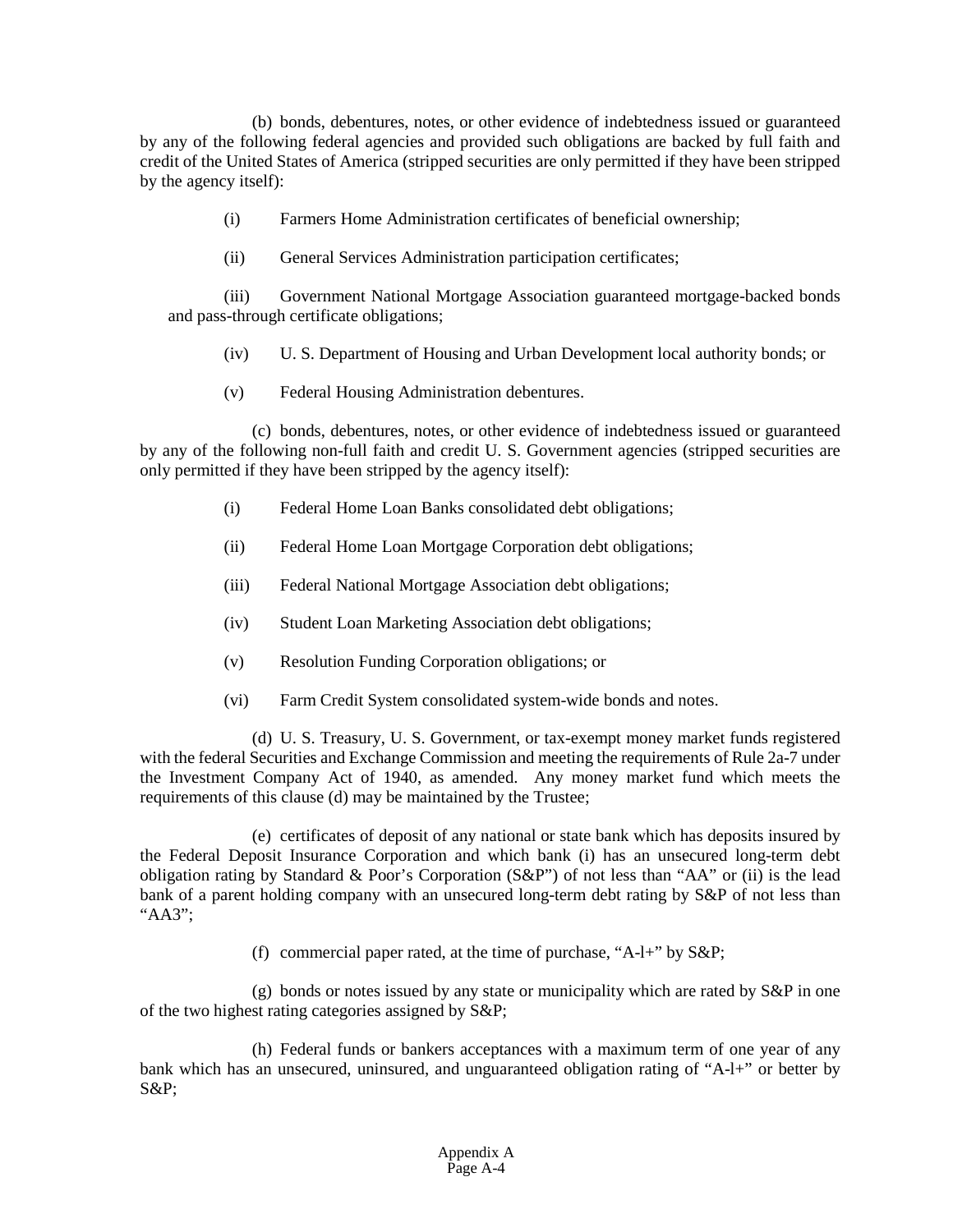(b) bonds, debentures, notes, or other evidence of indebtedness issued or guaranteed by any of the following federal agencies and provided such obligations are backed by full faith and credit of the United States of America (stripped securities are only permitted if they have been stripped by the agency itself):

(i) Farmers Home Administration certificates of beneficial ownership;

(ii) General Services Administration participation certificates;

(iii) Government National Mortgage Association guaranteed mortgage-backed bonds and pass-through certificate obligations;

(iv) U. S. Department of Housing and Urban Development local authority bonds; or

(v) Federal Housing Administration debentures.

(c) bonds, debentures, notes, or other evidence of indebtedness issued or guaranteed by any of the following non-full faith and credit U. S. Government agencies (stripped securities are only permitted if they have been stripped by the agency itself):

(i) Federal Home Loan Banks consolidated debt obligations;

(ii) Federal Home Loan Mortgage Corporation debt obligations;

(iii) Federal National Mortgage Association debt obligations;

(iv) Student Loan Marketing Association debt obligations;

(v) Resolution Funding Corporation obligations; or

(vi) Farm Credit System consolidated system-wide bonds and notes.

(d) U. S. Treasury, U. S. Government, or tax-exempt money market funds registered with the federal Securities and Exchange Commission and meeting the requirements of Rule 2a-7 under the Investment Company Act of 1940, as amended. Any money market fund which meets the requirements of this clause (d) may be maintained by the Trustee;

(e) certificates of deposit of any national or state bank which has deposits insured by the Federal Deposit Insurance Corporation and which bank (i) has an unsecured long-term debt obligation rating by Standard & Poor's Corporation (S&P") of not less than "AA" or (ii) is the lead bank of a parent holding company with an unsecured long-term debt rating by S&P of not less than "AA3";

(f) commercial paper rated, at the time of purchase, "A-l+" by S&P;

(g) bonds or notes issued by any state or municipality which are rated by S&P in one of the two highest rating categories assigned by S&P;

(h) Federal funds or bankers acceptances with a maximum term of one year of any bank which has an unsecured, uninsured, and unguaranteed obligation rating of "A-l+" or better by S&P;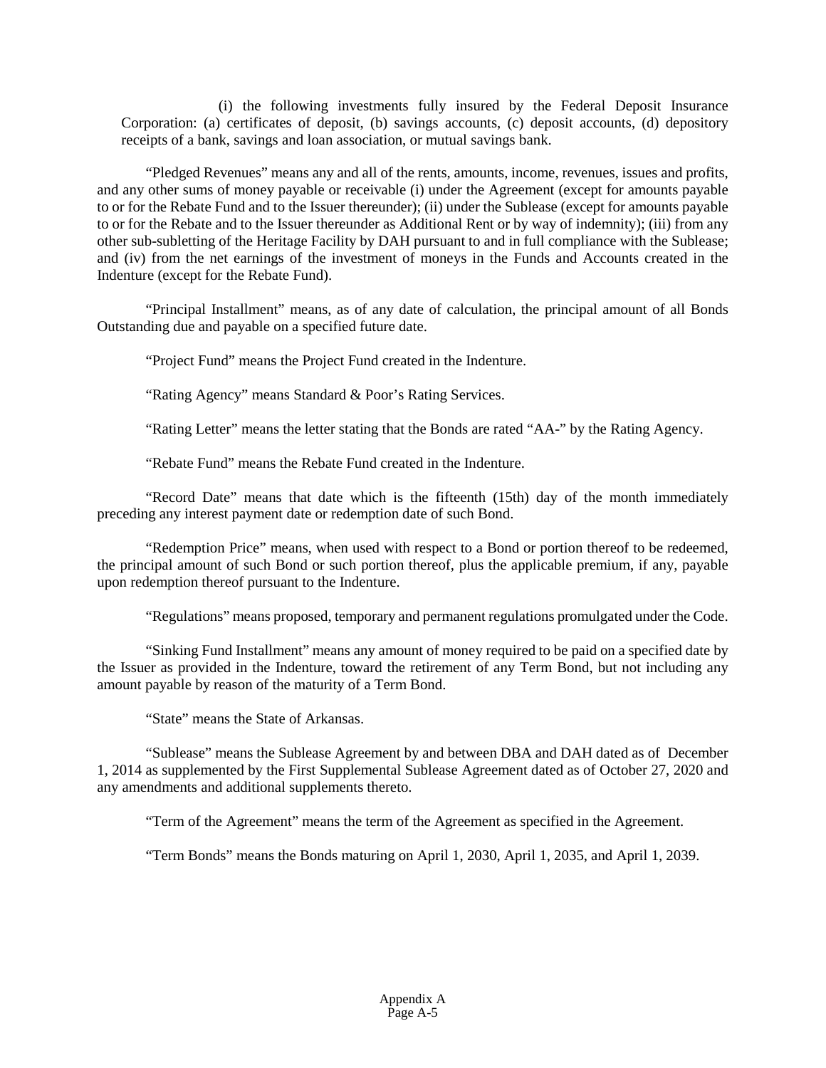(i) the following investments fully insured by the Federal Deposit Insurance Corporation: (a) certificates of deposit, (b) savings accounts, (c) deposit accounts, (d) depository receipts of a bank, savings and loan association, or mutual savings bank.

"Pledged Revenues" means any and all of the rents, amounts, income, revenues, issues and profits, and any other sums of money payable or receivable (i) under the Agreement (except for amounts payable to or for the Rebate Fund and to the Issuer thereunder); (ii) under the Sublease (except for amounts payable to or for the Rebate and to the Issuer thereunder as Additional Rent or by way of indemnity); (iii) from any other sub-subletting of the Heritage Facility by DAH pursuant to and in full compliance with the Sublease; and (iv) from the net earnings of the investment of moneys in the Funds and Accounts created in the Indenture (except for the Rebate Fund).

"Principal Installment" means, as of any date of calculation, the principal amount of all Bonds Outstanding due and payable on a specified future date.

"Project Fund" means the Project Fund created in the Indenture.

"Rating Agency" means Standard & Poor's Rating Services.

"Rating Letter" means the letter stating that the Bonds are rated "AA-" by the Rating Agency.

"Rebate Fund" means the Rebate Fund created in the Indenture.

"Record Date" means that date which is the fifteenth (15th) day of the month immediately preceding any interest payment date or redemption date of such Bond.

"Redemption Price" means, when used with respect to a Bond or portion thereof to be redeemed, the principal amount of such Bond or such portion thereof, plus the applicable premium, if any, payable upon redemption thereof pursuant to the Indenture.

"Regulations" means proposed, temporary and permanent regulations promulgated under the Code.

"Sinking Fund Installment" means any amount of money required to be paid on a specified date by the Issuer as provided in the Indenture, toward the retirement of any Term Bond, but not including any amount payable by reason of the maturity of a Term Bond.

"State" means the State of Arkansas.

"Sublease" means the Sublease Agreement by and between DBA and DAH dated as of December 1, 2014 as supplemented by the First Supplemental Sublease Agreement dated as of October 27, 2020 and any amendments and additional supplements thereto.

"Term of the Agreement" means the term of the Agreement as specified in the Agreement.

"Term Bonds" means the Bonds maturing on April 1, 2030, April 1, 2035, and April 1, 2039.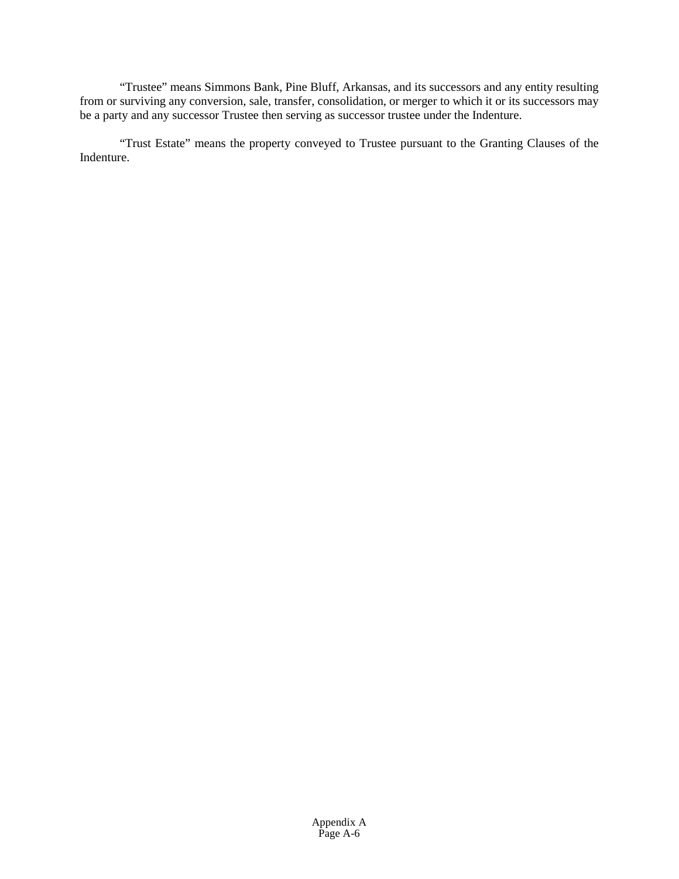"Trustee" means Simmons Bank, Pine Bluff, Arkansas, and its successors and any entity resulting from or surviving any conversion, sale, transfer, consolidation, or merger to which it or its successors may be a party and any successor Trustee then serving as successor trustee under the Indenture.

"Trust Estate" means the property conveyed to Trustee pursuant to the Granting Clauses of the Indenture.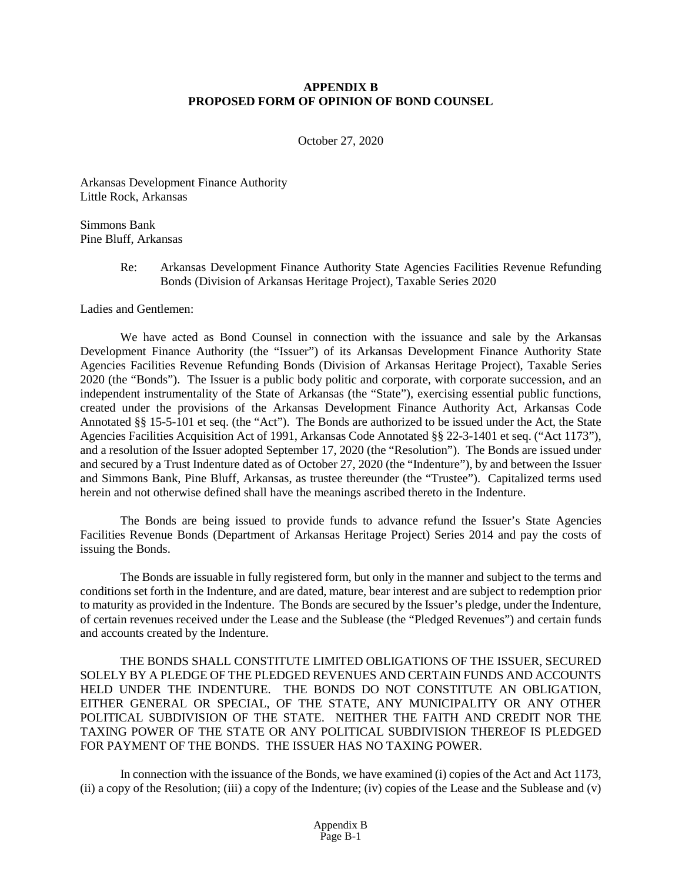**APPENDIX B**
**PROPOSED FORM OF OPINION OF BOND COUNSEL**

October 27, 2020

Arkansas Development Finance Authority
Little Rock, Arkansas

Simmons Bank
Pine Bluff, Arkansas

Re: Arkansas Development Finance Authority State Agencies Facilities Revenue Refunding Bonds (Division of Arkansas Heritage Project), Taxable Series 2020

Ladies and Gentlemen:

We have acted as Bond Counsel in connection with the issuance and sale by the Arkansas Development Finance Authority (the "Issuer") of its Arkansas Development Finance Authority State Agencies Facilities Revenue Refunding Bonds (Division of Arkansas Heritage Project), Taxable Series 2020 (the "Bonds"). The Issuer is a public body politic and corporate, with corporate succession, and an independent instrumentality of the State of Arkansas (the "State"), exercising essential public functions, created under the provisions of the Arkansas Development Finance Authority Act, Arkansas Code Annotated §§ 15-5-101 et seq. (the "Act"). The Bonds are authorized to be issued under the Act, the State Agencies Facilities Acquisition Act of 1991, Arkansas Code Annotated §§ 22-3-1401 et seq. ("Act 1173"), and a resolution of the Issuer adopted September 17, 2020 (the "Resolution"). The Bonds are issued under and secured by a Trust Indenture dated as of October 27, 2020 (the "Indenture"), by and between the Issuer and Simmons Bank, Pine Bluff, Arkansas, as trustee thereunder (the "Trustee"). Capitalized terms used herein and not otherwise defined shall have the meanings ascribed thereto in the Indenture.

The Bonds are being issued to provide funds to advance refund the Issuer's State Agencies Facilities Revenue Bonds (Department of Arkansas Heritage Project) Series 2014 and pay the costs of issuing the Bonds.

The Bonds are issuable in fully registered form, but only in the manner and subject to the terms and conditions set forth in the Indenture, and are dated, mature, bear interest and are subject to redemption prior to maturity as provided in the Indenture. The Bonds are secured by the Issuer's pledge, under the Indenture, of certain revenues received under the Lease and the Sublease (the "Pledged Revenues") and certain funds and accounts created by the Indenture.

THE BONDS SHALL CONSTITUTE LIMITED OBLIGATIONS OF THE ISSUER, SECURED SOLELY BY A PLEDGE OF THE PLEDGED REVENUES AND CERTAIN FUNDS AND ACCOUNTS HELD UNDER THE INDENTURE. THE BONDS DO NOT CONSTITUTE AN OBLIGATION, EITHER GENERAL OR SPECIAL, OF THE STATE, ANY MUNICIPALITY OR ANY OTHER POLITICAL SUBDIVISION OF THE STATE. NEITHER THE FAITH AND CREDIT NOR THE TAXING POWER OF THE STATE OR ANY POLITICAL SUBDIVISION THEREOF IS PLEDGED FOR PAYMENT OF THE BONDS. THE ISSUER HAS NO TAXING POWER.

In connection with the issuance of the Bonds, we have examined (i) copies of the Act and Act 1173, (ii) a copy of the Resolution; (iii) a copy of the Indenture; (iv) copies of the Lease and the Sublease and (v)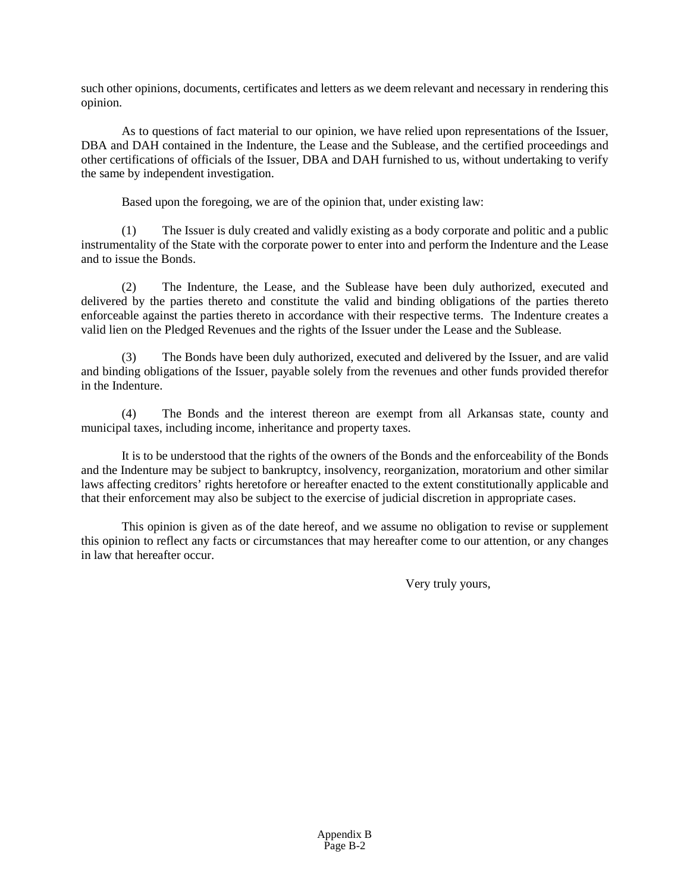such other opinions, documents, certificates and letters as we deem relevant and necessary in rendering this opinion.

As to questions of fact material to our opinion, we have relied upon representations of the Issuer, DBA and DAH contained in the Indenture, the Lease and the Sublease, and the certified proceedings and other certifications of officials of the Issuer, DBA and DAH furnished to us, without undertaking to verify the same by independent investigation.

Based upon the foregoing, we are of the opinion that, under existing law:

(1) The Issuer is duly created and validly existing as a body corporate and politic and a public instrumentality of the State with the corporate power to enter into and perform the Indenture and the Lease and to issue the Bonds.

(2) The Indenture, the Lease, and the Sublease have been duly authorized, executed and delivered by the parties thereto and constitute the valid and binding obligations of the parties thereto enforceable against the parties thereto in accordance with their respective terms. The Indenture creates a valid lien on the Pledged Revenues and the rights of the Issuer under the Lease and the Sublease.

(3) The Bonds have been duly authorized, executed and delivered by the Issuer, and are valid and binding obligations of the Issuer, payable solely from the revenues and other funds provided therefor in the Indenture.

(4) The Bonds and the interest thereon are exempt from all Arkansas state, county and municipal taxes, including income, inheritance and property taxes.

It is to be understood that the rights of the owners of the Bonds and the enforceability of the Bonds and the Indenture may be subject to bankruptcy, insolvency, reorganization, moratorium and other similar laws affecting creditors' rights heretofore or hereafter enacted to the extent constitutionally applicable and that their enforcement may also be subject to the exercise of judicial discretion in appropriate cases.

This opinion is given as of the date hereof, and we assume no obligation to revise or supplement this opinion to reflect any facts or circumstances that may hereafter come to our attention, or any changes in law that hereafter occur.

Very truly yours,

Appendix B
Page B-2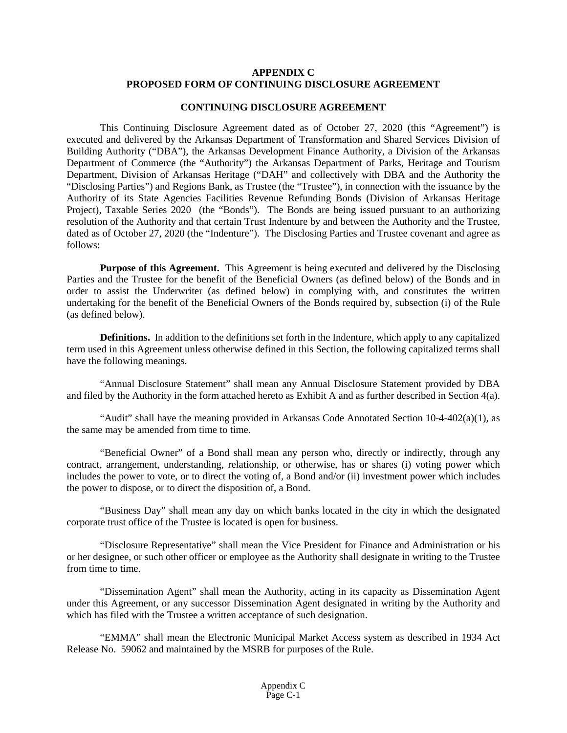## APPENDIX C
## PROPOSED FORM OF CONTINUING DISCLOSURE AGREEMENT

### CONTINUING DISCLOSURE AGREEMENT

This Continuing Disclosure Agreement dated as of October 27, 2020 (this "Agreement") is executed and delivered by the Arkansas Department of Transformation and Shared Services Division of Building Authority ("DBA"), the Arkansas Development Finance Authority, a Division of the Arkansas Department of Commerce (the "Authority") the Arkansas Department of Parks, Heritage and Tourism Department, Division of Arkansas Heritage ("DAH" and collectively with DBA and the Authority the "Disclosing Parties") and Regions Bank, as Trustee (the "Trustee"), in connection with the issuance by the Authority of its State Agencies Facilities Revenue Refunding Bonds (Division of Arkansas Heritage Project), Taxable Series 2020 (the "Bonds"). The Bonds are being issued pursuant to an authorizing resolution of the Authority and that certain Trust Indenture by and between the Authority and the Trustee, dated as of October 27, 2020 (the "Indenture"). The Disclosing Parties and Trustee covenant and agree as follows:

**Purpose of this Agreement.** This Agreement is being executed and delivered by the Disclosing Parties and the Trustee for the benefit of the Beneficial Owners (as defined below) of the Bonds and in order to assist the Underwriter (as defined below) in complying with, and constitutes the written undertaking for the benefit of the Beneficial Owners of the Bonds required by, subsection (i) of the Rule (as defined below).

**Definitions.** In addition to the definitions set forth in the Indenture, which apply to any capitalized term used in this Agreement unless otherwise defined in this Section, the following capitalized terms shall have the following meanings.

"Annual Disclosure Statement" shall mean any Annual Disclosure Statement provided by DBA and filed by the Authority in the form attached hereto as Exhibit A and as further described in Section 4(a).

"Audit" shall have the meaning provided in Arkansas Code Annotated Section 10-4-402(a)(1), as the same may be amended from time to time.

"Beneficial Owner" of a Bond shall mean any person who, directly or indirectly, through any contract, arrangement, understanding, relationship, or otherwise, has or shares (i) voting power which includes the power to vote, or to direct the voting of, a Bond and/or (ii) investment power which includes the power to dispose, or to direct the disposition of, a Bond.

"Business Day" shall mean any day on which banks located in the city in which the designated corporate trust office of the Trustee is located is open for business.

"Disclosure Representative" shall mean the Vice President for Finance and Administration or his or her designee, or such other officer or employee as the Authority shall designate in writing to the Trustee from time to time.

"Dissemination Agent" shall mean the Authority, acting in its capacity as Dissemination Agent under this Agreement, or any successor Dissemination Agent designated in writing by the Authority and which has filed with the Trustee a written acceptance of such designation.

"EMMA" shall mean the Electronic Municipal Market Access system as described in 1934 Act Release No. 59062 and maintained by the MSRB for purposes of the Rule.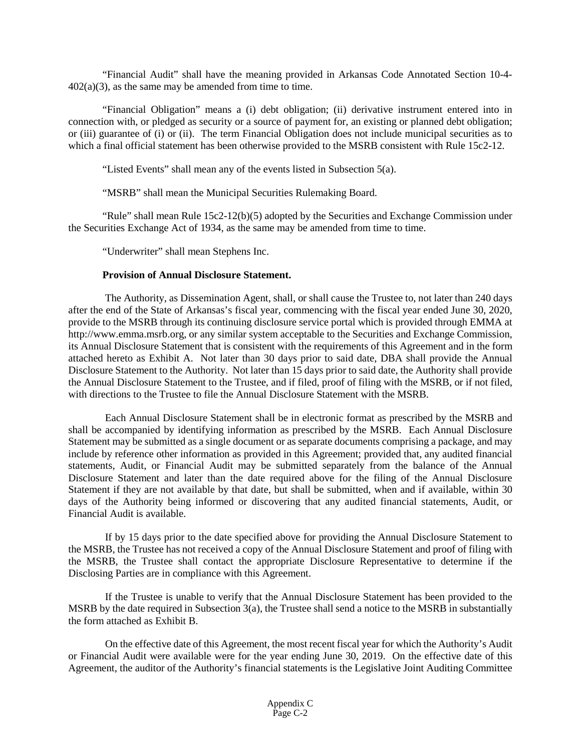"Financial Audit" shall have the meaning provided in Arkansas Code Annotated Section 10-4-402(a)(3), as the same may be amended from time to time.

"Financial Obligation" means a (i) debt obligation; (ii) derivative instrument entered into in connection with, or pledged as security or a source of payment for, an existing or planned debt obligation; or (iii) guarantee of (i) or (ii). The term Financial Obligation does not include municipal securities as to which a final official statement has been otherwise provided to the MSRB consistent with Rule 15c2-12.

"Listed Events" shall mean any of the events listed in Subsection 5(a).

"MSRB" shall mean the Municipal Securities Rulemaking Board.

"Rule" shall mean Rule 15c2-12(b)(5) adopted by the Securities and Exchange Commission under the Securities Exchange Act of 1934, as the same may be amended from time to time.

"Underwriter" shall mean Stephens Inc.

**Provision of Annual Disclosure Statement.**

The Authority, as Dissemination Agent, shall, or shall cause the Trustee to, not later than 240 days after the end of the State of Arkansas's fiscal year, commencing with the fiscal year ended June 30, 2020, provide to the MSRB through its continuing disclosure service portal which is provided through EMMA at http://www.emma.msrb.org, or any similar system acceptable to the Securities and Exchange Commission, its Annual Disclosure Statement that is consistent with the requirements of this Agreement and in the form attached hereto as Exhibit A. Not later than 30 days prior to said date, DBA shall provide the Annual Disclosure Statement to the Authority. Not later than 15 days prior to said date, the Authority shall provide the Annual Disclosure Statement to the Trustee, and if filed, proof of filing with the MSRB, or if not filed, with directions to the Trustee to file the Annual Disclosure Statement with the MSRB.

Each Annual Disclosure Statement shall be in electronic format as prescribed by the MSRB and shall be accompanied by identifying information as prescribed by the MSRB. Each Annual Disclosure Statement may be submitted as a single document or as separate documents comprising a package, and may include by reference other information as provided in this Agreement; provided that, any audited financial statements, Audit, or Financial Audit may be submitted separately from the balance of the Annual Disclosure Statement and later than the date required above for the filing of the Annual Disclosure Statement if they are not available by that date, but shall be submitted, when and if available, within 30 days of the Authority being informed or discovering that any audited financial statements, Audit, or Financial Audit is available.

If by 15 days prior to the date specified above for providing the Annual Disclosure Statement to the MSRB, the Trustee has not received a copy of the Annual Disclosure Statement and proof of filing with the MSRB, the Trustee shall contact the appropriate Disclosure Representative to determine if the Disclosing Parties are in compliance with this Agreement.

If the Trustee is unable to verify that the Annual Disclosure Statement has been provided to the MSRB by the date required in Subsection 3(a), the Trustee shall send a notice to the MSRB in substantially the form attached as Exhibit B.

On the effective date of this Agreement, the most recent fiscal year for which the Authority's Audit or Financial Audit were available were for the year ending June 30, 2019. On the effective date of this Agreement, the auditor of the Authority's financial statements is the Legislative Joint Auditing Committee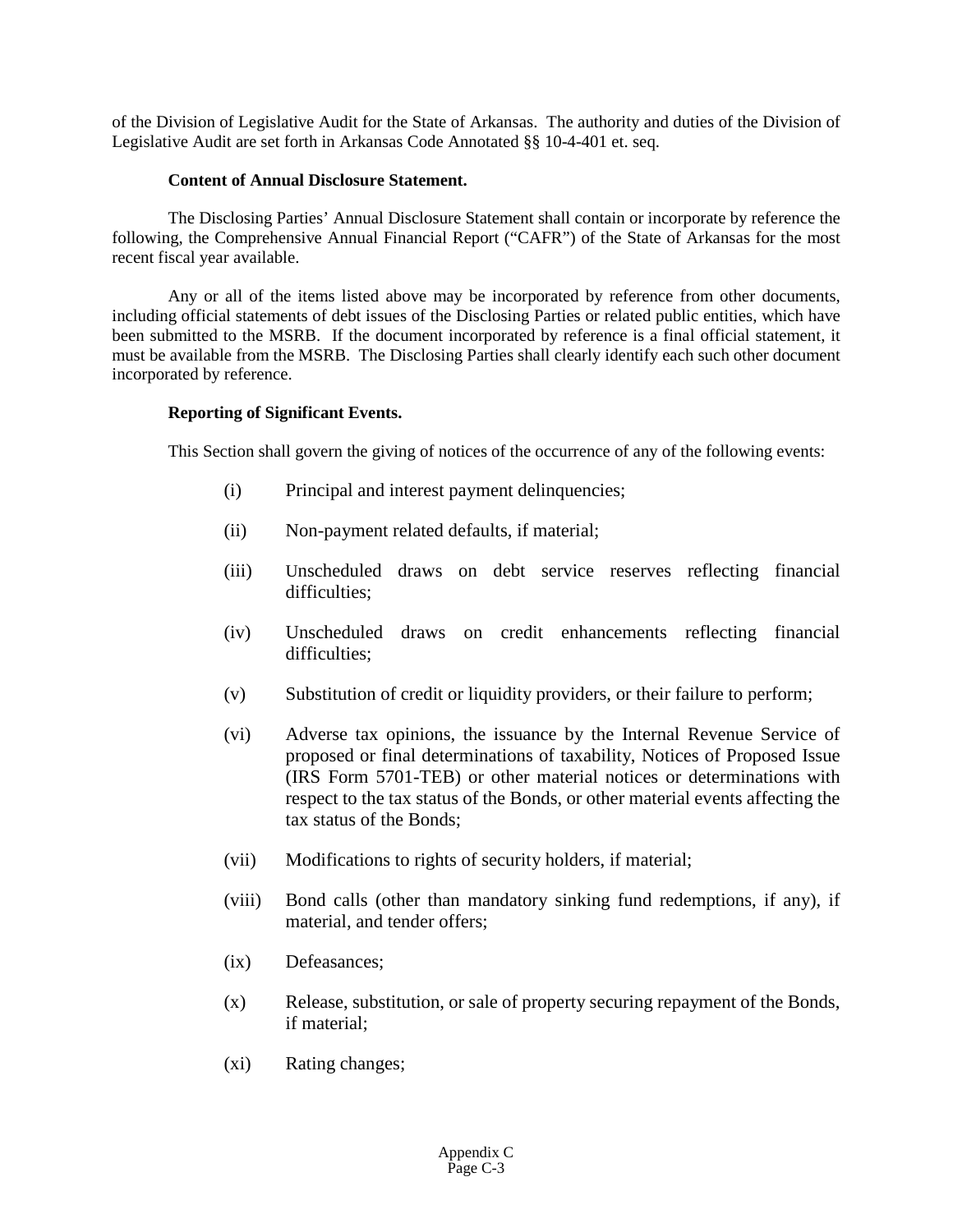of the Division of Legislative Audit for the State of Arkansas. The authority and duties of the Division of Legislative Audit are set forth in Arkansas Code Annotated §§ 10-4-401 et. seq.

**Content of Annual Disclosure Statement.**

The Disclosing Parties' Annual Disclosure Statement shall contain or incorporate by reference the following, the Comprehensive Annual Financial Report ("CAFR") of the State of Arkansas for the most recent fiscal year available.

Any or all of the items listed above may be incorporated by reference from other documents, including official statements of debt issues of the Disclosing Parties or related public entities, which have been submitted to the MSRB. If the document incorporated by reference is a final official statement, it must be available from the MSRB. The Disclosing Parties shall clearly identify each such other document incorporated by reference.

**Reporting of Significant Events.**

This Section shall govern the giving of notices of the occurrence of any of the following events:

(i) Principal and interest payment delinquencies;

(ii) Non-payment related defaults, if material;

(iii) Unscheduled draws on debt service reserves reflecting financial difficulties;

(iv) Unscheduled draws on credit enhancements reflecting financial difficulties;

(v) Substitution of credit or liquidity providers, or their failure to perform;

(vi) Adverse tax opinions, the issuance by the Internal Revenue Service of proposed or final determinations of taxability, Notices of Proposed Issue (IRS Form 5701-TEB) or other material notices or determinations with respect to the tax status of the Bonds, or other material events affecting the tax status of the Bonds;

(vii) Modifications to rights of security holders, if material;

(viii) Bond calls (other than mandatory sinking fund redemptions, if any), if material, and tender offers;

(ix) Defeasances;

(x) Release, substitution, or sale of property securing repayment of the Bonds, if material;

(xi) Rating changes;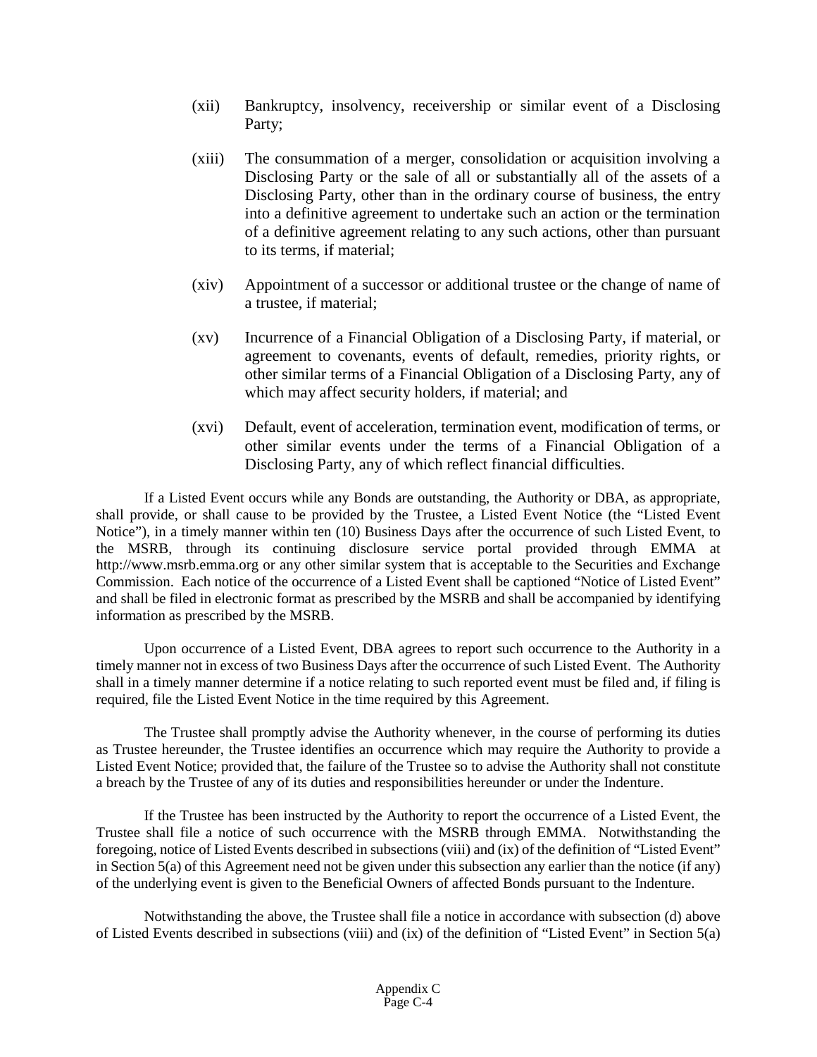(xii) Bankruptcy, insolvency, receivership or similar event of a Disclosing Party;

(xiii) The consummation of a merger, consolidation or acquisition involving a Disclosing Party or the sale of all or substantially all of the assets of a Disclosing Party, other than in the ordinary course of business, the entry into a definitive agreement to undertake such an action or the termination of a definitive agreement relating to any such actions, other than pursuant to its terms, if material;

(xiv) Appointment of a successor or additional trustee or the change of name of a trustee, if material;

(xv) Incurrence of a Financial Obligation of a Disclosing Party, if material, or agreement to covenants, events of default, remedies, priority rights, or other similar terms of a Financial Obligation of a Disclosing Party, any of which may affect security holders, if material; and

(xvi) Default, event of acceleration, termination event, modification of terms, or other similar events under the terms of a Financial Obligation of a Disclosing Party, any of which reflect financial difficulties.

If a Listed Event occurs while any Bonds are outstanding, the Authority or DBA, as appropriate, shall provide, or shall cause to be provided by the Trustee, a Listed Event Notice (the "Listed Event Notice"), in a timely manner within ten (10) Business Days after the occurrence of such Listed Event, to the MSRB, through its continuing disclosure service portal provided through EMMA at http://www.msrb.emma.org or any other similar system that is acceptable to the Securities and Exchange Commission. Each notice of the occurrence of a Listed Event shall be captioned "Notice of Listed Event" and shall be filed in electronic format as prescribed by the MSRB and shall be accompanied by identifying information as prescribed by the MSRB.

Upon occurrence of a Listed Event, DBA agrees to report such occurrence to the Authority in a timely manner not in excess of two Business Days after the occurrence of such Listed Event. The Authority shall in a timely manner determine if a notice relating to such reported event must be filed and, if filing is required, file the Listed Event Notice in the time required by this Agreement.

The Trustee shall promptly advise the Authority whenever, in the course of performing its duties as Trustee hereunder, the Trustee identifies an occurrence which may require the Authority to provide a Listed Event Notice; provided that, the failure of the Trustee so to advise the Authority shall not constitute a breach by the Trustee of any of its duties and responsibilities hereunder or under the Indenture.

If the Trustee has been instructed by the Authority to report the occurrence of a Listed Event, the Trustee shall file a notice of such occurrence with the MSRB through EMMA. Notwithstanding the foregoing, notice of Listed Events described in subsections (viii) and (ix) of the definition of "Listed Event" in Section 5(a) of this Agreement need not be given under this subsection any earlier than the notice (if any) of the underlying event is given to the Beneficial Owners of affected Bonds pursuant to the Indenture.

Notwithstanding the above, the Trustee shall file a notice in accordance with subsection (d) above of Listed Events described in subsections (viii) and (ix) of the definition of "Listed Event" in Section 5(a)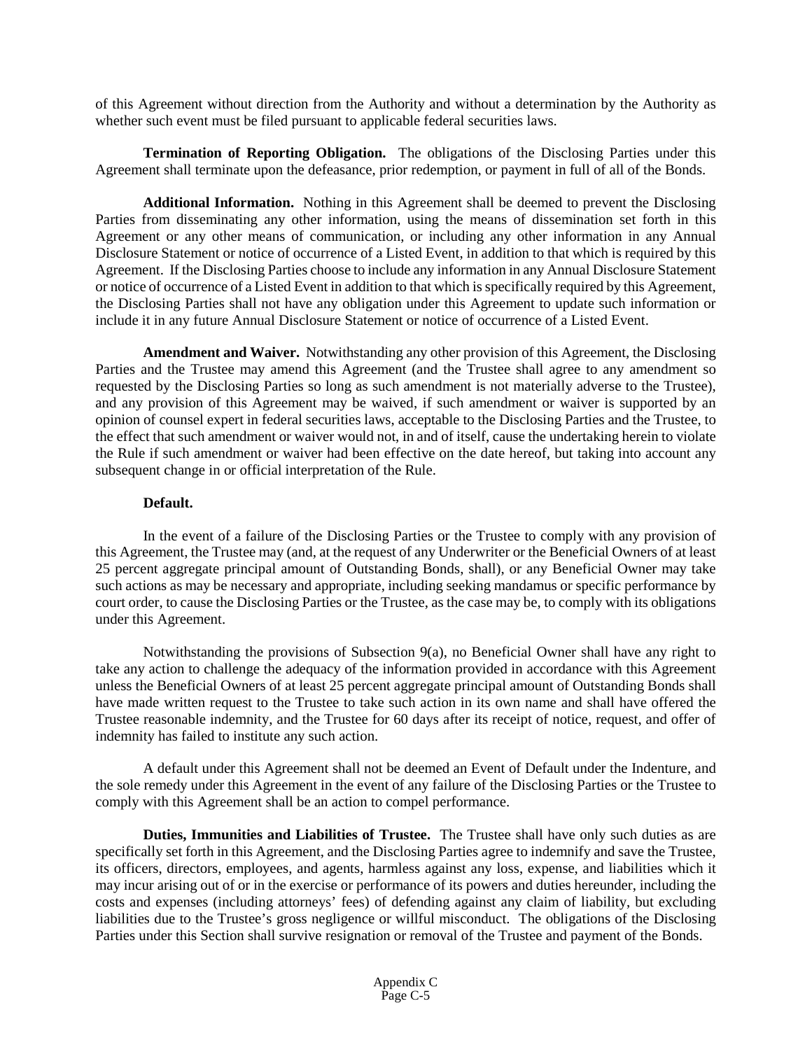of this Agreement without direction from the Authority and without a determination by the Authority as whether such event must be filed pursuant to applicable federal securities laws.

**Termination of Reporting Obligation.** The obligations of the Disclosing Parties under this Agreement shall terminate upon the defeasance, prior redemption, or payment in full of all of the Bonds.

**Additional Information.** Nothing in this Agreement shall be deemed to prevent the Disclosing Parties from disseminating any other information, using the means of dissemination set forth in this Agreement or any other means of communication, or including any other information in any Annual Disclosure Statement or notice of occurrence of a Listed Event, in addition to that which is required by this Agreement. If the Disclosing Parties choose to include any information in any Annual Disclosure Statement or notice of occurrence of a Listed Event in addition to that which is specifically required by this Agreement, the Disclosing Parties shall not have any obligation under this Agreement to update such information or include it in any future Annual Disclosure Statement or notice of occurrence of a Listed Event.

**Amendment and Waiver.** Notwithstanding any other provision of this Agreement, the Disclosing Parties and the Trustee may amend this Agreement (and the Trustee shall agree to any amendment so requested by the Disclosing Parties so long as such amendment is not materially adverse to the Trustee), and any provision of this Agreement may be waived, if such amendment or waiver is supported by an opinion of counsel expert in federal securities laws, acceptable to the Disclosing Parties and the Trustee, to the effect that such amendment or waiver would not, in and of itself, cause the undertaking herein to violate the Rule if such amendment or waiver had been effective on the date hereof, but taking into account any subsequent change in or official interpretation of the Rule.

**Default.**

In the event of a failure of the Disclosing Parties or the Trustee to comply with any provision of this Agreement, the Trustee may (and, at the request of any Underwriter or the Beneficial Owners of at least 25 percent aggregate principal amount of Outstanding Bonds, shall), or any Beneficial Owner may take such actions as may be necessary and appropriate, including seeking mandamus or specific performance by court order, to cause the Disclosing Parties or the Trustee, as the case may be, to comply with its obligations under this Agreement.

Notwithstanding the provisions of Subsection 9(a), no Beneficial Owner shall have any right to take any action to challenge the adequacy of the information provided in accordance with this Agreement unless the Beneficial Owners of at least 25 percent aggregate principal amount of Outstanding Bonds shall have made written request to the Trustee to take such action in its own name and shall have offered the Trustee reasonable indemnity, and the Trustee for 60 days after its receipt of notice, request, and offer of indemnity has failed to institute any such action.

A default under this Agreement shall not be deemed an Event of Default under the Indenture, and the sole remedy under this Agreement in the event of any failure of the Disclosing Parties or the Trustee to comply with this Agreement shall be an action to compel performance.

**Duties, Immunities and Liabilities of Trustee.** The Trustee shall have only such duties as are specifically set forth in this Agreement, and the Disclosing Parties agree to indemnify and save the Trustee, its officers, directors, employees, and agents, harmless against any loss, expense, and liabilities which it may incur arising out of or in the exercise or performance of its powers and duties hereunder, including the costs and expenses (including attorneys' fees) of defending against any claim of liability, but excluding liabilities due to the Trustee's gross negligence or willful misconduct. The obligations of the Disclosing Parties under this Section shall survive resignation or removal of the Trustee and payment of the Bonds.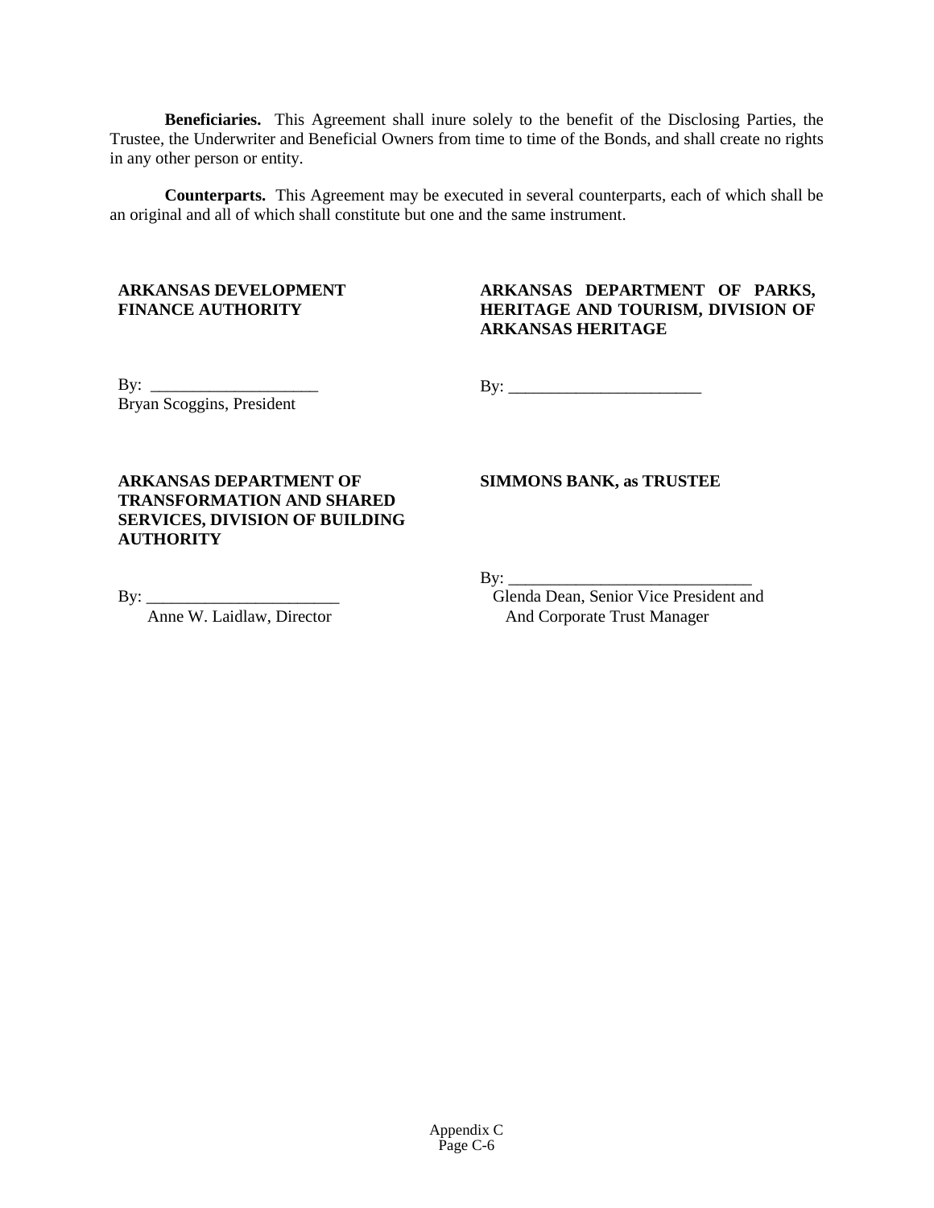**Beneficiaries.** This Agreement shall inure solely to the benefit of the Disclosing Parties, the Trustee, the Underwriter and Beneficial Owners from time to time of the Bonds, and shall create no rights in any other person or entity.

**Counterparts.** This Agreement may be executed in several counterparts, each of which shall be an original and all of which shall constitute but one and the same instrument.

**ARKANSAS DEVELOPMENT FINANCE AUTHORITY**

By: ____________________
Bryan Scoggins, President

**ARKANSAS DEPARTMENT OF PARKS, HERITAGE AND TOURISM, DIVISION OF ARKANSAS HERITAGE**

By: _______________________

**ARKANSAS DEPARTMENT OF TRANSFORMATION AND SHARED SERVICES, DIVISION OF BUILDING AUTHORITY**

By: _______________________
Anne W. Laidlaw, Director

**SIMMONS BANK, as TRUSTEE**

By: _____________________________
Glenda Dean, Senior Vice President and And Corporate Trust Manager

Appendix C
Page C-6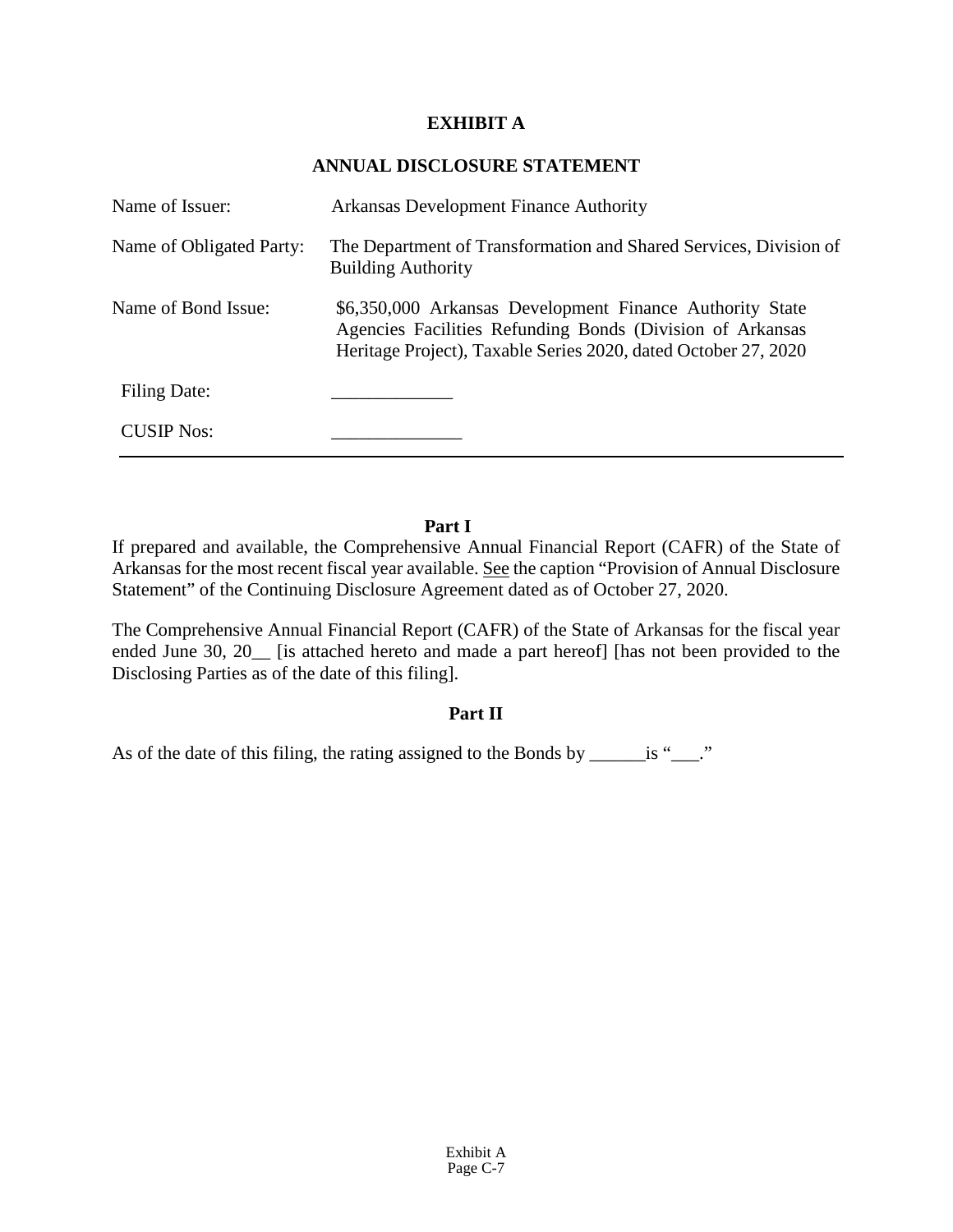# EXHIBIT A

## ANNUAL DISCLOSURE STATEMENT

| | |
|---|---|
| Name of Issuer: | Arkansas Development Finance Authority |
| Name of Obligated Party: | The Department of Transformation and Shared Services, Division of Building Authority |
| Name of Bond Issue: | $6,350,000 Arkansas Development Finance Authority State Agencies Facilities Refunding Bonds (Division of Arkansas Heritage Project), Taxable Series 2020, dated October 27, 2020 |
| Filing Date: | _____________ |
| CUSIP Nos: | ______________ |

---

**Part I**

If prepared and available, the Comprehensive Annual Financial Report (CAFR) of the State of Arkansas for the most recent fiscal year available. See the caption "Provision of Annual Disclosure Statement" of the Continuing Disclosure Agreement dated as of October 27, 2020.

The Comprehensive Annual Financial Report (CAFR) of the State of Arkansas for the fiscal year ended June 30, 20__ [is attached hereto and made a part hereof] [has not been provided to the Disclosing Parties as of the date of this filing].

**Part II**

As of the date of this filing, the rating assigned to the Bonds by ______is "___."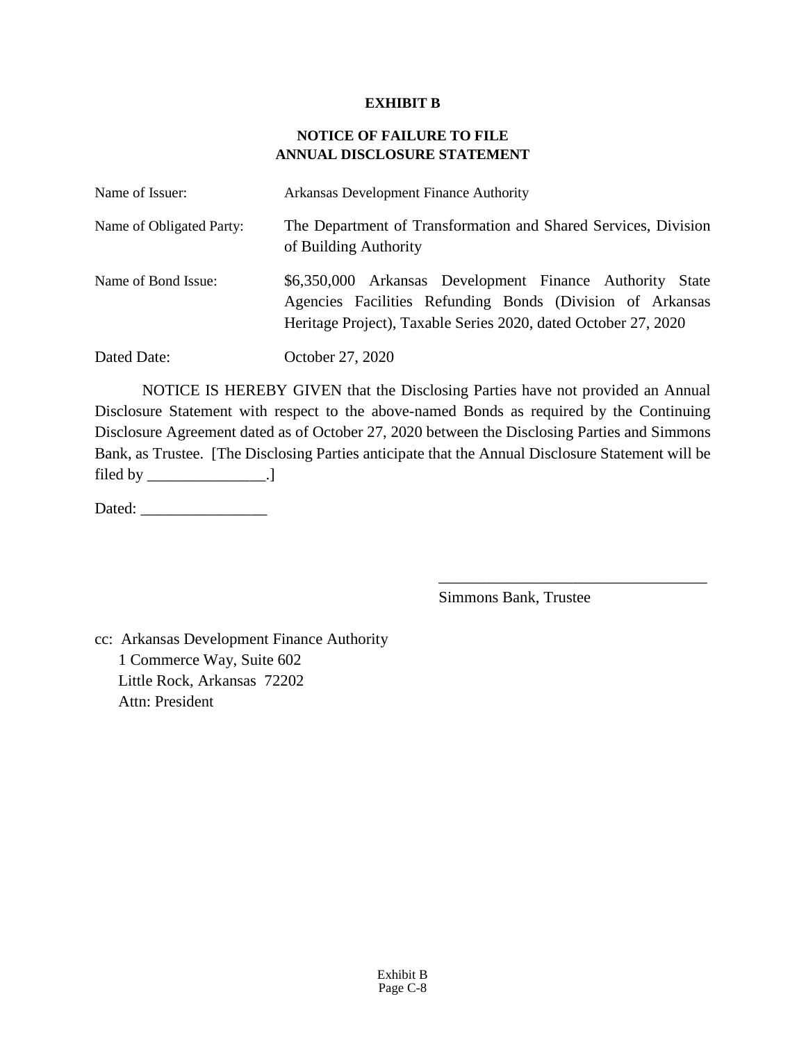**EXHIBIT B**

**NOTICE OF FAILURE TO FILE ANNUAL DISCLOSURE STATEMENT**

| | |
|---|---|
| Name of Issuer: | Arkansas Development Finance Authority |
| Name of Obligated Party: | The Department of Transformation and Shared Services, Division of Building Authority |
| Name of Bond Issue: | $6,350,000 Arkansas Development Finance Authority State Agencies Facilities Refunding Bonds (Division of Arkansas Heritage Project), Taxable Series 2020, dated October 27, 2020 |
| Dated Date: | October 27, 2020 |

NOTICE IS HEREBY GIVEN that the Disclosing Parties have not provided an Annual Disclosure Statement with respect to the above-named Bonds as required by the Continuing Disclosure Agreement dated as of October 27, 2020 between the Disclosing Parties and Simmons Bank, as Trustee. [The Disclosing Parties anticipate that the Annual Disclosure Statement will be filed by _______________.]

Dated: ________________

___________________________________
Simmons Bank, Trustee

cc: Arkansas Development Finance Authority
1 Commerce Way, Suite 602
Little Rock, Arkansas 72202
Attn: President